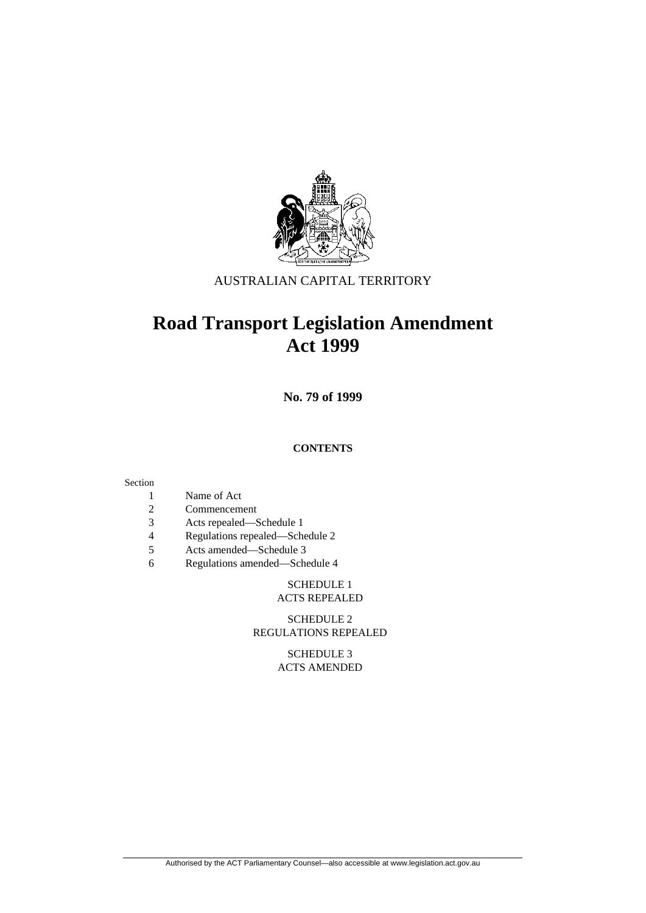AUSTRALIAN CAPITAL TERRITORY

# Road Transport Legislation Amendment Act 1999

**No. 79 of 1999**

**CONTENTS**

Section

1 Name of Act
2 Commencement
3 Acts repealed—Schedule 1
4 Regulations repealed—Schedule 2
5 Acts amended—Schedule 3
6 Regulations amended—Schedule 4

SCHEDULE 1
ACTS REPEALED

SCHEDULE 2
REGULATIONS REPEALED

SCHEDULE 3
ACTS AMENDED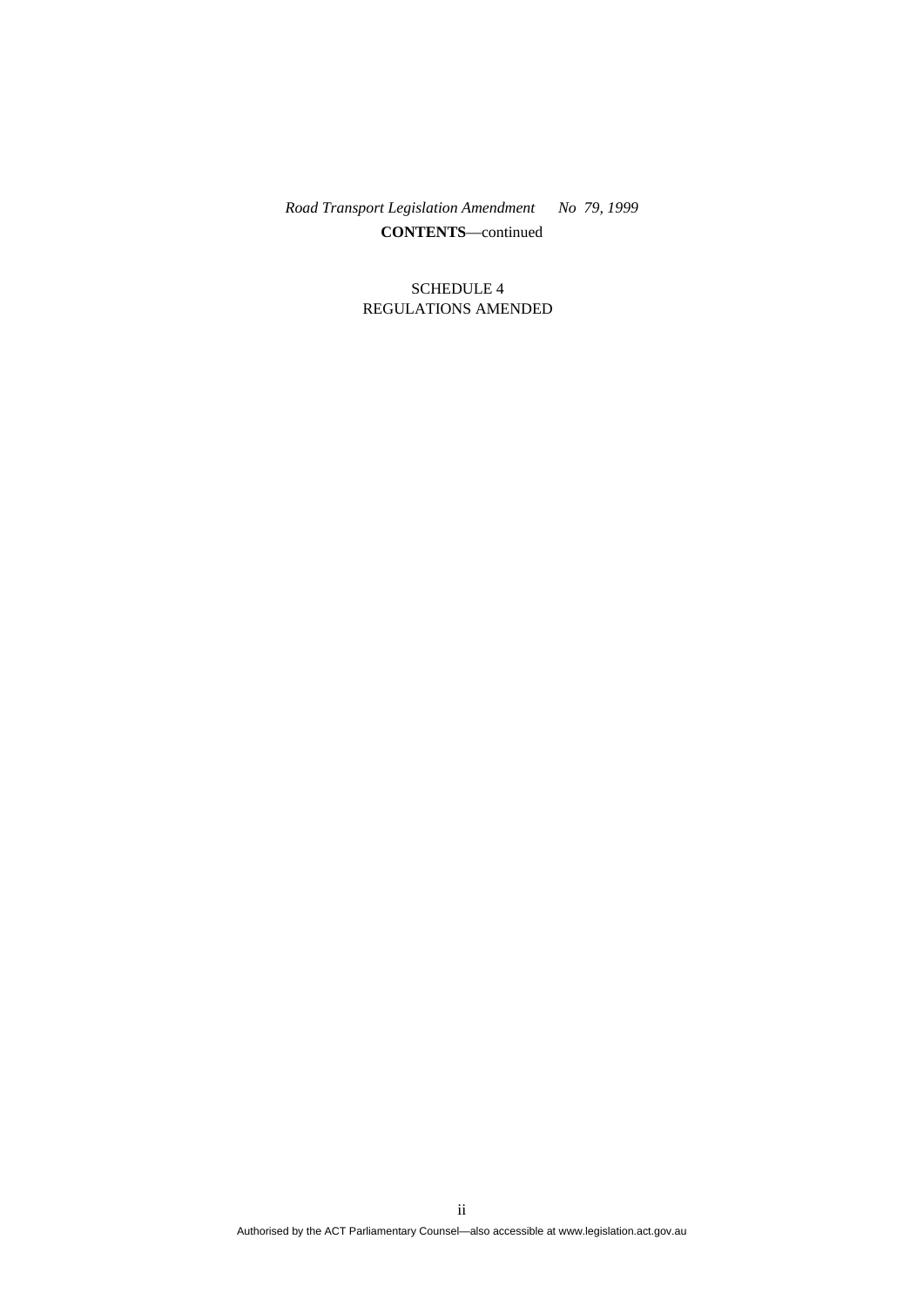SCHEDULE 4
REGULATIONS AMENDED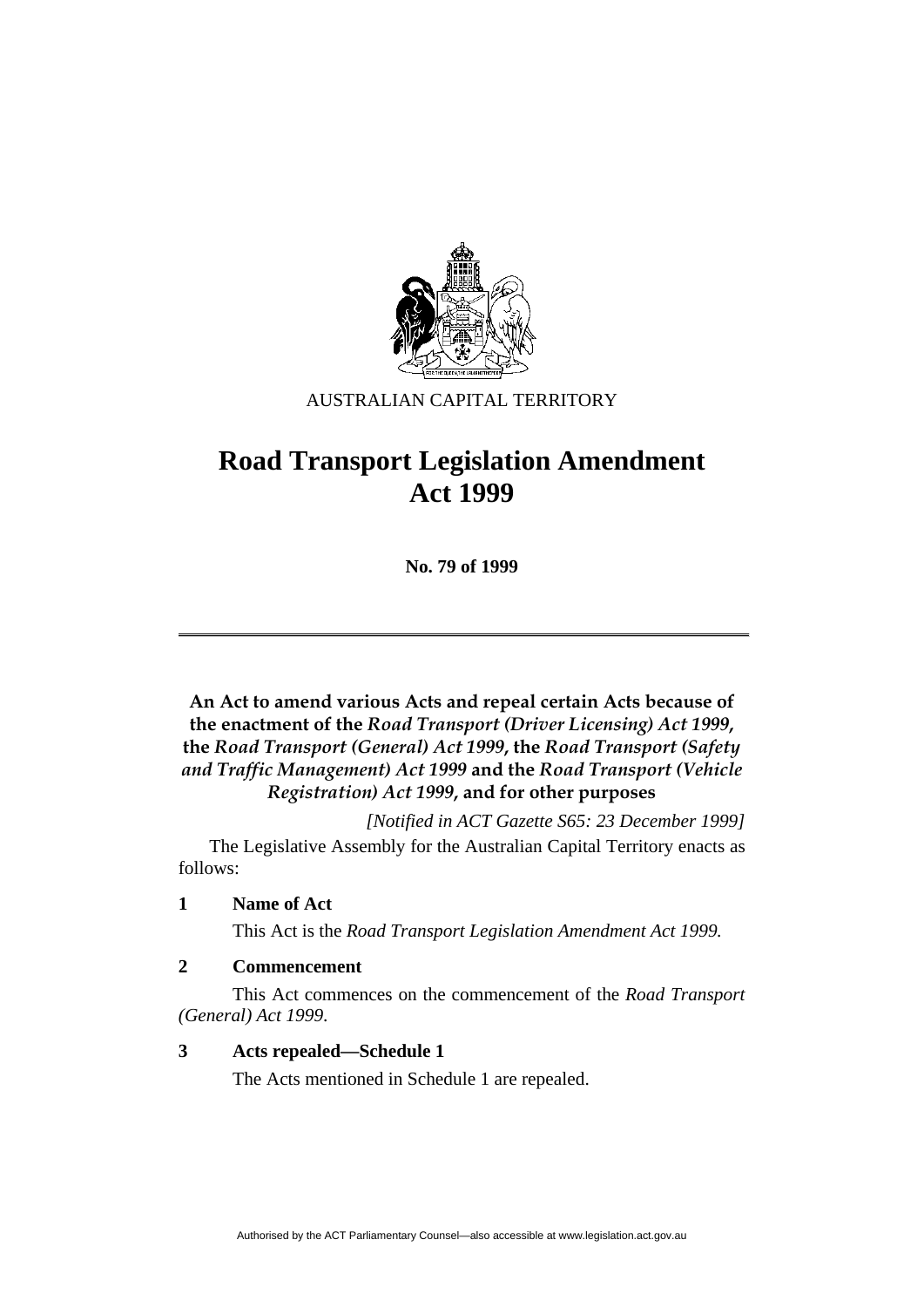AUSTRALIAN CAPITAL TERRITORY

# Road Transport Legislation Amendment Act 1999

**No. 79 of 1999**

**An Act to amend various Acts and repeal certain Acts because of the enactment of the *Road Transport (Driver Licensing) Act 1999*, the *Road Transport (General) Act 1999*, the *Road Transport (Safety and Traffic Management) Act 1999* and the *Road Transport (Vehicle Registration) Act 1999*, and for other purposes**

*[Notified in ACT Gazette S65: 23 December 1999]*

The Legislative Assembly for the Australian Capital Territory enacts as follows:

### 1 Name of Act

This Act is the *Road Transport Legislation Amendment Act 1999.*

### 2 Commencement

This Act commences on the commencement of the *Road Transport (General) Act 1999*.

### 3 Acts repealed—Schedule 1

The Acts mentioned in Schedule 1 are repealed.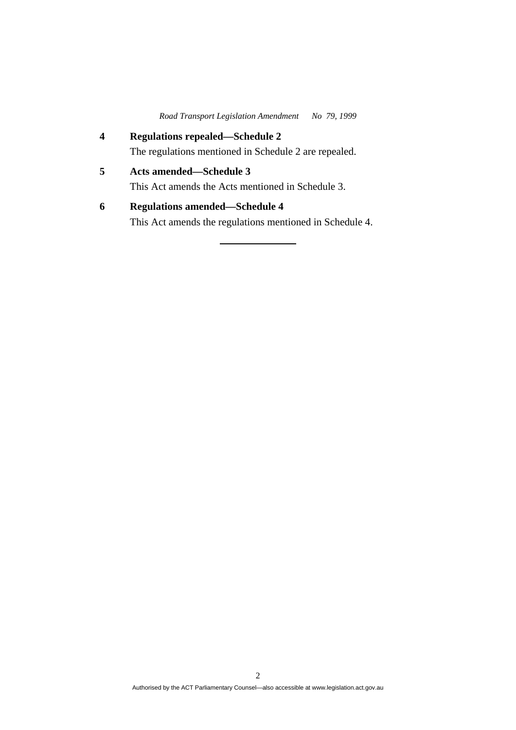## 4 Regulations repealed—Schedule 2

The regulations mentioned in Schedule 2 are repealed.

## 5 Acts amended—Schedule 3

This Act amends the Acts mentioned in Schedule 3.

## 6 Regulations amended—Schedule 4

This Act amends the regulations mentioned in Schedule 4.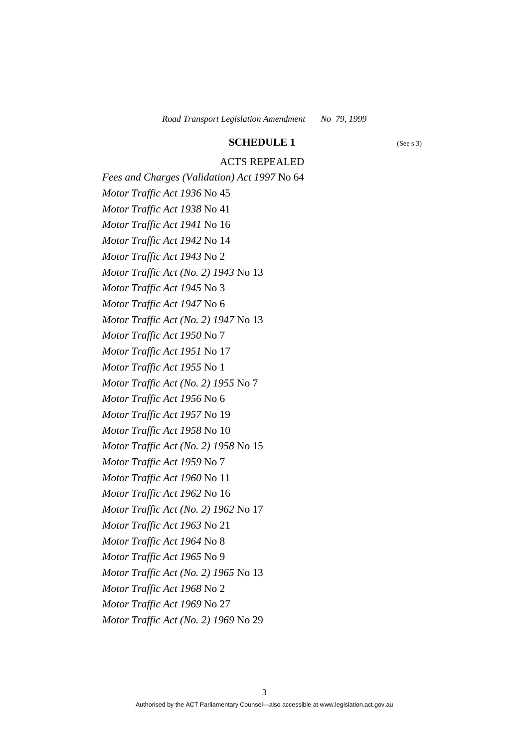## SCHEDULE 1

(See s 3)

### ACTS REPEALED

*Fees and Charges (Validation) Act 1997* No 64

*Motor Traffic Act 1936* No 45

*Motor Traffic Act 1938* No 41

*Motor Traffic Act 1941* No 16

*Motor Traffic Act 1942* No 14

*Motor Traffic Act 1943* No 2

*Motor Traffic Act (No. 2) 1943* No 13

*Motor Traffic Act 1945* No 3

*Motor Traffic Act 1947* No 6

*Motor Traffic Act (No. 2) 1947* No 13

*Motor Traffic Act 1950* No 7

*Motor Traffic Act 1951* No 17

*Motor Traffic Act 1955* No 1

*Motor Traffic Act (No. 2) 1955* No 7

*Motor Traffic Act 1956* No 6

*Motor Traffic Act 1957* No 19

*Motor Traffic Act 1958* No 10

*Motor Traffic Act (No. 2) 1958* No 15

*Motor Traffic Act 1959* No 7

*Motor Traffic Act 1960* No 11

*Motor Traffic Act 1962* No 16

*Motor Traffic Act (No. 2) 1962* No 17

*Motor Traffic Act 1963* No 21

*Motor Traffic Act 1964* No 8

*Motor Traffic Act 1965* No 9

*Motor Traffic Act (No. 2) 1965* No 13

*Motor Traffic Act 1968* No 2

*Motor Traffic Act 1969* No 27

*Motor Traffic Act (No. 2) 1969* No 29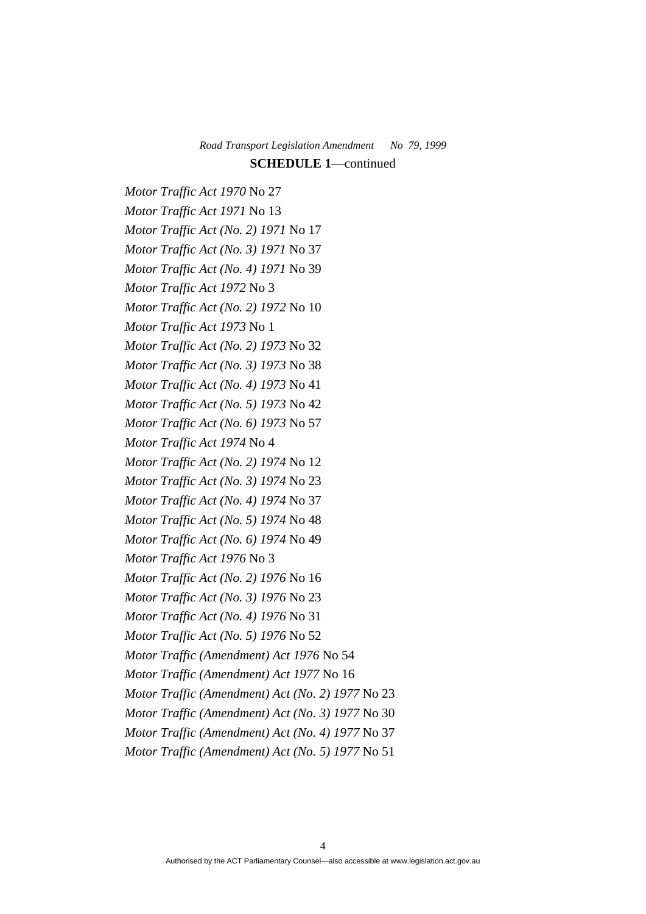**SCHEDULE 1**—continued

*Motor Traffic Act 1970* No 27

*Motor Traffic Act 1971* No 13

*Motor Traffic Act (No. 2) 1971* No 17

*Motor Traffic Act (No. 3) 1971* No 37

*Motor Traffic Act (No. 4) 1971* No 39

*Motor Traffic Act 1972* No 3

*Motor Traffic Act (No. 2) 1972* No 10

*Motor Traffic Act 1973* No 1

*Motor Traffic Act (No. 2) 1973* No 32

*Motor Traffic Act (No. 3) 1973* No 38

*Motor Traffic Act (No. 4) 1973* No 41

*Motor Traffic Act (No. 5) 1973* No 42

*Motor Traffic Act (No. 6) 1973* No 57

*Motor Traffic Act 1974* No 4

*Motor Traffic Act (No. 2) 1974* No 12

*Motor Traffic Act (No. 3) 1974* No 23

*Motor Traffic Act (No. 4) 1974* No 37

*Motor Traffic Act (No. 5) 1974* No 48

*Motor Traffic Act (No. 6) 1974* No 49

*Motor Traffic Act 1976* No 3

*Motor Traffic Act (No. 2) 1976* No 16

*Motor Traffic Act (No. 3) 1976* No 23

*Motor Traffic Act (No. 4) 1976* No 31

*Motor Traffic Act (No. 5) 1976* No 52

*Motor Traffic (Amendment) Act 1976* No 54

*Motor Traffic (Amendment) Act 1977* No 16

*Motor Traffic (Amendment) Act (No. 2) 1977* No 23

*Motor Traffic (Amendment) Act (No. 3) 1977* No 30

*Motor Traffic (Amendment) Act (No. 4) 1977* No 37

*Motor Traffic (Amendment) Act (No. 5) 1977* No 51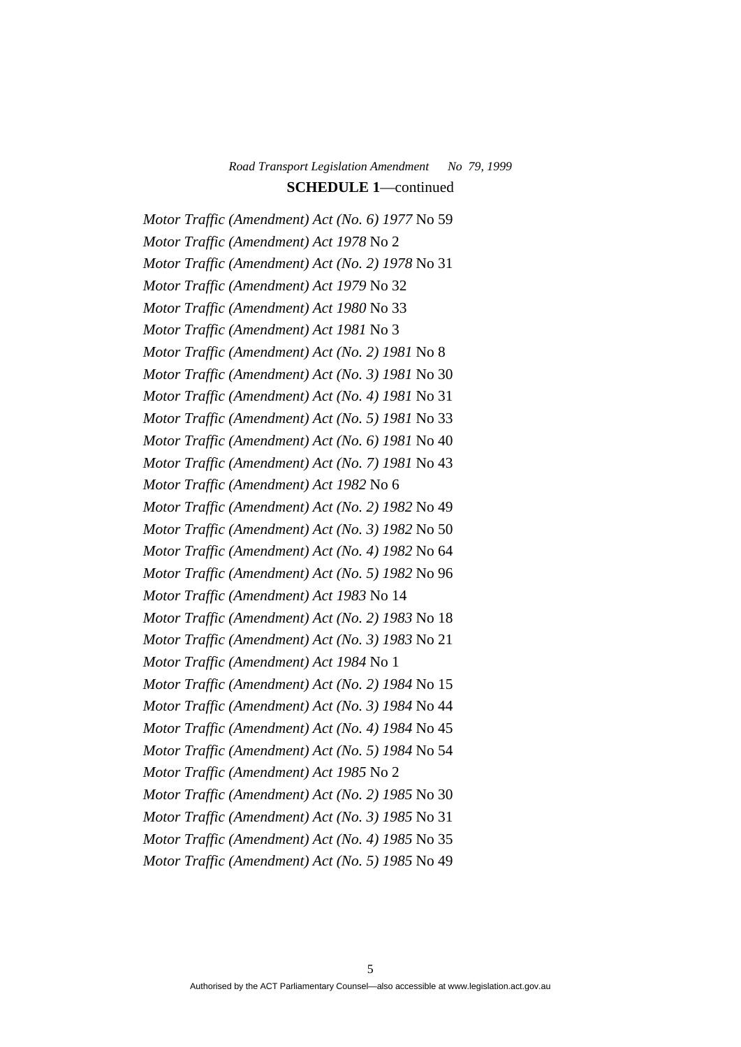**SCHEDULE 1**—continued

*Motor Traffic (Amendment) Act (No. 6) 1977* No 59

*Motor Traffic (Amendment) Act 1978* No 2

*Motor Traffic (Amendment) Act (No. 2) 1978* No 31

*Motor Traffic (Amendment) Act 1979* No 32

*Motor Traffic (Amendment) Act 1980* No 33

*Motor Traffic (Amendment) Act 1981* No 3

*Motor Traffic (Amendment) Act (No. 2) 1981* No 8

*Motor Traffic (Amendment) Act (No. 3) 1981* No 30

*Motor Traffic (Amendment) Act (No. 4) 1981* No 31

*Motor Traffic (Amendment) Act (No. 5) 1981* No 33

*Motor Traffic (Amendment) Act (No. 6) 1981* No 40

*Motor Traffic (Amendment) Act (No. 7) 1981* No 43

*Motor Traffic (Amendment) Act 1982* No 6

*Motor Traffic (Amendment) Act (No. 2) 1982* No 49

*Motor Traffic (Amendment) Act (No. 3) 1982* No 50

*Motor Traffic (Amendment) Act (No. 4) 1982* No 64

*Motor Traffic (Amendment) Act (No. 5) 1982* No 96

*Motor Traffic (Amendment) Act 1983* No 14

*Motor Traffic (Amendment) Act (No. 2) 1983* No 18

*Motor Traffic (Amendment) Act (No. 3) 1983* No 21

*Motor Traffic (Amendment) Act 1984* No 1

*Motor Traffic (Amendment) Act (No. 2) 1984* No 15

*Motor Traffic (Amendment) Act (No. 3) 1984* No 44

*Motor Traffic (Amendment) Act (No. 4) 1984* No 45

*Motor Traffic (Amendment) Act (No. 5) 1984* No 54

*Motor Traffic (Amendment) Act 1985* No 2

*Motor Traffic (Amendment) Act (No. 2) 1985* No 30

*Motor Traffic (Amendment) Act (No. 3) 1985* No 31

*Motor Traffic (Amendment) Act (No. 4) 1985* No 35

*Motor Traffic (Amendment) Act (No. 5) 1985* No 49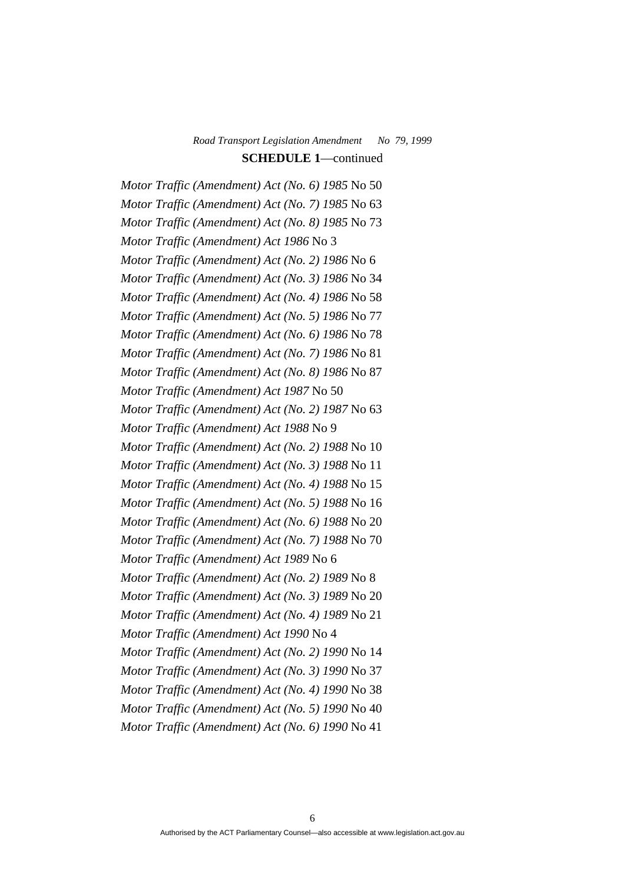**SCHEDULE 1**—continued

*Motor Traffic (Amendment) Act (No. 6) 1985* No 50

*Motor Traffic (Amendment) Act (No. 7) 1985* No 63

*Motor Traffic (Amendment) Act (No. 8) 1985* No 73

*Motor Traffic (Amendment) Act 1986* No 3

*Motor Traffic (Amendment) Act (No. 2) 1986* No 6

*Motor Traffic (Amendment) Act (No. 3) 1986* No 34

*Motor Traffic (Amendment) Act (No. 4) 1986* No 58

*Motor Traffic (Amendment) Act (No. 5) 1986* No 77

*Motor Traffic (Amendment) Act (No. 6) 1986* No 78

*Motor Traffic (Amendment) Act (No. 7) 1986* No 81

*Motor Traffic (Amendment) Act (No. 8) 1986* No 87

*Motor Traffic (Amendment) Act 1987* No 50

*Motor Traffic (Amendment) Act (No. 2) 1987* No 63

*Motor Traffic (Amendment) Act 1988* No 9

*Motor Traffic (Amendment) Act (No. 2) 1988* No 10

*Motor Traffic (Amendment) Act (No. 3) 1988* No 11

*Motor Traffic (Amendment) Act (No. 4) 1988* No 15

*Motor Traffic (Amendment) Act (No. 5) 1988* No 16

*Motor Traffic (Amendment) Act (No. 6) 1988* No 20

*Motor Traffic (Amendment) Act (No. 7) 1988* No 70

*Motor Traffic (Amendment) Act 1989* No 6

*Motor Traffic (Amendment) Act (No. 2) 1989* No 8

*Motor Traffic (Amendment) Act (No. 3) 1989* No 20

*Motor Traffic (Amendment) Act (No. 4) 1989* No 21

*Motor Traffic (Amendment) Act 1990* No 4

*Motor Traffic (Amendment) Act (No. 2) 1990* No 14

*Motor Traffic (Amendment) Act (No. 3) 1990* No 37

*Motor Traffic (Amendment) Act (No. 4) 1990* No 38

*Motor Traffic (Amendment) Act (No. 5) 1990* No 40

*Motor Traffic (Amendment) Act (No. 6) 1990* No 41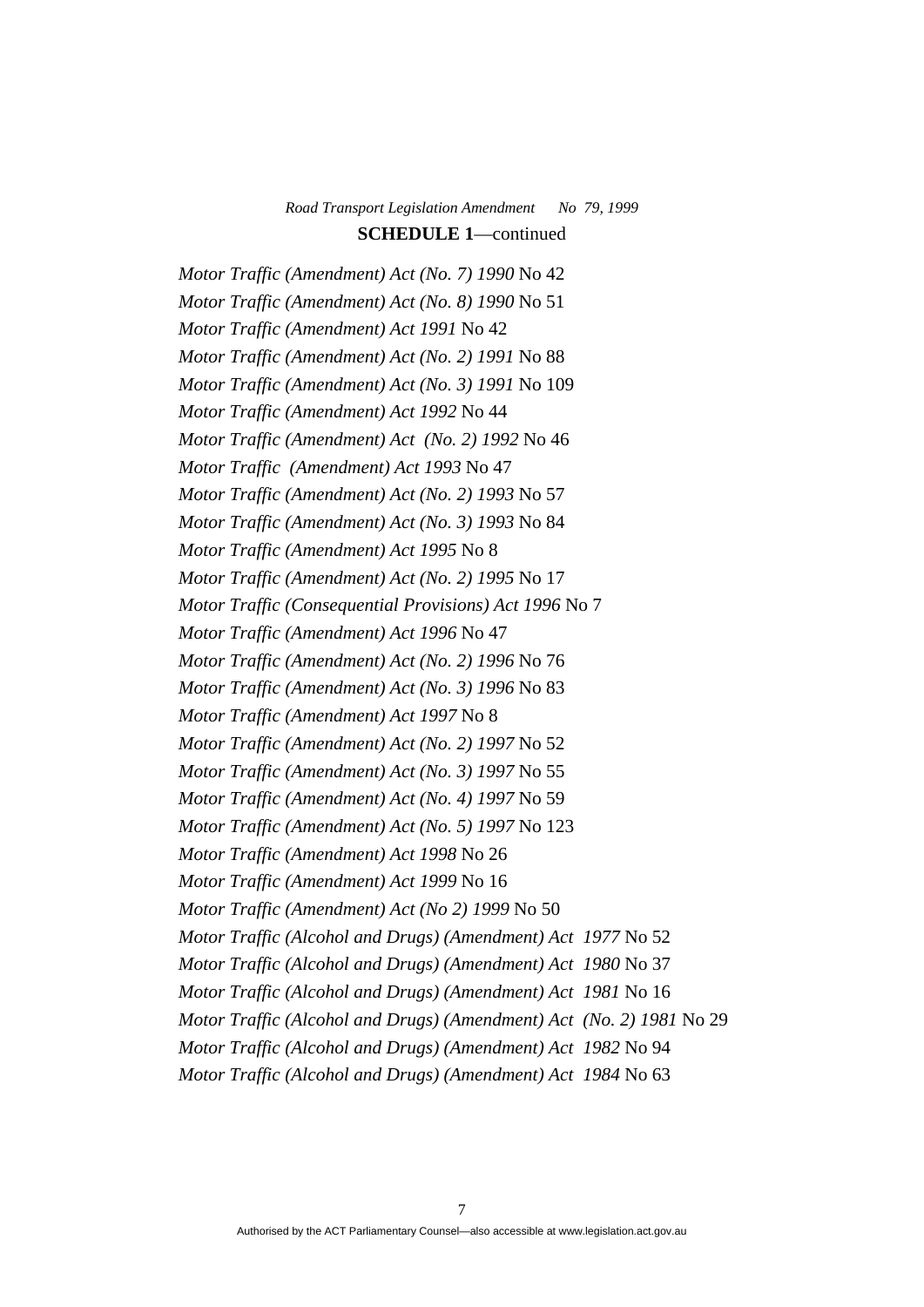**SCHEDULE 1**—continued

*Motor Traffic (Amendment) Act (No. 7) 1990* No 42
*Motor Traffic (Amendment) Act (No. 8) 1990* No 51
*Motor Traffic (Amendment) Act 1991* No 42
*Motor Traffic (Amendment) Act (No. 2) 1991* No 88
*Motor Traffic (Amendment) Act (No. 3) 1991* No 109
*Motor Traffic (Amendment) Act 1992* No 44
*Motor Traffic (Amendment) Act (No. 2) 1992* No 46
*Motor Traffic (Amendment) Act 1993* No 47
*Motor Traffic (Amendment) Act (No. 2) 1993* No 57
*Motor Traffic (Amendment) Act (No. 3) 1993* No 84
*Motor Traffic (Amendment) Act 1995* No 8
*Motor Traffic (Amendment) Act (No. 2) 1995* No 17
*Motor Traffic (Consequential Provisions) Act 1996* No 7
*Motor Traffic (Amendment) Act 1996* No 47
*Motor Traffic (Amendment) Act (No. 2) 1996* No 76
*Motor Traffic (Amendment) Act (No. 3) 1996* No 83
*Motor Traffic (Amendment) Act 1997* No 8
*Motor Traffic (Amendment) Act (No. 2) 1997* No 52
*Motor Traffic (Amendment) Act (No. 3) 1997* No 55
*Motor Traffic (Amendment) Act (No. 4) 1997* No 59
*Motor Traffic (Amendment) Act (No. 5) 1997* No 123
*Motor Traffic (Amendment) Act 1998* No 26
*Motor Traffic (Amendment) Act 1999* No 16
*Motor Traffic (Amendment) Act (No 2) 1999* No 50
*Motor Traffic (Alcohol and Drugs) (Amendment) Act 1977* No 52
*Motor Traffic (Alcohol and Drugs) (Amendment) Act 1980* No 37
*Motor Traffic (Alcohol and Drugs) (Amendment) Act 1981* No 16
*Motor Traffic (Alcohol and Drugs) (Amendment) Act (No. 2) 1981* No 29
*Motor Traffic (Alcohol and Drugs) (Amendment) Act 1982* No 94
*Motor Traffic (Alcohol and Drugs) (Amendment) Act 1984* No 63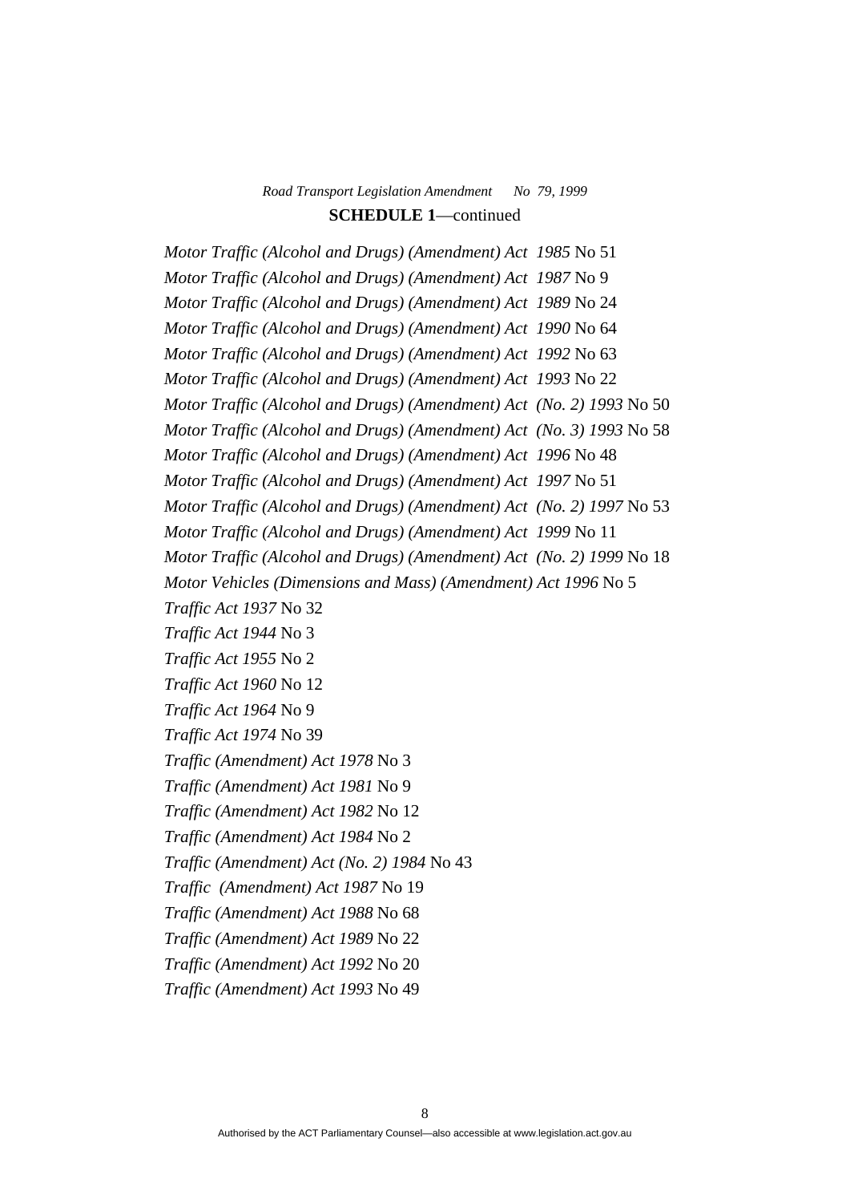**SCHEDULE 1**—continued

*Motor Traffic (Alcohol and Drugs) (Amendment) Act 1985* No 51

*Motor Traffic (Alcohol and Drugs) (Amendment) Act 1987* No 9

*Motor Traffic (Alcohol and Drugs) (Amendment) Act 1989* No 24

*Motor Traffic (Alcohol and Drugs) (Amendment) Act 1990* No 64

*Motor Traffic (Alcohol and Drugs) (Amendment) Act 1992* No 63

*Motor Traffic (Alcohol and Drugs) (Amendment) Act 1993* No 22

*Motor Traffic (Alcohol and Drugs) (Amendment) Act (No. 2) 1993* No 50

*Motor Traffic (Alcohol and Drugs) (Amendment) Act (No. 3) 1993* No 58

*Motor Traffic (Alcohol and Drugs) (Amendment) Act 1996* No 48

*Motor Traffic (Alcohol and Drugs) (Amendment) Act 1997* No 51

*Motor Traffic (Alcohol and Drugs) (Amendment) Act (No. 2) 1997* No 53

*Motor Traffic (Alcohol and Drugs) (Amendment) Act 1999* No 11

*Motor Traffic (Alcohol and Drugs) (Amendment) Act (No. 2) 1999* No 18

*Motor Vehicles (Dimensions and Mass) (Amendment) Act 1996* No 5

*Traffic Act 1937* No 32

*Traffic Act 1944* No 3

*Traffic Act 1955* No 2

*Traffic Act 1960* No 12

*Traffic Act 1964* No 9

*Traffic Act 1974* No 39

*Traffic (Amendment) Act 1978* No 3

*Traffic (Amendment) Act 1981* No 9

*Traffic (Amendment) Act 1982* No 12

*Traffic (Amendment) Act 1984* No 2

*Traffic (Amendment) Act (No. 2) 1984* No 43

*Traffic (Amendment) Act 1987* No 19

*Traffic (Amendment) Act 1988* No 68

*Traffic (Amendment) Act 1989* No 22

*Traffic (Amendment) Act 1992* No 20

*Traffic (Amendment) Act 1993* No 49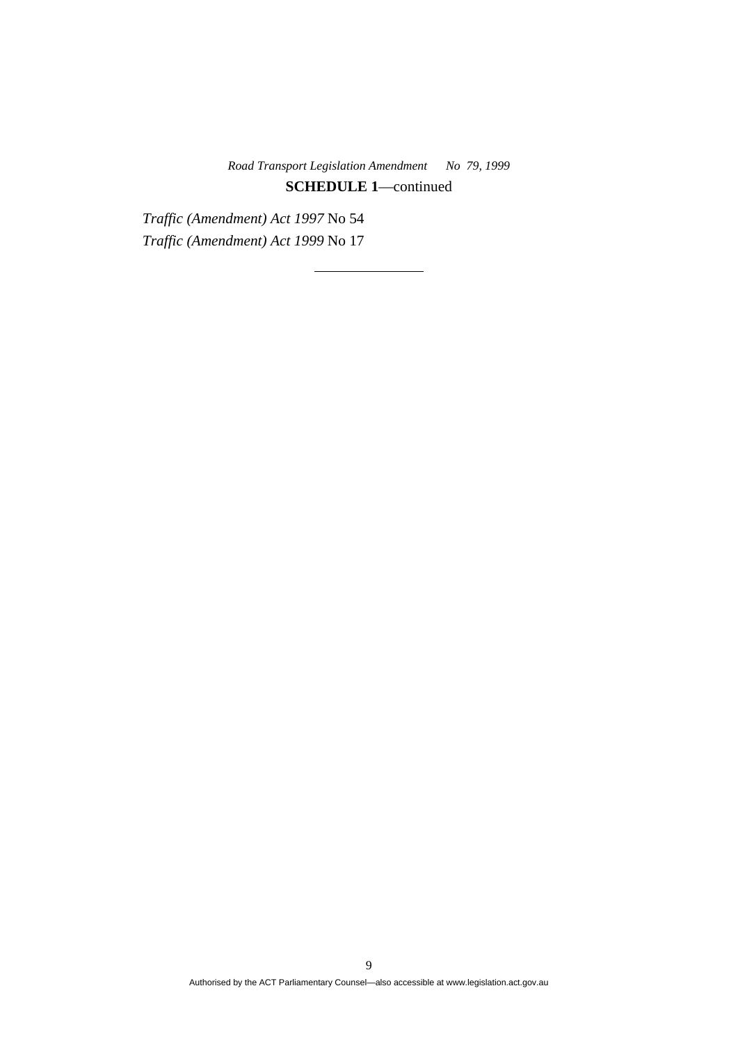**SCHEDULE 1**—continued

*Traffic (Amendment) Act 1997* No 54

*Traffic (Amendment) Act 1999* No 17

---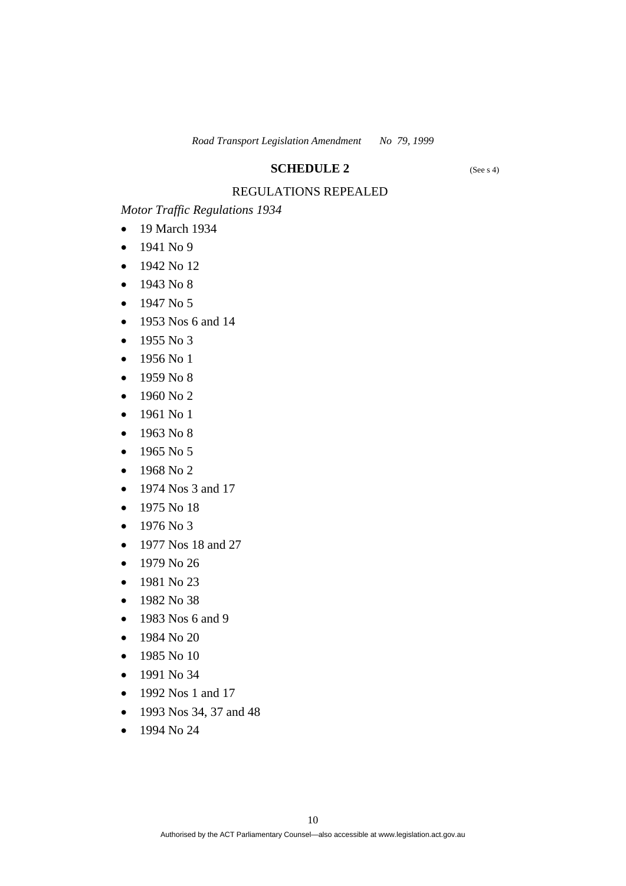## SCHEDULE 2

(See s 4)

REGULATIONS REPEALED

*Motor Traffic Regulations 1934*

- 19 March 1934
- 1941 No 9
- 1942 No 12
- 1943 No 8
- 1947 No 5
- 1953 Nos 6 and 14
- 1955 No 3
- 1956 No 1
- 1959 No 8
- 1960 No 2
- 1961 No 1
- 1963 No 8
- 1965 No 5
- 1968 No 2
- 1974 Nos 3 and 17
- 1975 No 18
- 1976 No 3
- 1977 Nos 18 and 27
- 1979 No 26
- 1981 No 23
- 1982 No 38
- 1983 Nos 6 and 9
- 1984 No 20
- 1985 No 10
- 1991 No 34
- 1992 Nos 1 and 17
- 1993 Nos 34, 37 and 48
- 1994 No 24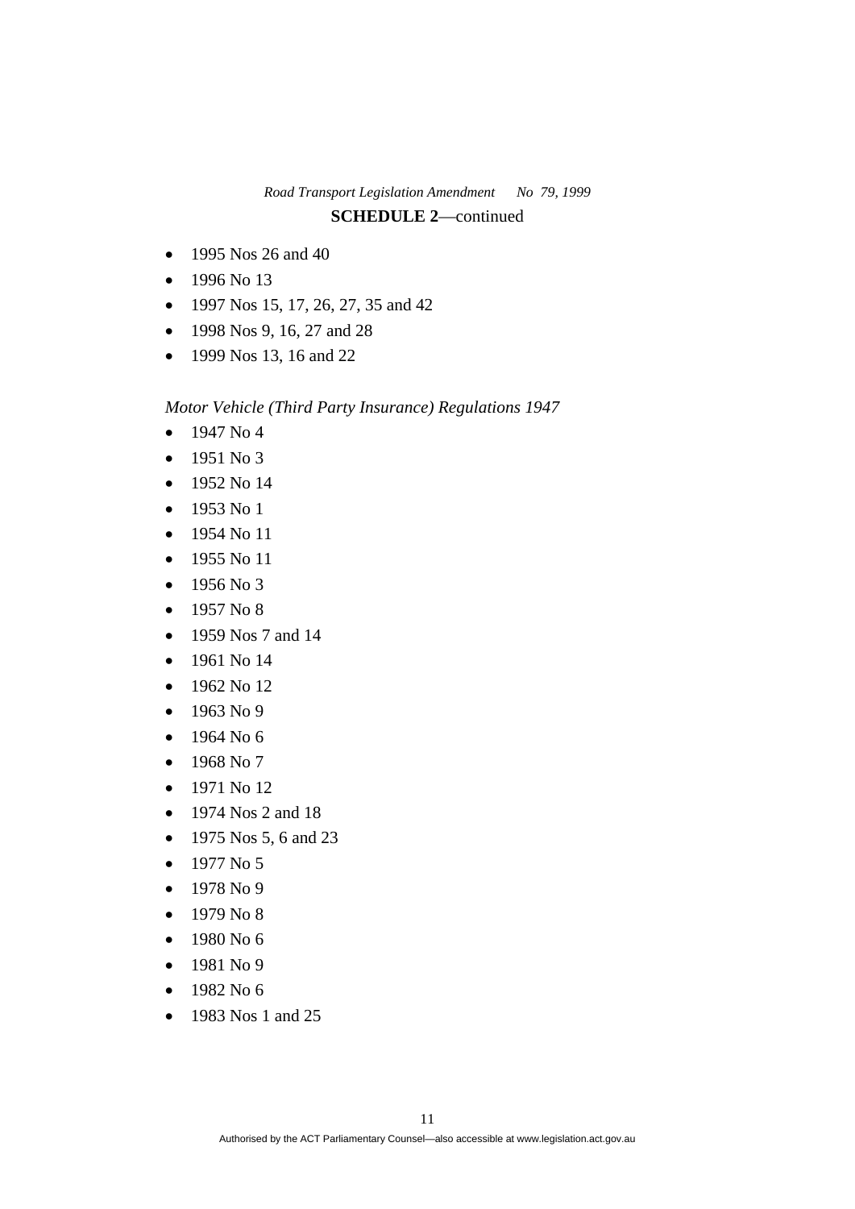**SCHEDULE 2**—continued

- 1995 Nos 26 and 40
- 1996 No 13
- 1997 Nos 15, 17, 26, 27, 35 and 42
- 1998 Nos 9, 16, 27 and 28
- 1999 Nos 13, 16 and 22

*Motor Vehicle (Third Party Insurance) Regulations 1947*

- 1947 No 4
- 1951 No 3
- 1952 No 14
- 1953 No 1
- 1954 No 11
- 1955 No 11
- 1956 No 3
- 1957 No 8
- 1959 Nos 7 and 14
- 1961 No 14
- 1962 No 12
- 1963 No 9
- 1964 No 6
- 1968 No 7
- 1971 No 12
- 1974 Nos 2 and 18
- 1975 Nos 5, 6 and 23
- 1977 No 5
- 1978 No 9
- 1979 No 8
- 1980 No 6
- 1981 No 9
- 1982 No 6
- 1983 Nos 1 and 25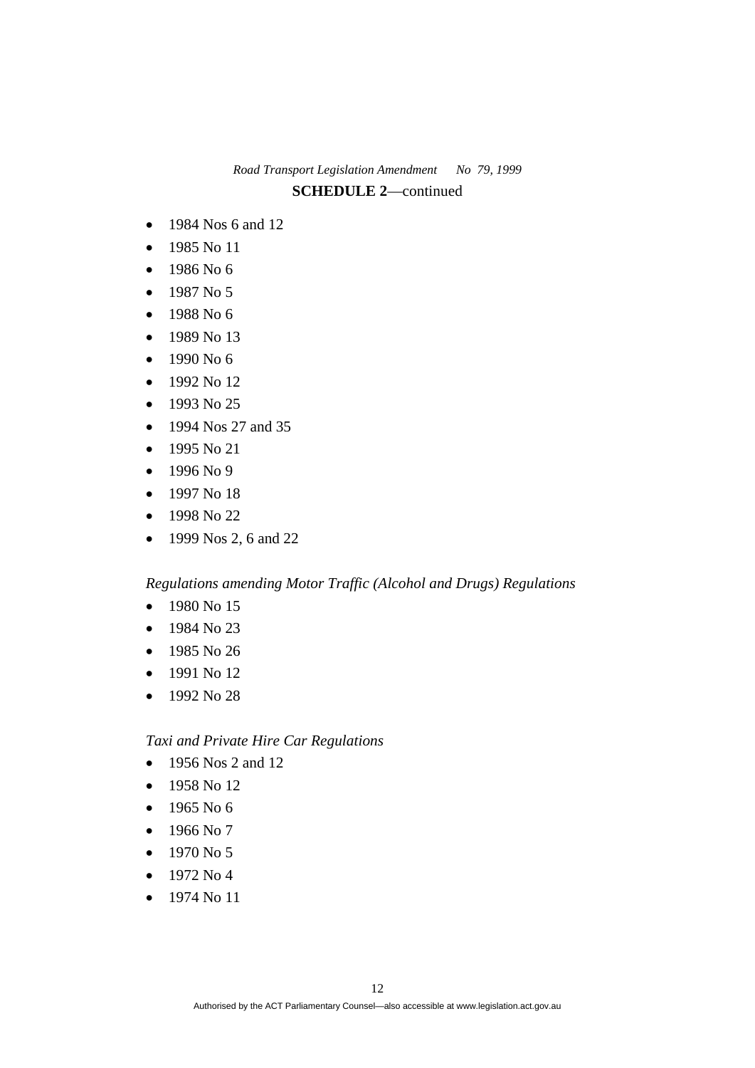**SCHEDULE 2**—continued

- 1984 Nos 6 and 12
- 1985 No 11
- 1986 No 6
- 1987 No 5
- 1988 No 6
- 1989 No 13
- 1990 No 6
- 1992 No 12
- 1993 No 25
- 1994 Nos 27 and 35
- 1995 No 21
- 1996 No 9
- 1997 No 18
- 1998 No 22
- 1999 Nos 2, 6 and 22

*Regulations amending Motor Traffic (Alcohol and Drugs) Regulations*

- 1980 No 15
- 1984 No 23
- 1985 No 26
- 1991 No 12
- 1992 No 28

*Taxi and Private Hire Car Regulations*

- 1956 Nos 2 and 12
- 1958 No 12
- 1965 No 6
- 1966 No 7
- 1970 No 5
- 1972 No 4
- 1974 No 11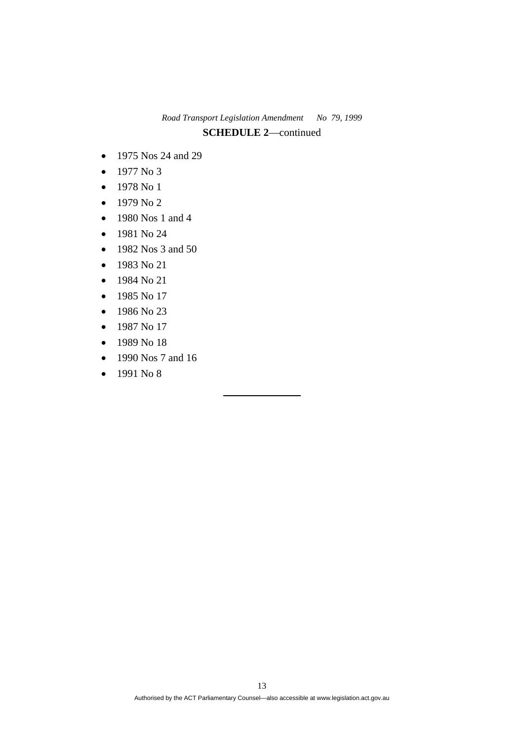**SCHEDULE 2**—continued

- 1975 Nos 24 and 29
- 1977 No 3
- 1978 No 1
- 1979 No 2
- 1980 Nos 1 and 4
- 1981 No 24
- 1982 Nos 3 and 50
- 1983 No 21
- 1984 No 21
- 1985 No 17
- 1986 No 23
- 1987 No 17
- 1989 No 18
- 1990 Nos 7 and 16
- 1991 No 8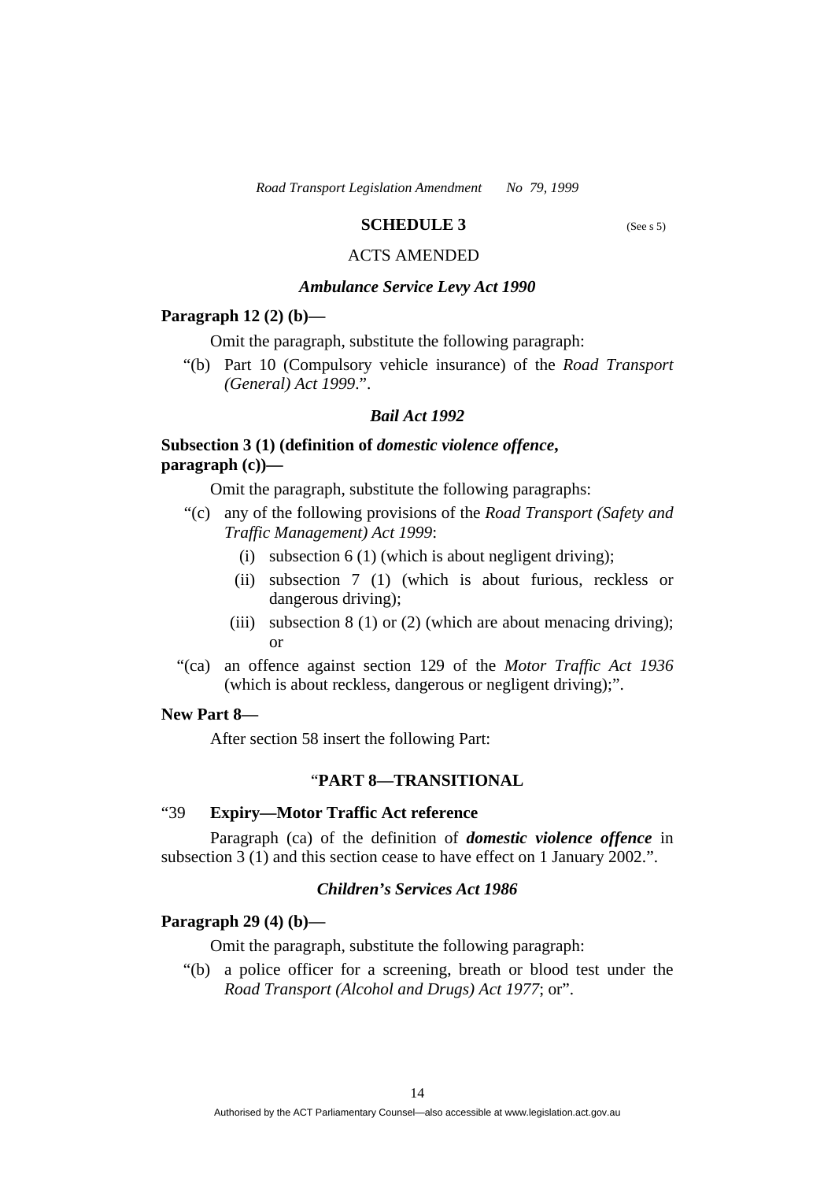## SCHEDULE 3

(See s 5)

ACTS AMENDED

### *Ambulance Service Levy Act 1990*

**Paragraph 12 (2) (b)—**

Omit the paragraph, substitute the following paragraph:

"(b) Part 10 (Compulsory vehicle insurance) of the *Road Transport (General) Act 1999*.".

### *Bail Act 1992*

**Subsection 3 (1) (definition of *domestic violence offence*, paragraph (c))—**

Omit the paragraph, substitute the following paragraphs:

"(c) any of the following provisions of the *Road Transport (Safety and Traffic Management) Act 1999*:

- (i) subsection 6 (1) (which is about negligent driving);
- (ii) subsection 7 (1) (which is about furious, reckless or dangerous driving);
- (iii) subsection 8 (1) or (2) (which are about menacing driving); or

"(ca) an offence against section 129 of the *Motor Traffic Act 1936* (which is about reckless, dangerous or negligent driving);".

**New Part 8—**

After section 58 insert the following Part:

"**PART 8—TRANSITIONAL**

"39 **Expiry—Motor Traffic Act reference**

Paragraph (ca) of the definition of ***domestic violence offence*** in subsection 3 (1) and this section cease to have effect on 1 January 2002.".

### *Children's Services Act 1986*

**Paragraph 29 (4) (b)—**

Omit the paragraph, substitute the following paragraph:

"(b) a police officer for a screening, breath or blood test under the *Road Transport (Alcohol and Drugs) Act 1977*; or".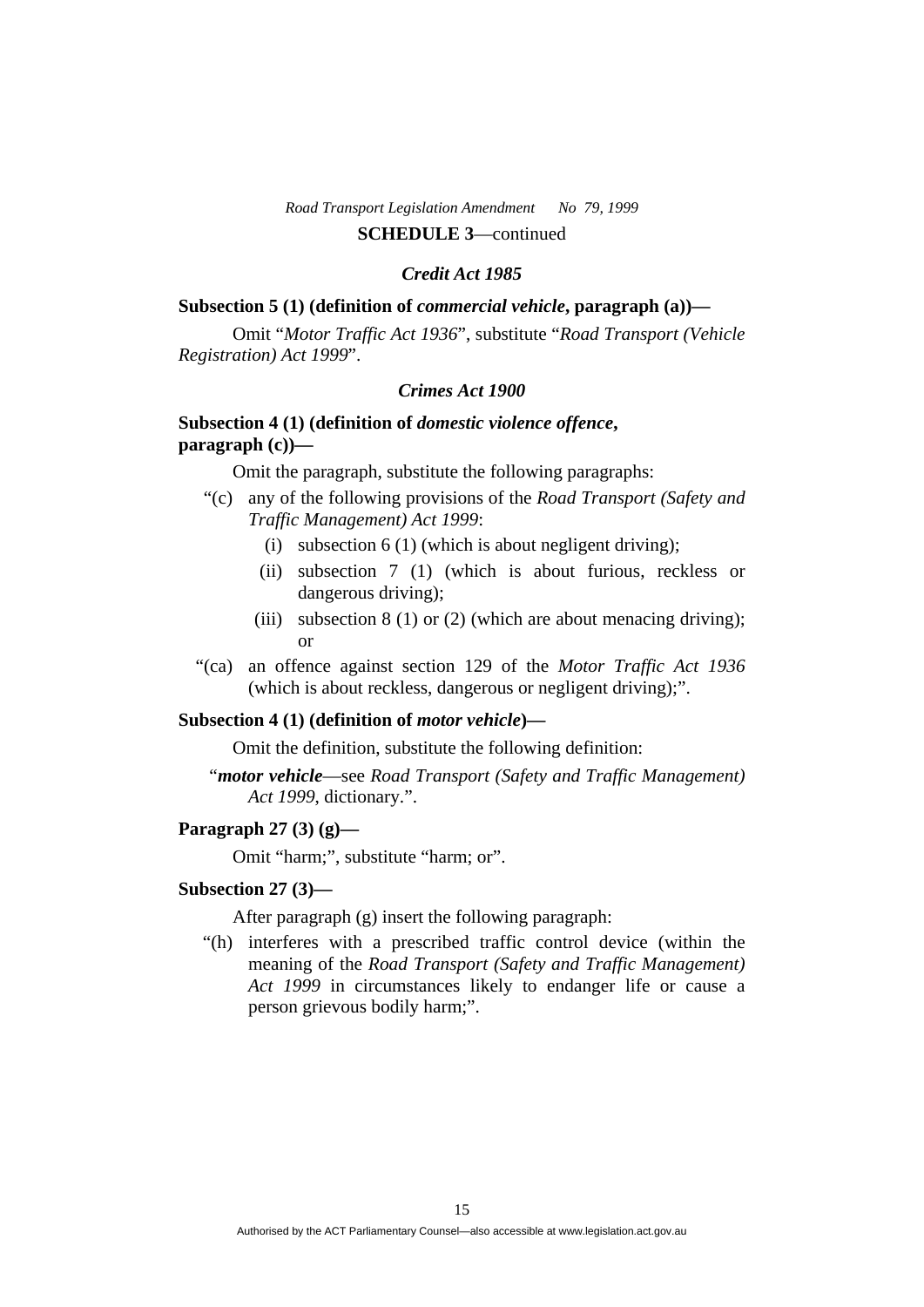**SCHEDULE 3**—continued

***Credit Act 1985***

**Subsection 5 (1) (definition of *commercial vehicle*, paragraph (a))—**

Omit "*Motor Traffic Act 1936*", substitute "*Road Transport (Vehicle Registration) Act 1999*".

***Crimes Act 1900***

**Subsection 4 (1) (definition of *domestic violence offence*, paragraph (c))—**

Omit the paragraph, substitute the following paragraphs:

"(c) any of the following provisions of the *Road Transport (Safety and Traffic Management) Act 1999*:

(i) subsection 6 (1) (which is about negligent driving);

(ii) subsection 7 (1) (which is about furious, reckless or dangerous driving);

(iii) subsection 8 (1) or (2) (which are about menacing driving); or

"(ca) an offence against section 129 of the *Motor Traffic Act 1936* (which is about reckless, dangerous or negligent driving);".

**Subsection 4 (1) (definition of *motor vehicle*)—**

Omit the definition, substitute the following definition:

"***motor vehicle***—see *Road Transport (Safety and Traffic Management) Act 1999*, dictionary.".

**Paragraph 27 (3) (g)—**

Omit "harm;", substitute "harm; or".

**Subsection 27 (3)—**

After paragraph (g) insert the following paragraph:

"(h) interferes with a prescribed traffic control device (within the meaning of the *Road Transport (Safety and Traffic Management) Act 1999* in circumstances likely to endanger life or cause a person grievous bodily harm;".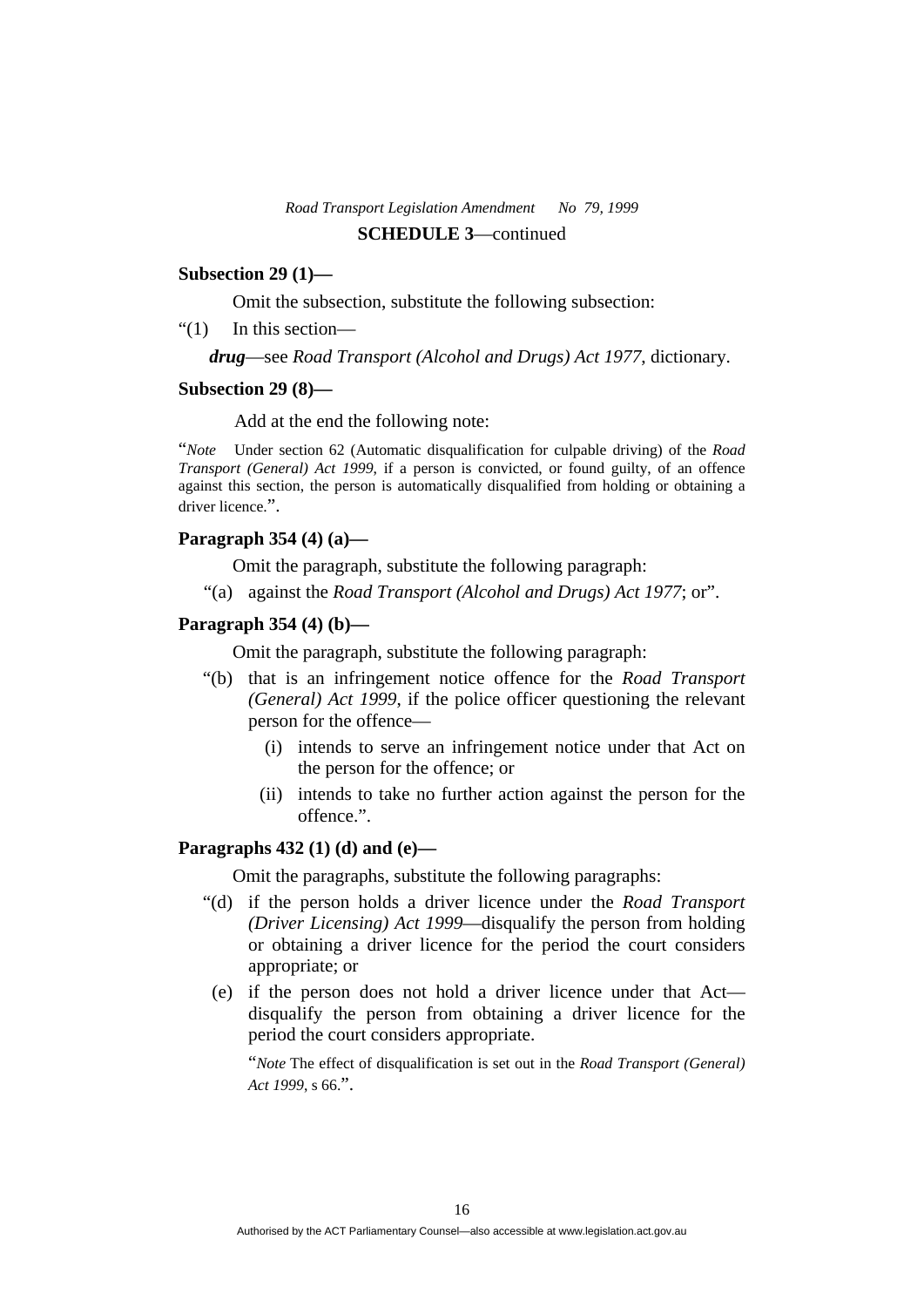**SCHEDULE 3**—continued

**Subsection 29 (1)—**

Omit the subsection, substitute the following subsection:

"(1) In this section—

***drug***—see *Road Transport (Alcohol and Drugs) Act 1977*, dictionary.

**Subsection 29 (8)—**

Add at the end the following note:

"*Note* Under section 62 (Automatic disqualification for culpable driving) of the *Road Transport (General) Act 1999*, if a person is convicted, or found guilty, of an offence against this section, the person is automatically disqualified from holding or obtaining a driver licence.".

**Paragraph 354 (4) (a)—**

Omit the paragraph, substitute the following paragraph:

"(a) against the *Road Transport (Alcohol and Drugs) Act 1977*; or".

**Paragraph 354 (4) (b)—**

Omit the paragraph, substitute the following paragraph:

"(b) that is an infringement notice offence for the *Road Transport (General) Act 1999*, if the police officer questioning the relevant person for the offence—

(i) intends to serve an infringement notice under that Act on the person for the offence; or

(ii) intends to take no further action against the person for the offence.".

**Paragraphs 432 (1) (d) and (e)—**

Omit the paragraphs, substitute the following paragraphs:

"(d) if the person holds a driver licence under the *Road Transport (Driver Licensing) Act 1999*—disqualify the person from holding or obtaining a driver licence for the period the court considers appropriate; or

(e) if the person does not hold a driver licence under that Act—disqualify the person from obtaining a driver licence for the period the court considers appropriate.

"*Note* The effect of disqualification is set out in the *Road Transport (General) Act 1999*, s 66.".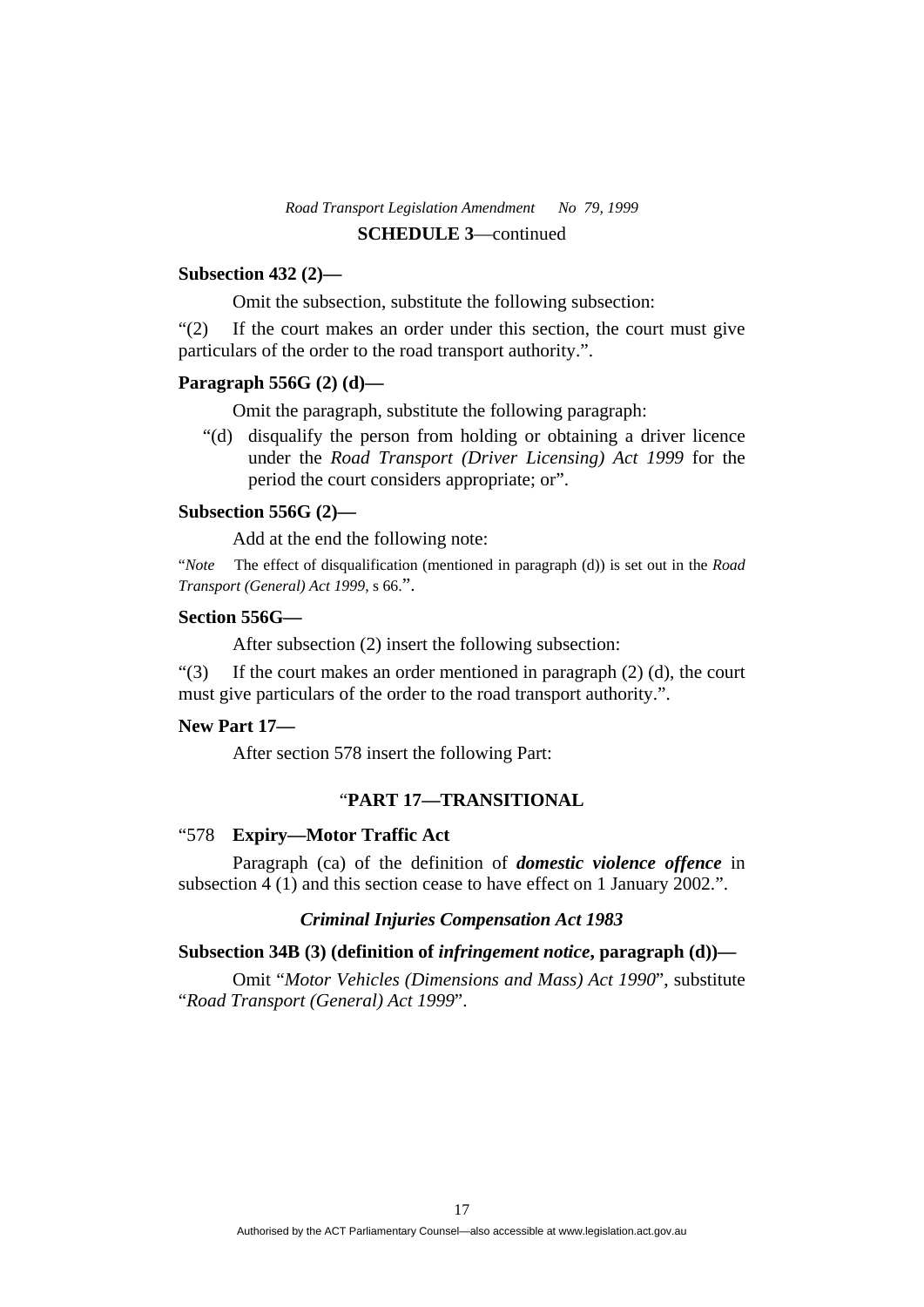**Subsection 432 (2)—**

Omit the subsection, substitute the following subsection:

"(2) If the court makes an order under this section, the court must give particulars of the order to the road transport authority.".

**Paragraph 556G (2) (d)—**

Omit the paragraph, substitute the following paragraph:

"(d) disqualify the person from holding or obtaining a driver licence under the *Road Transport (Driver Licensing) Act 1999* for the period the court considers appropriate; or".

**Subsection 556G (2)—**

Add at the end the following note:

"*Note* The effect of disqualification (mentioned in paragraph (d)) is set out in the *Road Transport (General) Act 1999*, s 66.".

**Section 556G—**

After subsection (2) insert the following subsection:

"(3) If the court makes an order mentioned in paragraph (2) (d), the court must give particulars of the order to the road transport authority.".

**New Part 17—**

After section 578 insert the following Part:

"**PART 17—TRANSITIONAL**

"578 **Expiry—Motor Traffic Act**

Paragraph (ca) of the definition of ***domestic violence offence*** in subsection 4 (1) and this section cease to have effect on 1 January 2002.".

***Criminal Injuries Compensation Act 1983***

**Subsection 34B (3) (definition of *infringement notice*, paragraph (d))—**

Omit "*Motor Vehicles (Dimensions and Mass) Act 1990*", substitute "*Road Transport (General) Act 1999*".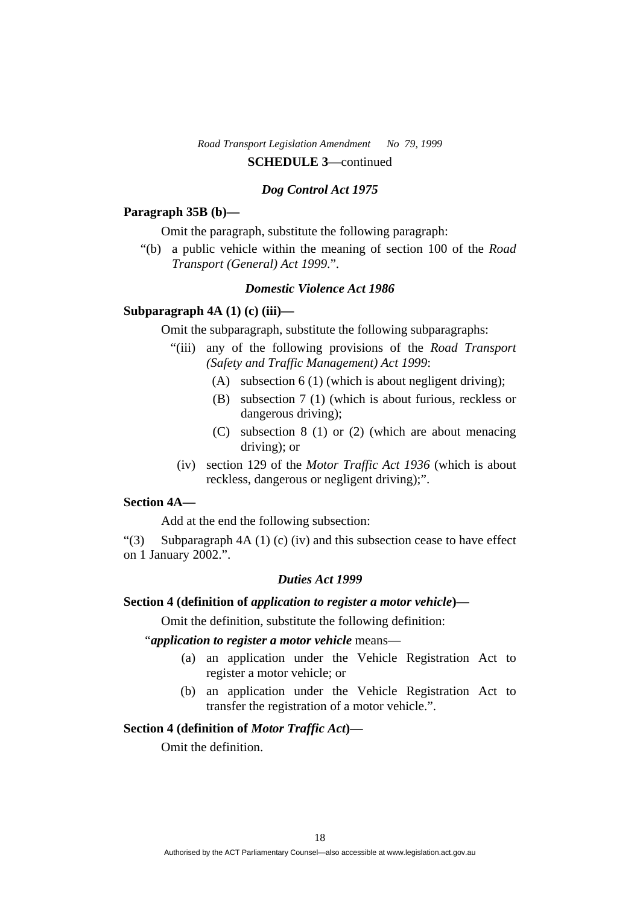**SCHEDULE 3**—continued

### *Dog Control Act 1975*

**Paragraph 35B (b)—**

Omit the paragraph, substitute the following paragraph:

"(b) a public vehicle within the meaning of section 100 of the *Road Transport (General) Act 1999*.".

### *Domestic Violence Act 1986*

**Subparagraph 4A (1) (c) (iii)—**

Omit the subparagraph, substitute the following subparagraphs:

"(iii) any of the following provisions of the *Road Transport (Safety and Traffic Management) Act 1999*:

(A) subsection 6 (1) (which is about negligent driving);

(B) subsection 7 (1) (which is about furious, reckless or dangerous driving);

(C) subsection 8 (1) or (2) (which are about menacing driving); or

(iv) section 129 of the *Motor Traffic Act 1936* (which is about reckless, dangerous or negligent driving);".

**Section 4A—**

Add at the end the following subsection:

"(3) Subparagraph 4A (1) (c) (iv) and this subsection cease to have effect on 1 January 2002.".

### *Duties Act 1999*

**Section 4 (definition of *application to register a motor vehicle*)—**

Omit the definition, substitute the following definition:

"***application to register a motor vehicle*** means—

(a) an application under the Vehicle Registration Act to register a motor vehicle; or

(b) an application under the Vehicle Registration Act to transfer the registration of a motor vehicle.".

**Section 4 (definition of *Motor Traffic Act*)—**

Omit the definition.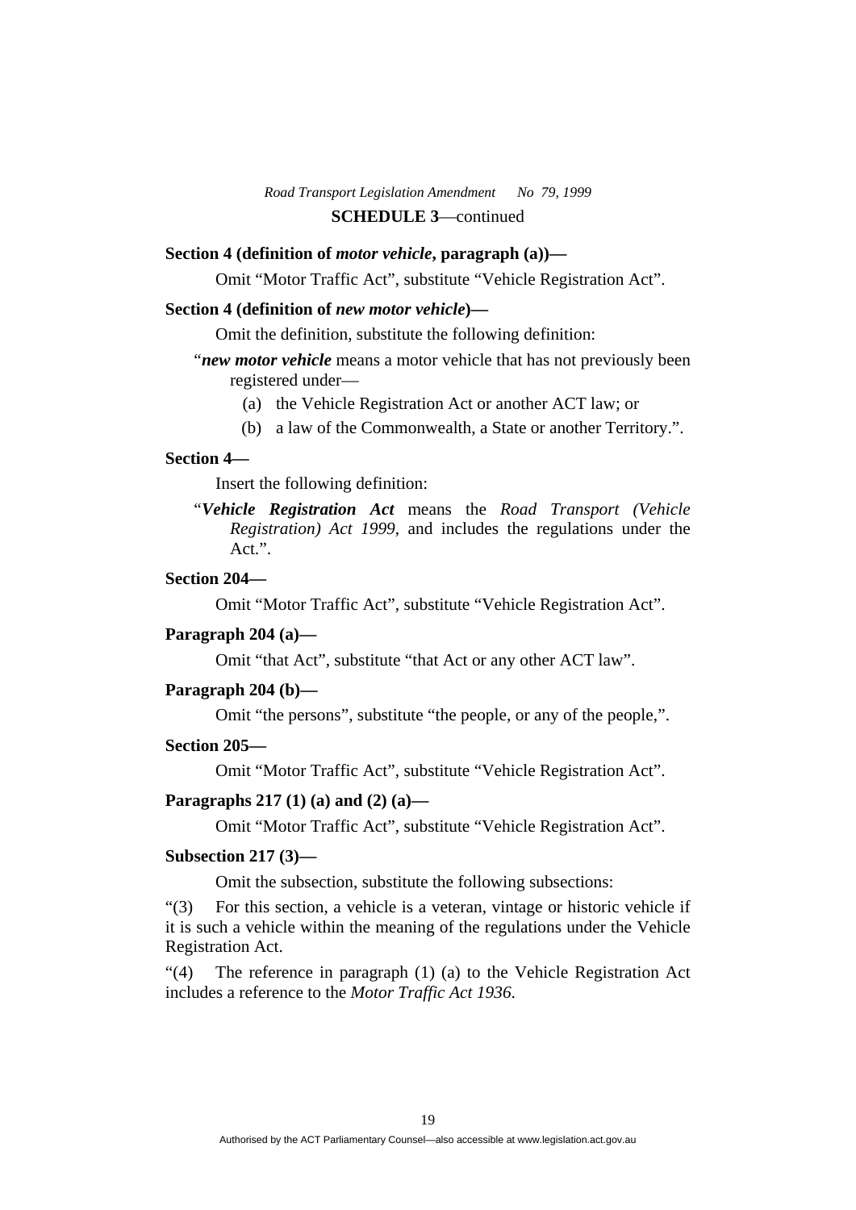**SCHEDULE 3**—continued

**Section 4 (definition of *motor vehicle*, paragraph (a))—**

Omit "Motor Traffic Act", substitute "Vehicle Registration Act".

**Section 4 (definition of *new motor vehicle*)—**

Omit the definition, substitute the following definition:

"***new motor vehicle*** means a motor vehicle that has not previously been registered under—

(a) the Vehicle Registration Act or another ACT law; or

(b) a law of the Commonwealth, a State or another Territory.".

**Section 4—**

Insert the following definition:

"***Vehicle Registration Act*** means the *Road Transport (Vehicle Registration) Act 1999*, and includes the regulations under the Act.".

**Section 204—**

Omit "Motor Traffic Act", substitute "Vehicle Registration Act".

**Paragraph 204 (a)—**

Omit "that Act", substitute "that Act or any other ACT law".

**Paragraph 204 (b)—**

Omit "the persons", substitute "the people, or any of the people,".

**Section 205—**

Omit "Motor Traffic Act", substitute "Vehicle Registration Act".

**Paragraphs 217 (1) (a) and (2) (a)—**

Omit "Motor Traffic Act", substitute "Vehicle Registration Act".

**Subsection 217 (3)—**

Omit the subsection, substitute the following subsections:

"(3) For this section, a vehicle is a veteran, vintage or historic vehicle if it is such a vehicle within the meaning of the regulations under the Vehicle Registration Act.

"(4) The reference in paragraph (1) (a) to the Vehicle Registration Act includes a reference to the *Motor Traffic Act 1936*.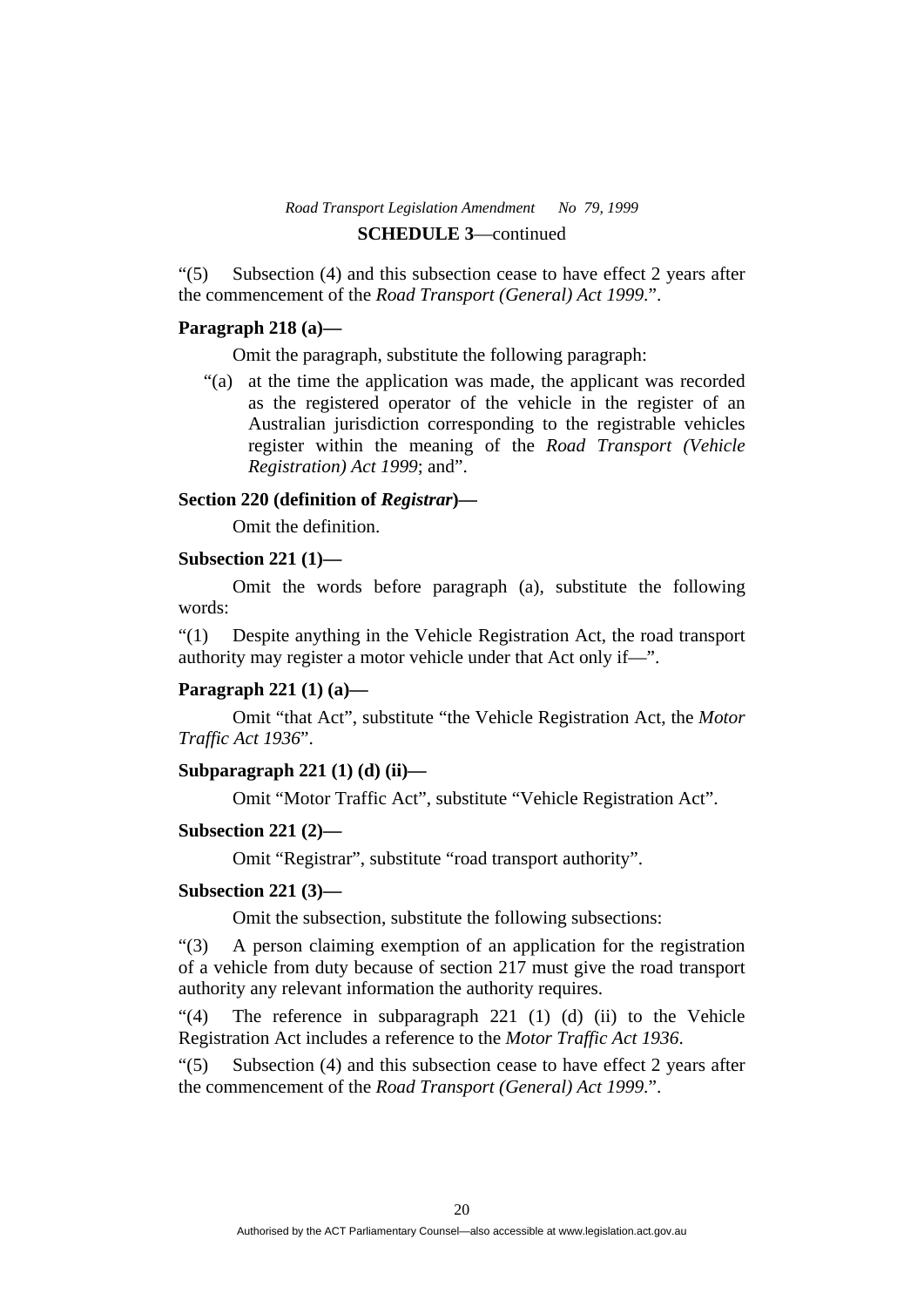**SCHEDULE 3**—continued

“(5) Subsection (4) and this subsection cease to have effect 2 years after the commencement of the *Road Transport (General) Act 1999*.”.

**Paragraph 218 (a)—**

Omit the paragraph, substitute the following paragraph:

“(a) at the time the application was made, the applicant was recorded as the registered operator of the vehicle in the register of an Australian jurisdiction corresponding to the registrable vehicles register within the meaning of the *Road Transport (Vehicle Registration) Act 1999*; and”.

**Section 220 (definition of *Registrar*)—**

Omit the definition.

**Subsection 221 (1)—**

Omit the words before paragraph (a), substitute the following words:

“(1) Despite anything in the Vehicle Registration Act, the road transport authority may register a motor vehicle under that Act only if—”.

**Paragraph 221 (1) (a)—**

Omit “that Act”, substitute “the Vehicle Registration Act, the *Motor Traffic Act 1936*”.

**Subparagraph 221 (1) (d) (ii)—**

Omit “Motor Traffic Act”, substitute “Vehicle Registration Act”.

**Subsection 221 (2)—**

Omit “Registrar”, substitute “road transport authority”.

**Subsection 221 (3)—**

Omit the subsection, substitute the following subsections:

“(3) A person claiming exemption of an application for the registration of a vehicle from duty because of section 217 must give the road transport authority any relevant information the authority requires.

“(4) The reference in subparagraph 221 (1) (d) (ii) to the Vehicle Registration Act includes a reference to the *Motor Traffic Act 1936*.

“(5) Subsection (4) and this subsection cease to have effect 2 years after the commencement of the *Road Transport (General) Act 1999*.”.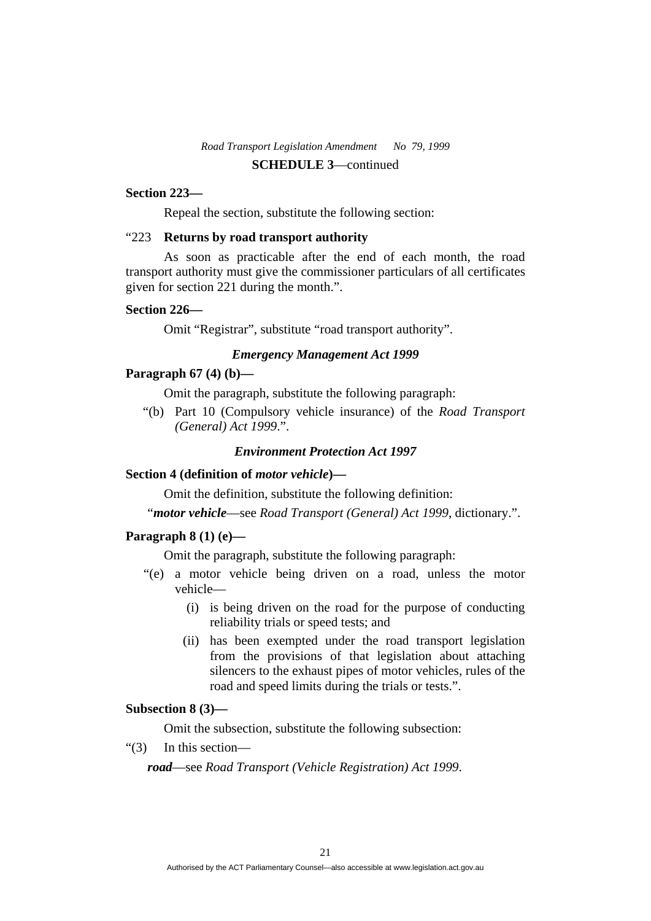**SCHEDULE 3**—continued

**Section 223—**

Repeal the section, substitute the following section:

"223 **Returns by road transport authority**

As soon as practicable after the end of each month, the road transport authority must give the commissioner particulars of all certificates given for section 221 during the month.".

**Section 226—**

Omit "Registrar", substitute "road transport authority".

### *Emergency Management Act 1999*

**Paragraph 67 (4) (b)—**

Omit the paragraph, substitute the following paragraph:

"(b) Part 10 (Compulsory vehicle insurance) of the *Road Transport (General) Act 1999*.".

### *Environment Protection Act 1997*

**Section 4 (definition of *motor vehicle*)—**

Omit the definition, substitute the following definition:

"***motor vehicle***—see *Road Transport (General) Act 1999*, dictionary.".

**Paragraph 8 (1) (e)—**

Omit the paragraph, substitute the following paragraph:

"(e) a motor vehicle being driven on a road, unless the motor vehicle—

(i) is being driven on the road for the purpose of conducting reliability trials or speed tests; and

(ii) has been exempted under the road transport legislation from the provisions of that legislation about attaching silencers to the exhaust pipes of motor vehicles, rules of the road and speed limits during the trials or tests.".

**Subsection 8 (3)—**

Omit the subsection, substitute the following subsection:

"(3) In this section—

***road***—see *Road Transport (Vehicle Registration) Act 1999*.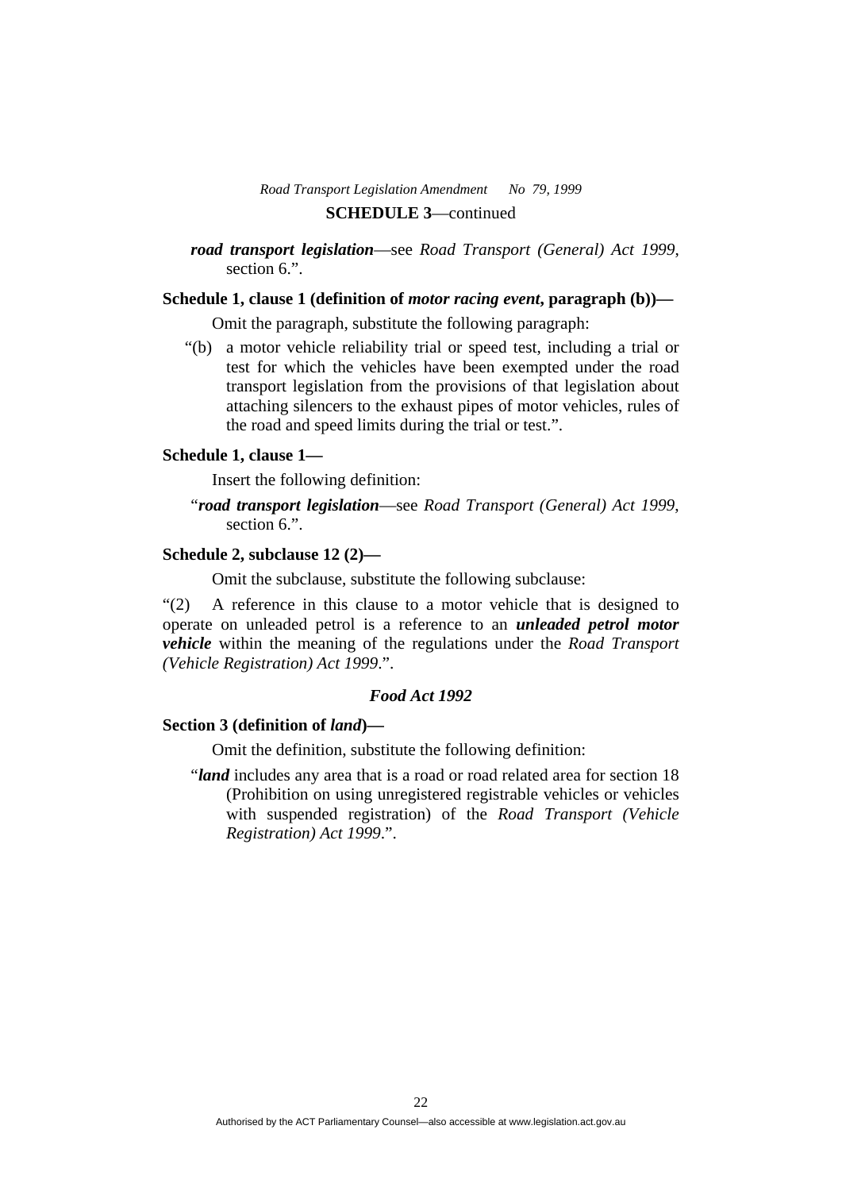**SCHEDULE 3**—continued

***road transport legislation***—see *Road Transport (General) Act 1999*, section 6.".

**Schedule 1, clause 1 (definition of *motor racing event*, paragraph (b))—**

Omit the paragraph, substitute the following paragraph:

"(b) a motor vehicle reliability trial or speed test, including a trial or test for which the vehicles have been exempted under the road transport legislation from the provisions of that legislation about attaching silencers to the exhaust pipes of motor vehicles, rules of the road and speed limits during the trial or test.".

**Schedule 1, clause 1—**

Insert the following definition:

"***road transport legislation***—see *Road Transport (General) Act 1999*, section 6.".

**Schedule 2, subclause 12 (2)—**

Omit the subclause, substitute the following subclause:

"(2) A reference in this clause to a motor vehicle that is designed to operate on unleaded petrol is a reference to an ***unleaded petrol motor vehicle*** within the meaning of the regulations under the *Road Transport (Vehicle Registration) Act 1999*.".

### *Food Act 1992*

**Section 3 (definition of *land*)—**

Omit the definition, substitute the following definition:

"***land*** includes any area that is a road or road related area for section 18 (Prohibition on using unregistered registrable vehicles or vehicles with suspended registration) of the *Road Transport (Vehicle Registration) Act 1999*.".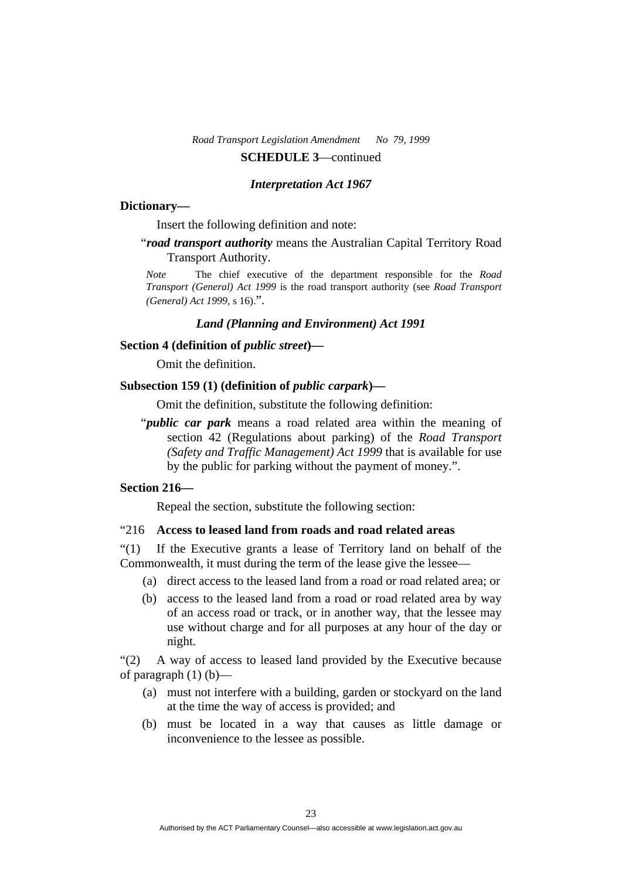**SCHEDULE 3**—continued

### *Interpretation Act 1967*

**Dictionary—**

Insert the following definition and note:

"***road transport authority*** means the Australian Capital Territory Road Transport Authority.

*Note* The chief executive of the department responsible for the *Road Transport (General) Act 1999* is the road transport authority (see *Road Transport (General) Act 1999*, s 16).".

### *Land (Planning and Environment) Act 1991*

**Section 4 (definition of *public street*)—**

Omit the definition.

**Subsection 159 (1) (definition of *public carpark*)—**

Omit the definition, substitute the following definition:

"***public car park*** means a road related area within the meaning of section 42 (Regulations about parking) of the *Road Transport (Safety and Traffic Management) Act 1999* that is available for use by the public for parking without the payment of money.".

**Section 216—**

Repeal the section, substitute the following section:

"216 **Access to leased land from roads and road related areas**

"(1) If the Executive grants a lease of Territory land on behalf of the Commonwealth, it must during the term of the lease give the lessee—

(a) direct access to the leased land from a road or road related area; or

(b) access to the leased land from a road or road related area by way of an access road or track, or in another way, that the lessee may use without charge and for all purposes at any hour of the day or night.

"(2) A way of access to leased land provided by the Executive because of paragraph (1) (b)—

(a) must not interfere with a building, garden or stockyard on the land at the time the way of access is provided; and

(b) must be located in a way that causes as little damage or inconvenience to the lessee as possible.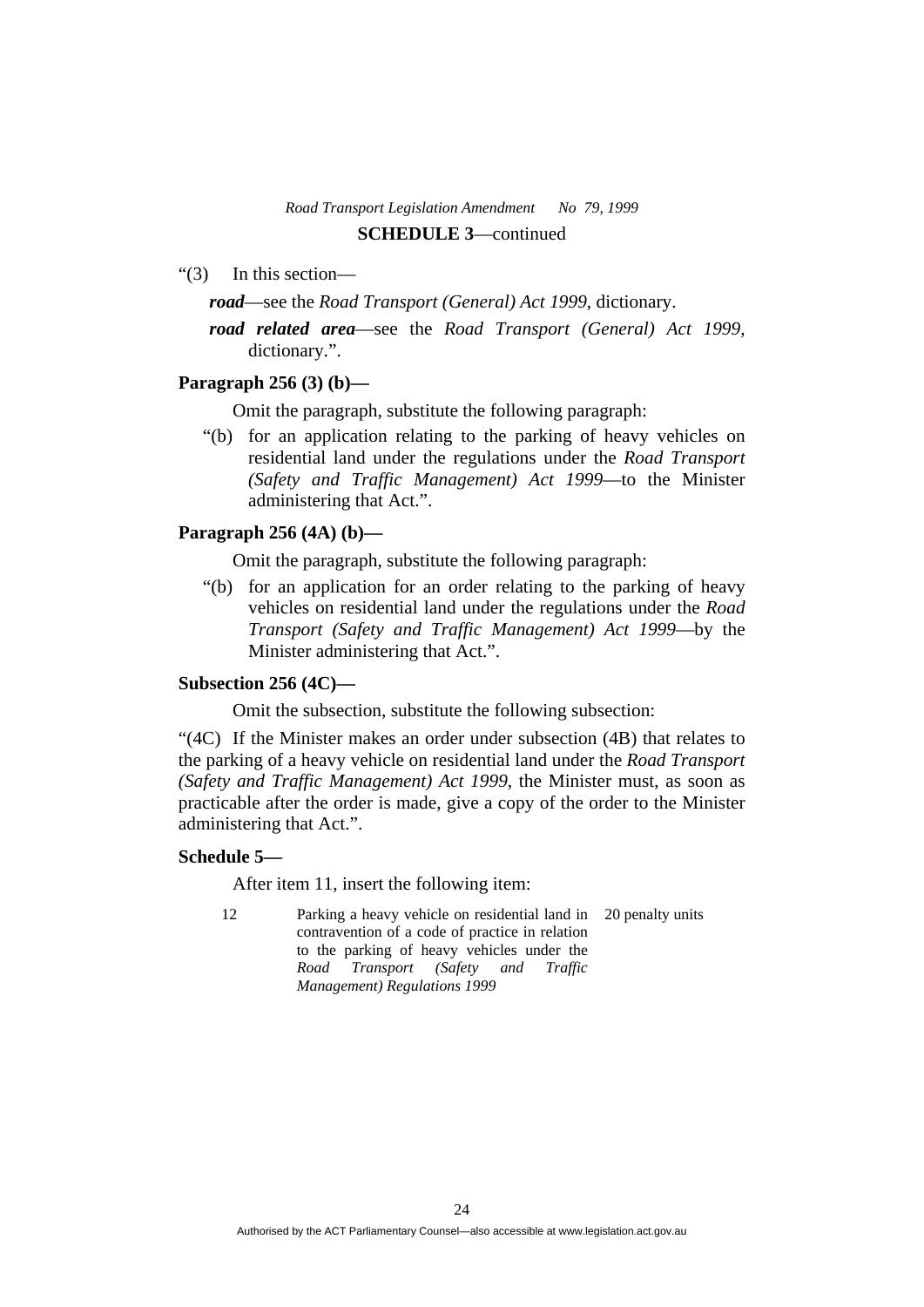“(3) In this section—

***road***—see the *Road Transport (General) Act 1999*, dictionary.

***road related area***—see the *Road Transport (General) Act 1999*, dictionary.”.

**Paragraph 256 (3) (b)—**

Omit the paragraph, substitute the following paragraph:

“(b) for an application relating to the parking of heavy vehicles on residential land under the regulations under the *Road Transport (Safety and Traffic Management) Act 1999*—to the Minister administering that Act.”.

**Paragraph 256 (4A) (b)—**

Omit the paragraph, substitute the following paragraph:

“(b) for an application for an order relating to the parking of heavy vehicles on residential land under the regulations under the *Road Transport (Safety and Traffic Management) Act 1999*—by the Minister administering that Act.”.

**Subsection 256 (4C)—**

Omit the subsection, substitute the following subsection:

“(4C) If the Minister makes an order under subsection (4B) that relates to the parking of a heavy vehicle on residential land under the *Road Transport (Safety and Traffic Management) Act 1999*, the Minister must, as soon as practicable after the order is made, give a copy of the order to the Minister administering that Act.”.

**Schedule 5—**

After item 11, insert the following item:

| | | |
|---|---|---|
| 12 | Parking a heavy vehicle on residential land in contravention of a code of practice in relation to the parking of heavy vehicles under the *Road Transport (Safety and Traffic Management) Regulations 1999* | 20 penalty units |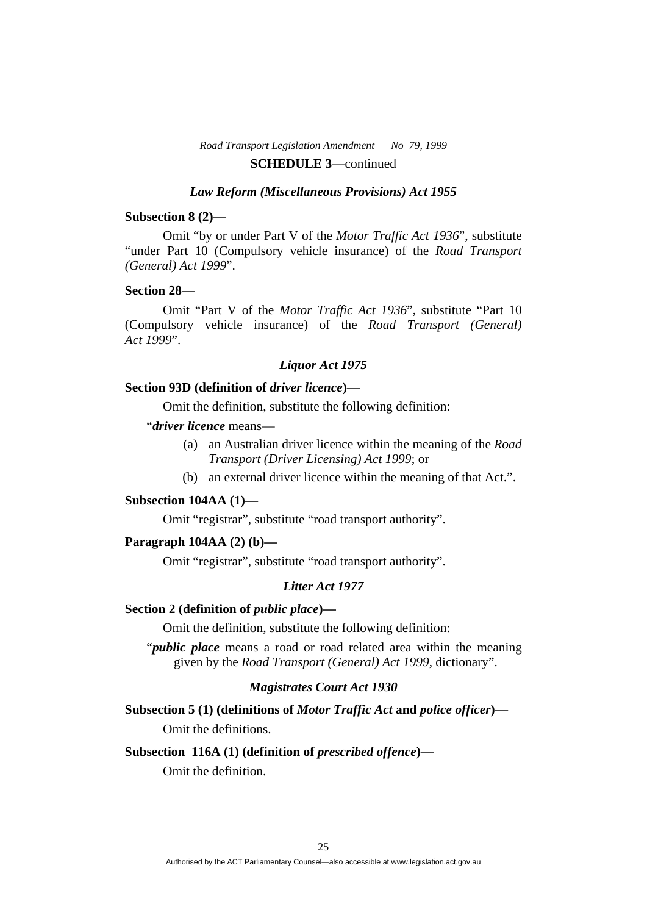**SCHEDULE 3**—continued

### *Law Reform (Miscellaneous Provisions) Act 1955*

**Subsection 8 (2)—**

Omit "by or under Part V of the *Motor Traffic Act 1936*", substitute "under Part 10 (Compulsory vehicle insurance) of the *Road Transport (General) Act 1999*".

**Section 28—**

Omit "Part V of the *Motor Traffic Act 1936*", substitute "Part 10 (Compulsory vehicle insurance) of the *Road Transport (General) Act 1999*".

### *Liquor Act 1975*

**Section 93D (definition of *driver licence*)—**

Omit the definition, substitute the following definition:

"***driver licence*** means—

(a) an Australian driver licence within the meaning of the *Road Transport (Driver Licensing) Act 1999*; or

(b) an external driver licence within the meaning of that Act.".

**Subsection 104AA (1)—**

Omit "registrar", substitute "road transport authority".

**Paragraph 104AA (2) (b)—**

Omit "registrar", substitute "road transport authority".

### *Litter Act 1977*

**Section 2 (definition of *public place*)—**

Omit the definition, substitute the following definition:

"***public place*** means a road or road related area within the meaning given by the *Road Transport (General) Act 1999*, dictionary".

### *Magistrates Court Act 1930*

**Subsection 5 (1) (definitions of *Motor Traffic Act* and *police officer*)—**

Omit the definitions.

**Subsection 116A (1) (definition of *prescribed offence*)—**

Omit the definition.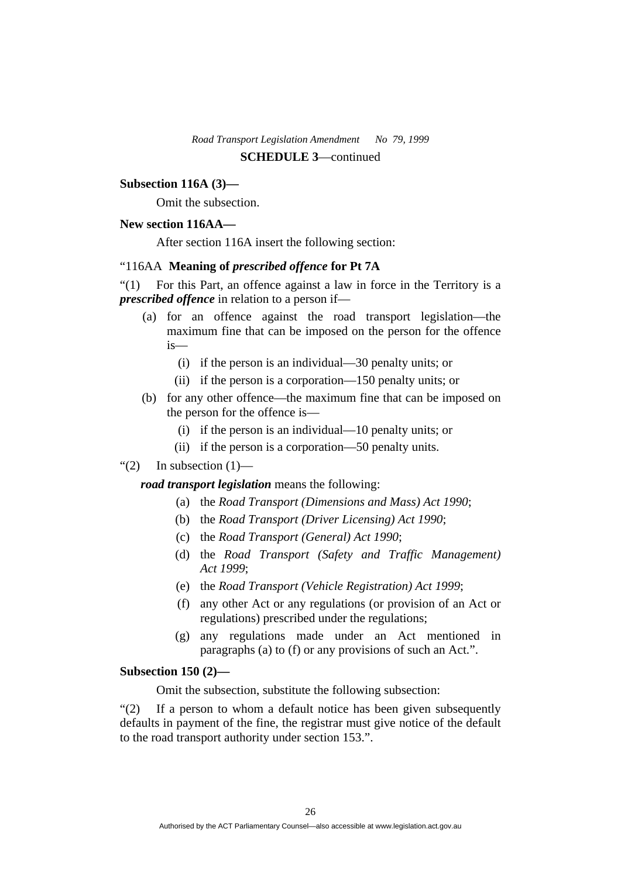**SCHEDULE 3**—continued

**Subsection 116A (3)—**

Omit the subsection.

**New section 116AA—**

After section 116A insert the following section:

"116AA **Meaning of *prescribed offence* for Pt 7A**

"(1) For this Part, an offence against a law in force in the Territory is a ***prescribed offence*** in relation to a person if—

- (a) for an offence against the road transport legislation—the maximum fine that can be imposed on the person for the offence is—
  - (i) if the person is an individual—30 penalty units; or
  - (ii) if the person is a corporation—150 penalty units; or
- (b) for any other offence—the maximum fine that can be imposed on the person for the offence is—
  - (i) if the person is an individual—10 penalty units; or
  - (ii) if the person is a corporation—50 penalty units.

"(2) In subsection (1)—

***road transport legislation*** means the following:

- (a) the *Road Transport (Dimensions and Mass) Act 1990*;
- (b) the *Road Transport (Driver Licensing) Act 1990*;
- (c) the *Road Transport (General) Act 1990*;
- (d) the *Road Transport (Safety and Traffic Management) Act 1999*;
- (e) the *Road Transport (Vehicle Registration) Act 1999*;
- (f) any other Act or any regulations (or provision of an Act or regulations) prescribed under the regulations;
- (g) any regulations made under an Act mentioned in paragraphs (a) to (f) or any provisions of such an Act.".

**Subsection 150 (2)—**

Omit the subsection, substitute the following subsection:

"(2) If a person to whom a default notice has been given subsequently defaults in payment of the fine, the registrar must give notice of the default to the road transport authority under section 153.".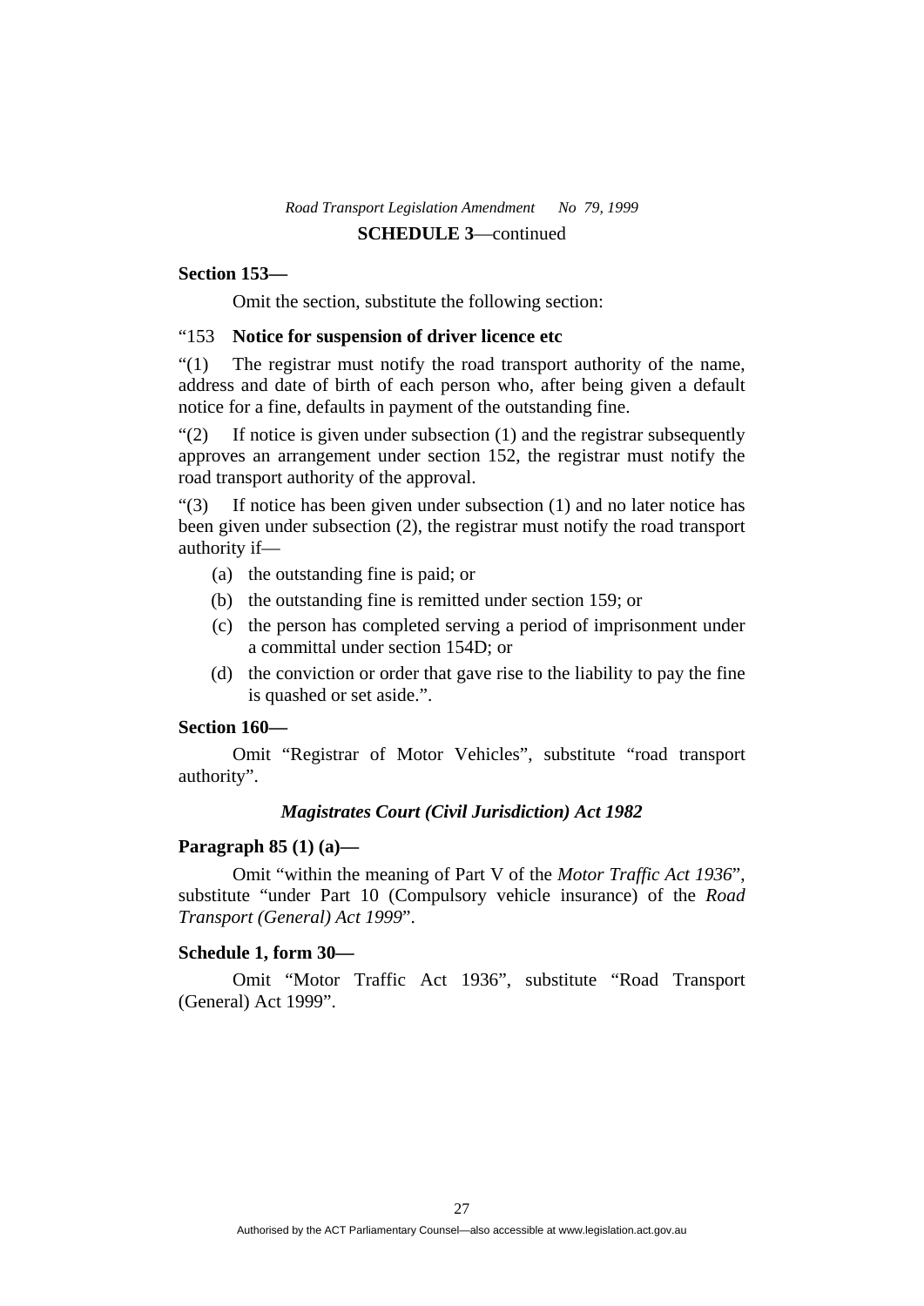**SCHEDULE 3**—continued

**Section 153—**

Omit the section, substitute the following section:

"153 **Notice for suspension of driver licence etc**

"(1) The registrar must notify the road transport authority of the name, address and date of birth of each person who, after being given a default notice for a fine, defaults in payment of the outstanding fine.

"(2) If notice is given under subsection (1) and the registrar subsequently approves an arrangement under section 152, the registrar must notify the road transport authority of the approval.

"(3) If notice has been given under subsection (1) and no later notice has been given under subsection (2), the registrar must notify the road transport authority if—

- (a) the outstanding fine is paid; or
- (b) the outstanding fine is remitted under section 159; or
- (c) the person has completed serving a period of imprisonment under a committal under section 154D; or
- (d) the conviction or order that gave rise to the liability to pay the fine is quashed or set aside.".

**Section 160—**

Omit "Registrar of Motor Vehicles", substitute "road transport authority".

***Magistrates Court (Civil Jurisdiction) Act 1982***

**Paragraph 85 (1) (a)—**

Omit "within the meaning of Part V of the *Motor Traffic Act 1936*", substitute "under Part 10 (Compulsory vehicle insurance) of the *Road Transport (General) Act 1999*".

**Schedule 1, form 30—**

Omit "Motor Traffic Act 1936", substitute "Road Transport (General) Act 1999".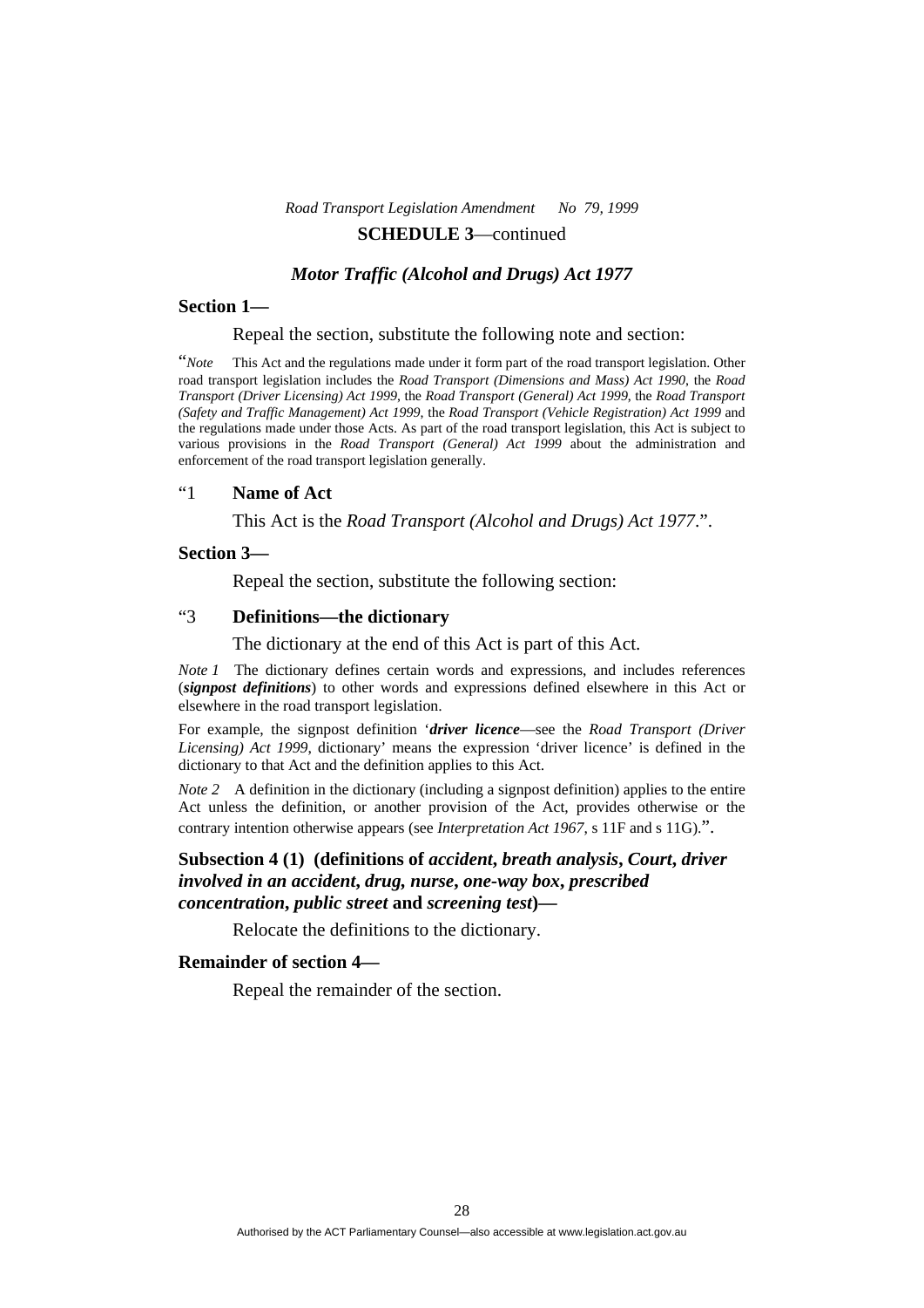**SCHEDULE 3**—continued

### *Motor Traffic (Alcohol and Drugs) Act 1977*

**Section 1—**

Repeal the section, substitute the following note and section:

"*Note* This Act and the regulations made under it form part of the road transport legislation. Other road transport legislation includes the *Road Transport (Dimensions and Mass) Act 1990*, the *Road Transport (Driver Licensing) Act 1999*, the *Road Transport (General) Act 1999*, the *Road Transport (Safety and Traffic Management) Act 1999*, the *Road Transport (Vehicle Registration) Act 1999* and the regulations made under those Acts. As part of the road transport legislation, this Act is subject to various provisions in the *Road Transport (General) Act 1999* about the administration and enforcement of the road transport legislation generally.

"1 **Name of Act**

This Act is the *Road Transport (Alcohol and Drugs) Act 1977*.".

**Section 3—**

Repeal the section, substitute the following section:

"3 **Definitions—the dictionary**

The dictionary at the end of this Act is part of this Act.

*Note 1* The dictionary defines certain words and expressions, and includes references (***signpost definitions***) to other words and expressions defined elsewhere in this Act or elsewhere in the road transport legislation.

For example, the signpost definition '***driver licence***—see the *Road Transport (Driver Licensing) Act 1999*, dictionary' means the expression 'driver licence' is defined in the dictionary to that Act and the definition applies to this Act.

*Note 2* A definition in the dictionary (including a signpost definition) applies to the entire Act unless the definition, or another provision of the Act, provides otherwise or the contrary intention otherwise appears (see *Interpretation Act 1967*, s 11F and s 11G).".

**Subsection 4 (1) (definitions of *accident*, *breath analysis*, *Court*, *driver involved in an accident*, *drug*, *nurse*, *one-way box*, *prescribed concentration*, *public street* and *screening test*)—**

Relocate the definitions to the dictionary.

**Remainder of section 4—**

Repeal the remainder of the section.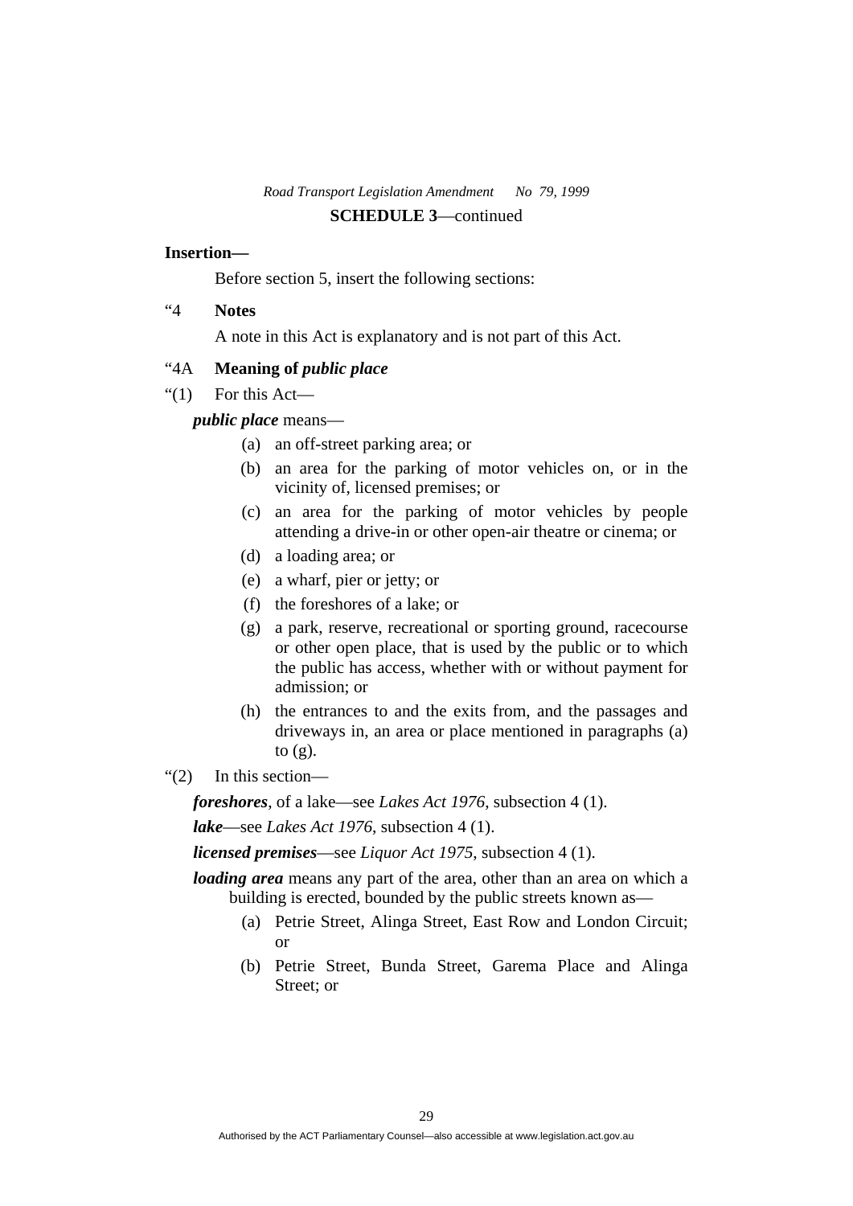**SCHEDULE 3**—continued

**Insertion—**

Before section 5, insert the following sections:

“4 **Notes**

A note in this Act is explanatory and is not part of this Act.

“4A **Meaning of *public place***

“(1) For this Act—

***public place*** means—

(a) an off-street parking area; or

(b) an area for the parking of motor vehicles on, or in the vicinity of, licensed premises; or

(c) an area for the parking of motor vehicles by people attending a drive-in or other open-air theatre or cinema; or

(d) a loading area; or

(e) a wharf, pier or jetty; or

(f) the foreshores of a lake; or

(g) a park, reserve, recreational or sporting ground, racecourse or other open place, that is used by the public or to which the public has access, whether with or without payment for admission; or

(h) the entrances to and the exits from, and the passages and driveways in, an area or place mentioned in paragraphs (a) to (g).

“(2) In this section—

***foreshores***, of a lake—see *Lakes Act 1976*, subsection 4 (1).

***lake***—see *Lakes Act 1976*, subsection 4 (1).

***licensed premises***—see *Liquor Act 1975*, subsection 4 (1).

***loading area*** means any part of the area, other than an area on which a building is erected, bounded by the public streets known as—

(a) Petrie Street, Alinga Street, East Row and London Circuit; or

(b) Petrie Street, Bunda Street, Garema Place and Alinga Street; or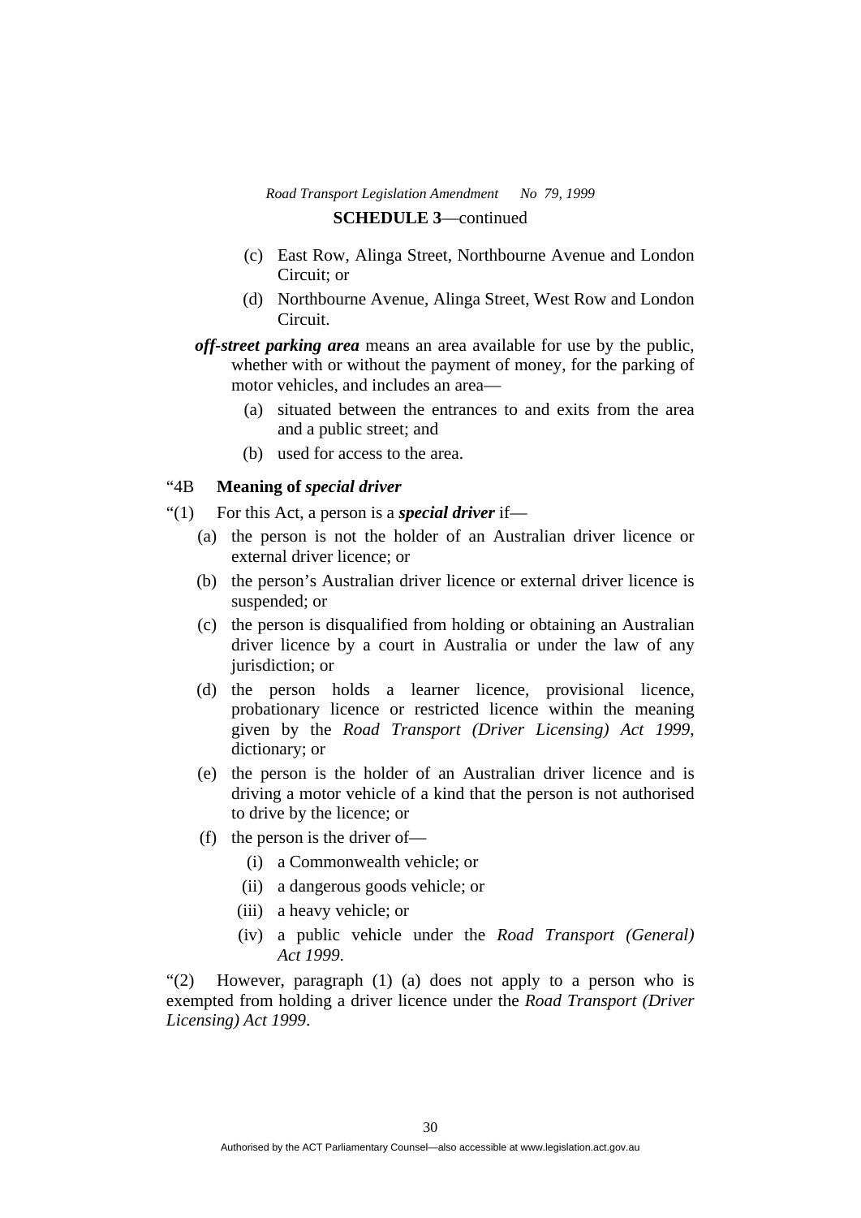(c) East Row, Alinga Street, Northbourne Avenue and London Circuit; or

(d) Northbourne Avenue, Alinga Street, West Row and London Circuit.

***off-street parking area*** means an area available for use by the public, whether with or without the payment of money, for the parking of motor vehicles, and includes an area—

(a) situated between the entrances to and exits from the area and a public street; and

(b) used for access to the area.

"4B **Meaning of *special driver***

"(1) For this Act, a person is a ***special driver*** if—

(a) the person is not the holder of an Australian driver licence or external driver licence; or

(b) the person's Australian driver licence or external driver licence is suspended; or

(c) the person is disqualified from holding or obtaining an Australian driver licence by a court in Australia or under the law of any jurisdiction; or

(d) the person holds a learner licence, provisional licence, probationary licence or restricted licence within the meaning given by the *Road Transport (Driver Licensing) Act 1999*, dictionary; or

(e) the person is the holder of an Australian driver licence and is driving a motor vehicle of a kind that the person is not authorised to drive by the licence; or

(f) the person is the driver of—

(i) a Commonwealth vehicle; or

(ii) a dangerous goods vehicle; or

(iii) a heavy vehicle; or

(iv) a public vehicle under the *Road Transport (General) Act 1999*.

"(2) However, paragraph (1) (a) does not apply to a person who is exempted from holding a driver licence under the *Road Transport (Driver Licensing) Act 1999*.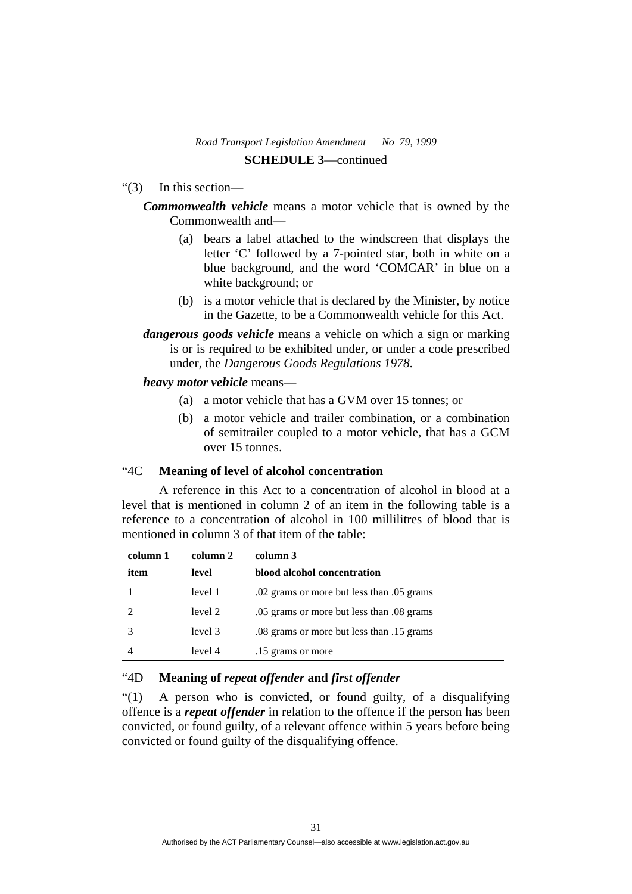**SCHEDULE 3**—continued

"(3) In this section—

***Commonwealth vehicle*** means a motor vehicle that is owned by the Commonwealth and—

(a) bears a label attached to the windscreen that displays the letter 'C' followed by a 7-pointed star, both in white on a blue background, and the word 'COMCAR' in blue on a white background; or

(b) is a motor vehicle that is declared by the Minister, by notice in the Gazette, to be a Commonwealth vehicle for this Act.

***dangerous goods vehicle*** means a vehicle on which a sign or marking is or is required to be exhibited under, or under a code prescribed under, the *Dangerous Goods Regulations 1978*.

***heavy motor vehicle*** means—

(a) a motor vehicle that has a GVM over 15 tonnes; or

(b) a motor vehicle and trailer combination, or a combination of semitrailer coupled to a motor vehicle, that has a GCM over 15 tonnes.

"4C **Meaning of level of alcohol concentration**

A reference in this Act to a concentration of alcohol in blood at a level that is mentioned in column 2 of an item in the following table is a reference to a concentration of alcohol in 100 millilitres of blood that is mentioned in column 3 of that item of the table:

| column 1<br>item | column 2<br>level | column 3<br>blood alcohol concentration |
|---|---|---|
| 1 | level 1 | .02 grams or more but less than .05 grams |
| 2 | level 2 | .05 grams or more but less than .08 grams |
| 3 | level 3 | .08 grams or more but less than .15 grams |
| 4 | level 4 | .15 grams or more |

"4D **Meaning of *repeat offender* and *first offender***

"(1) A person who is convicted, or found guilty, of a disqualifying offence is a ***repeat offender*** in relation to the offence if the person has been convicted, or found guilty, of a relevant offence within 5 years before being convicted or found guilty of the disqualifying offence.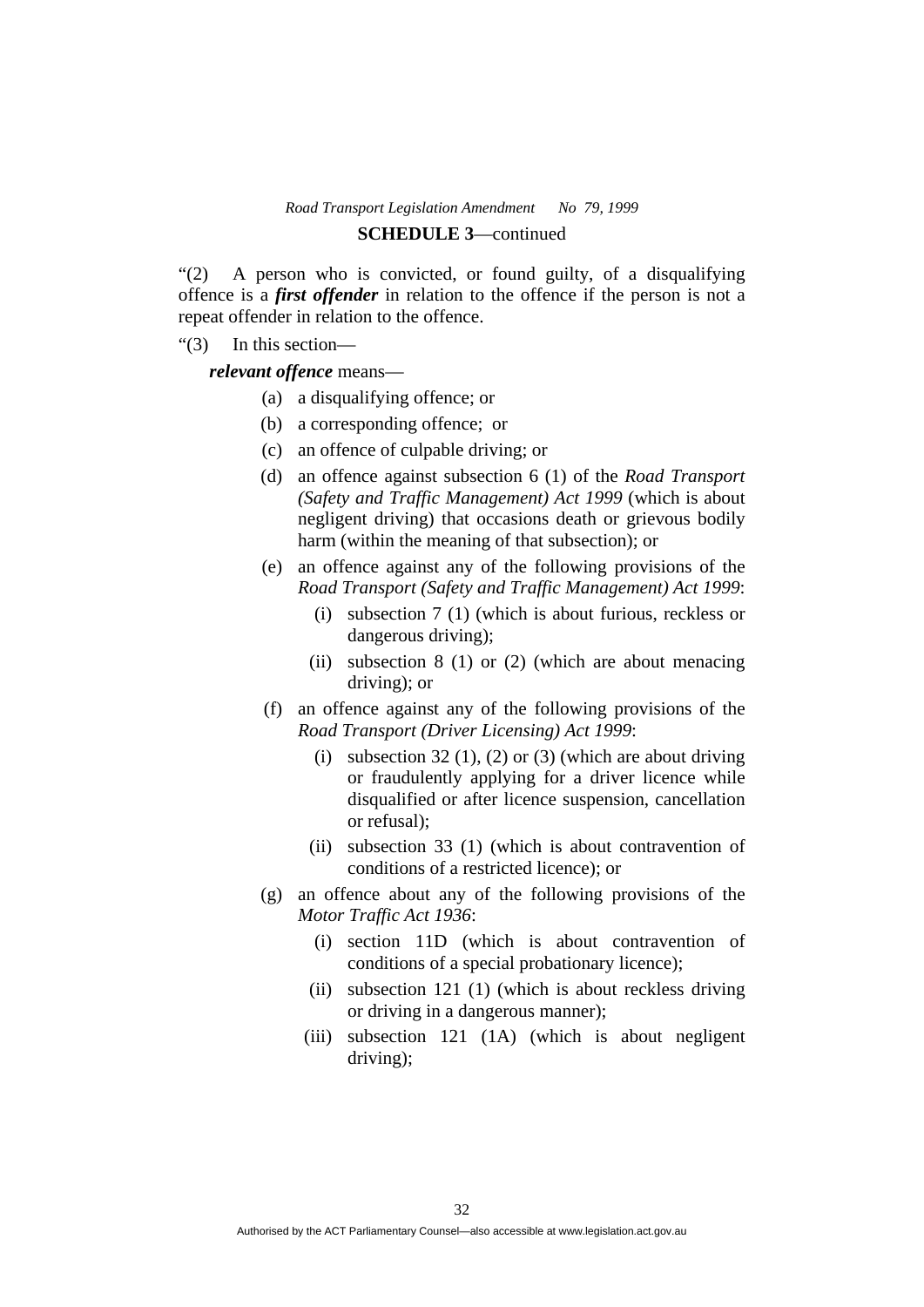"(2) A person who is convicted, or found guilty, of a disqualifying offence is a ***first offender*** in relation to the offence if the person is not a repeat offender in relation to the offence.

"(3) In this section—

***relevant offence*** means—

- (a) a disqualifying offence; or
- (b) a corresponding offence; or
- (c) an offence of culpable driving; or
- (d) an offence against subsection 6 (1) of the *Road Transport (Safety and Traffic Management) Act 1999* (which is about negligent driving) that occasions death or grievous bodily harm (within the meaning of that subsection); or
- (e) an offence against any of the following provisions of the *Road Transport (Safety and Traffic Management) Act 1999*:
  - (i) subsection 7 (1) (which is about furious, reckless or dangerous driving);
  - (ii) subsection 8 (1) or (2) (which are about menacing driving); or
- (f) an offence against any of the following provisions of the *Road Transport (Driver Licensing) Act 1999*:
  - (i) subsection 32 (1), (2) or (3) (which are about driving or fraudulently applying for a driver licence while disqualified or after licence suspension, cancellation or refusal);
  - (ii) subsection 33 (1) (which is about contravention of conditions of a restricted licence); or
- (g) an offence about any of the following provisions of the *Motor Traffic Act 1936*:
  - (i) section 11D (which is about contravention of conditions of a special probationary licence);
  - (ii) subsection 121 (1) (which is about reckless driving or driving in a dangerous manner);
  - (iii) subsection 121 (1A) (which is about negligent driving);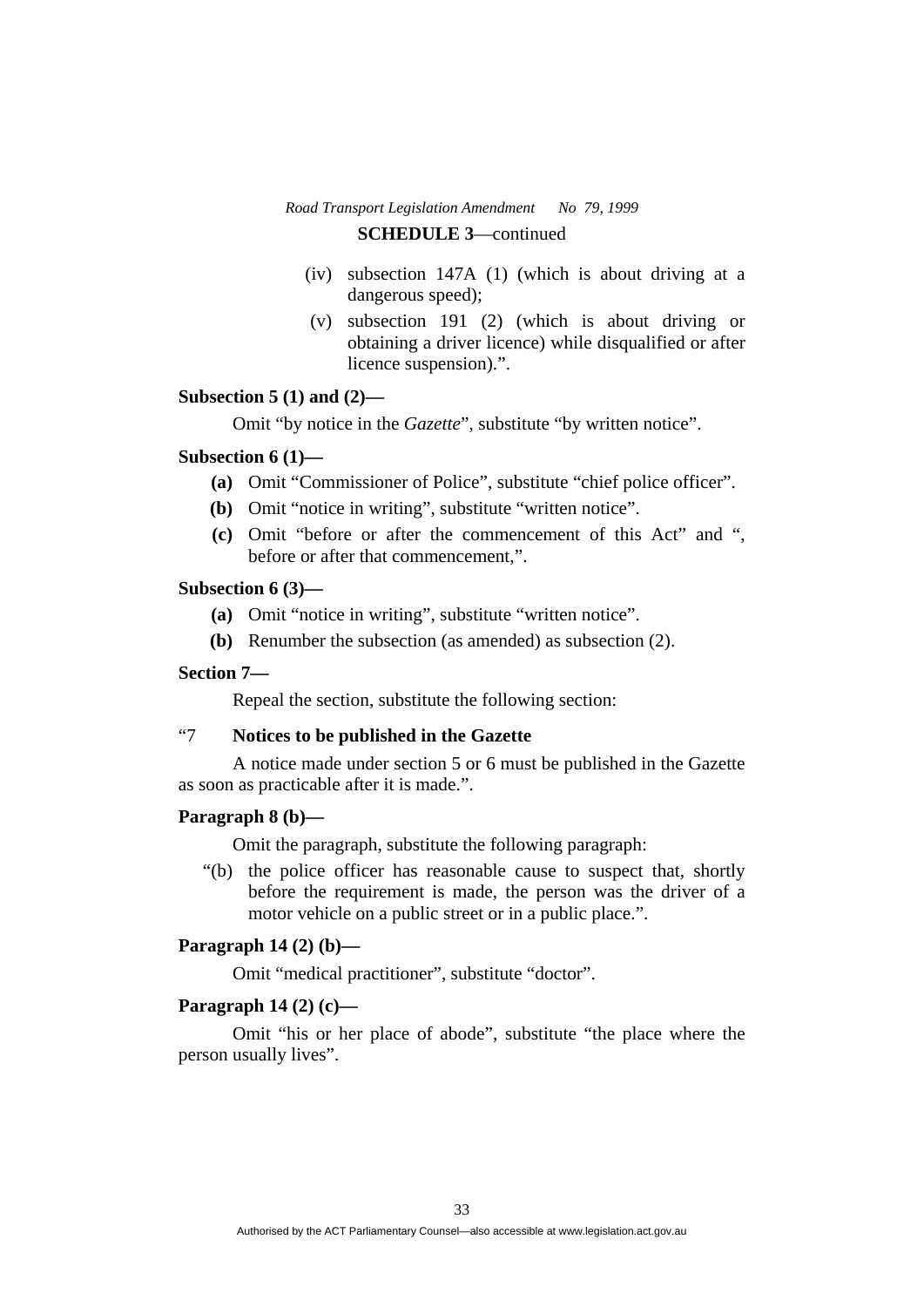**SCHEDULE 3**—continued

(iv) subsection 147A (1) (which is about driving at a dangerous speed);

(v) subsection 191 (2) (which is about driving or obtaining a driver licence) while disqualified or after licence suspension).".

**Subsection 5 (1) and (2)—**

Omit "by notice in the *Gazette*", substitute "by written notice".

**Subsection 6 (1)—**

**(a)** Omit "Commissioner of Police", substitute "chief police officer".

**(b)** Omit "notice in writing", substitute "written notice".

**(c)** Omit "before or after the commencement of this Act" and ", before or after that commencement,".

**Subsection 6 (3)—**

**(a)** Omit "notice in writing", substitute "written notice".

**(b)** Renumber the subsection (as amended) as subsection (2).

**Section 7—**

Repeal the section, substitute the following section:

"7 **Notices to be published in the Gazette**

A notice made under section 5 or 6 must be published in the Gazette as soon as practicable after it is made.".

**Paragraph 8 (b)—**

Omit the paragraph, substitute the following paragraph:

"(b) the police officer has reasonable cause to suspect that, shortly before the requirement is made, the person was the driver of a motor vehicle on a public street or in a public place.".

**Paragraph 14 (2) (b)—**

Omit "medical practitioner", substitute "doctor".

**Paragraph 14 (2) (c)—**

Omit "his or her place of abode", substitute "the place where the person usually lives".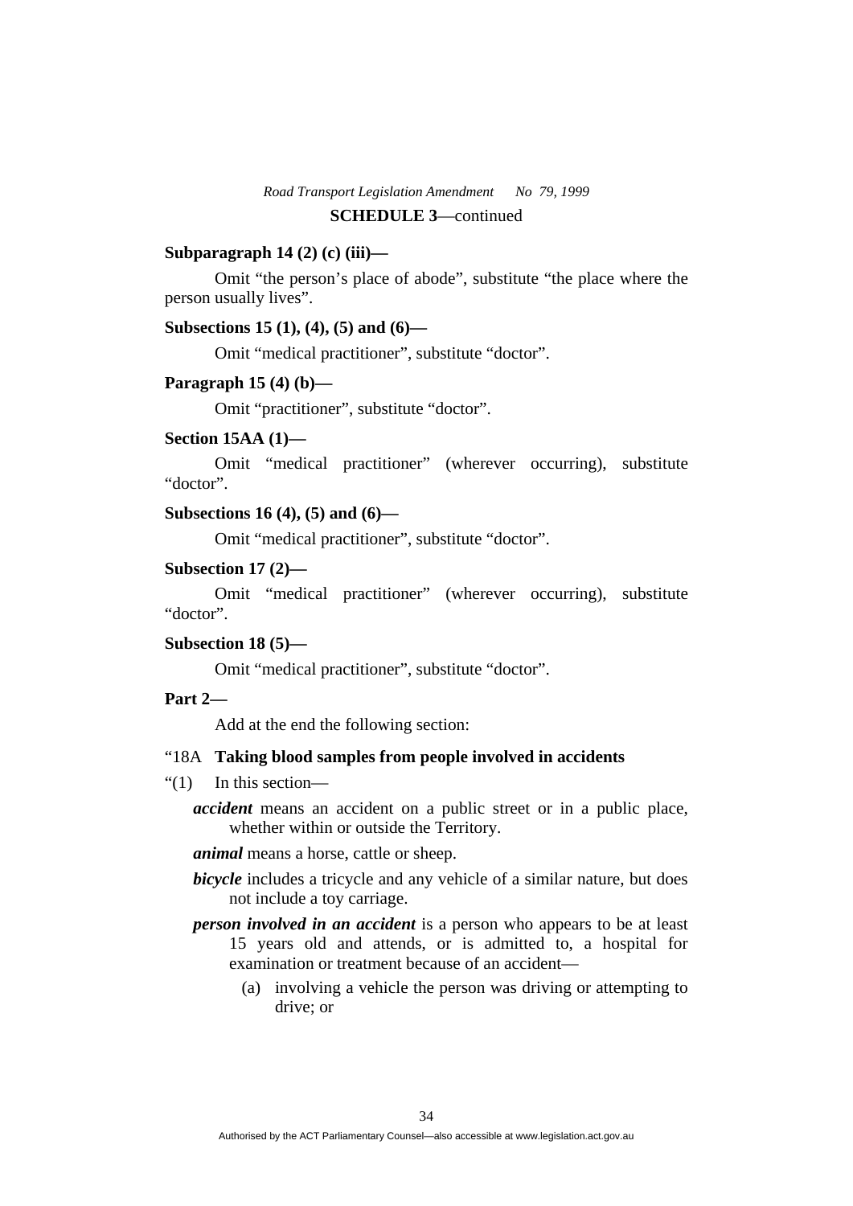**SCHEDULE 3**—continued

**Subparagraph 14 (2) (c) (iii)—**

Omit "the person's place of abode", substitute "the place where the person usually lives".

**Subsections 15 (1), (4), (5) and (6)—**

Omit "medical practitioner", substitute "doctor".

**Paragraph 15 (4) (b)—**

Omit "practitioner", substitute "doctor".

**Section 15AA (1)—**

Omit "medical practitioner" (wherever occurring), substitute "doctor".

**Subsections 16 (4), (5) and (6)—**

Omit "medical practitioner", substitute "doctor".

**Subsection 17 (2)—**

Omit "medical practitioner" (wherever occurring), substitute "doctor".

**Subsection 18 (5)—**

Omit "medical practitioner", substitute "doctor".

**Part 2—**

Add at the end the following section:

"18A **Taking blood samples from people involved in accidents**

"(1) In this section—

***accident*** means an accident on a public street or in a public place, whether within or outside the Territory.

***animal*** means a horse, cattle or sheep.

***bicycle*** includes a tricycle and any vehicle of a similar nature, but does not include a toy carriage.

***person involved in an accident*** is a person who appears to be at least 15 years old and attends, or is admitted to, a hospital for examination or treatment because of an accident—

(a) involving a vehicle the person was driving or attempting to drive; or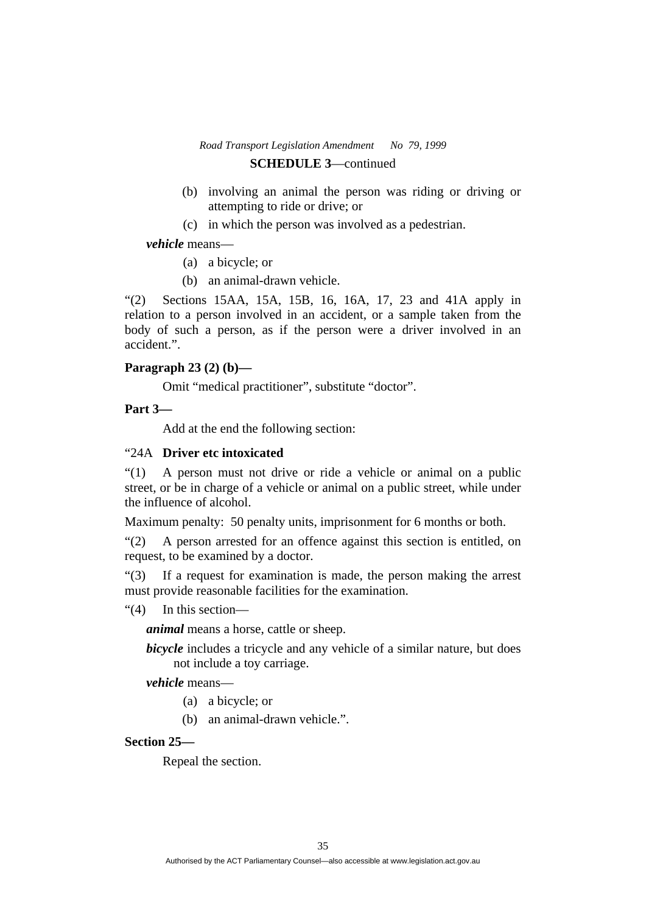**SCHEDULE 3**—continued

(b) involving an animal the person was riding or driving or attempting to ride or drive; or

(c) in which the person was involved as a pedestrian.

***vehicle*** means—

(a) a bicycle; or

(b) an animal-drawn vehicle.

"(2) Sections 15AA, 15A, 15B, 16, 16A, 17, 23 and 41A apply in relation to a person involved in an accident, or a sample taken from the body of such a person, as if the person were a driver involved in an accident.".

**Paragraph 23 (2) (b)—**

Omit "medical practitioner", substitute "doctor".

**Part 3—**

Add at the end the following section:

"24A **Driver etc intoxicated**

"(1) A person must not drive or ride a vehicle or animal on a public street, or be in charge of a vehicle or animal on a public street, while under the influence of alcohol.

Maximum penalty: 50 penalty units, imprisonment for 6 months or both.

"(2) A person arrested for an offence against this section is entitled, on request, to be examined by a doctor.

"(3) If a request for examination is made, the person making the arrest must provide reasonable facilities for the examination.

"(4) In this section—

***animal*** means a horse, cattle or sheep.

***bicycle*** includes a tricycle and any vehicle of a similar nature, but does not include a toy carriage.

***vehicle*** means—

(a) a bicycle; or

(b) an animal-drawn vehicle.".

**Section 25—**

Repeal the section.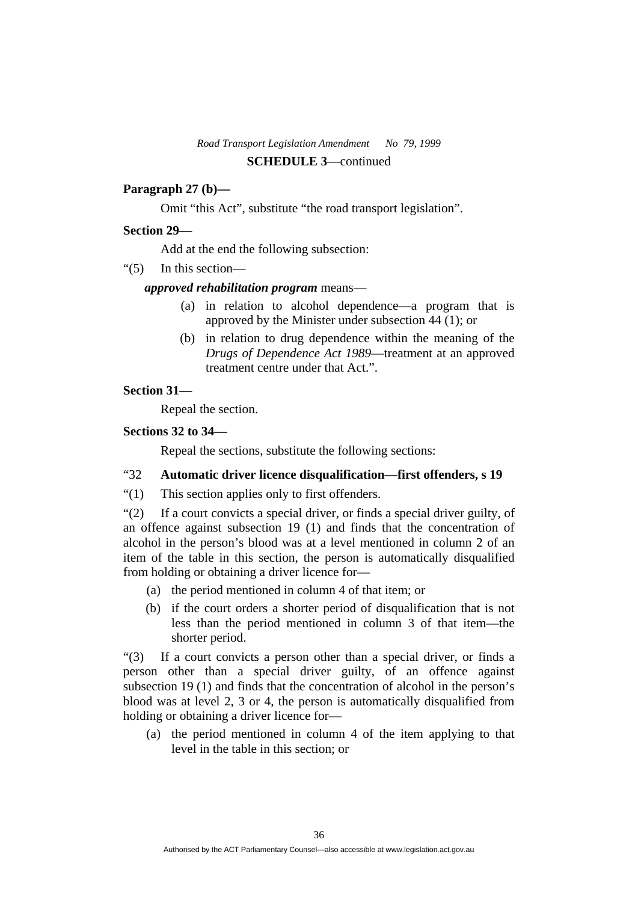**SCHEDULE 3**—continued

**Paragraph 27 (b)—**

Omit "this Act", substitute "the road transport legislation".

**Section 29—**

Add at the end the following subsection:

"(5) In this section—

***approved rehabilitation program*** means—

(a) in relation to alcohol dependence—a program that is approved by the Minister under subsection 44 (1); or

(b) in relation to drug dependence within the meaning of the *Drugs of Dependence Act 1989*—treatment at an approved treatment centre under that Act.".

**Section 31—**

Repeal the section.

**Sections 32 to 34—**

Repeal the sections, substitute the following sections:

"32 **Automatic driver licence disqualification—first offenders, s 19**

"(1) This section applies only to first offenders.

"(2) If a court convicts a special driver, or finds a special driver guilty, of an offence against subsection 19 (1) and finds that the concentration of alcohol in the person's blood was at a level mentioned in column 2 of an item of the table in this section, the person is automatically disqualified from holding or obtaining a driver licence for—

(a) the period mentioned in column 4 of that item; or

(b) if the court orders a shorter period of disqualification that is not less than the period mentioned in column 3 of that item—the shorter period.

"(3) If a court convicts a person other than a special driver, or finds a person other than a special driver guilty, of an offence against subsection 19 (1) and finds that the concentration of alcohol in the person's blood was at level 2, 3 or 4, the person is automatically disqualified from holding or obtaining a driver licence for—

(a) the period mentioned in column 4 of the item applying to that level in the table in this section; or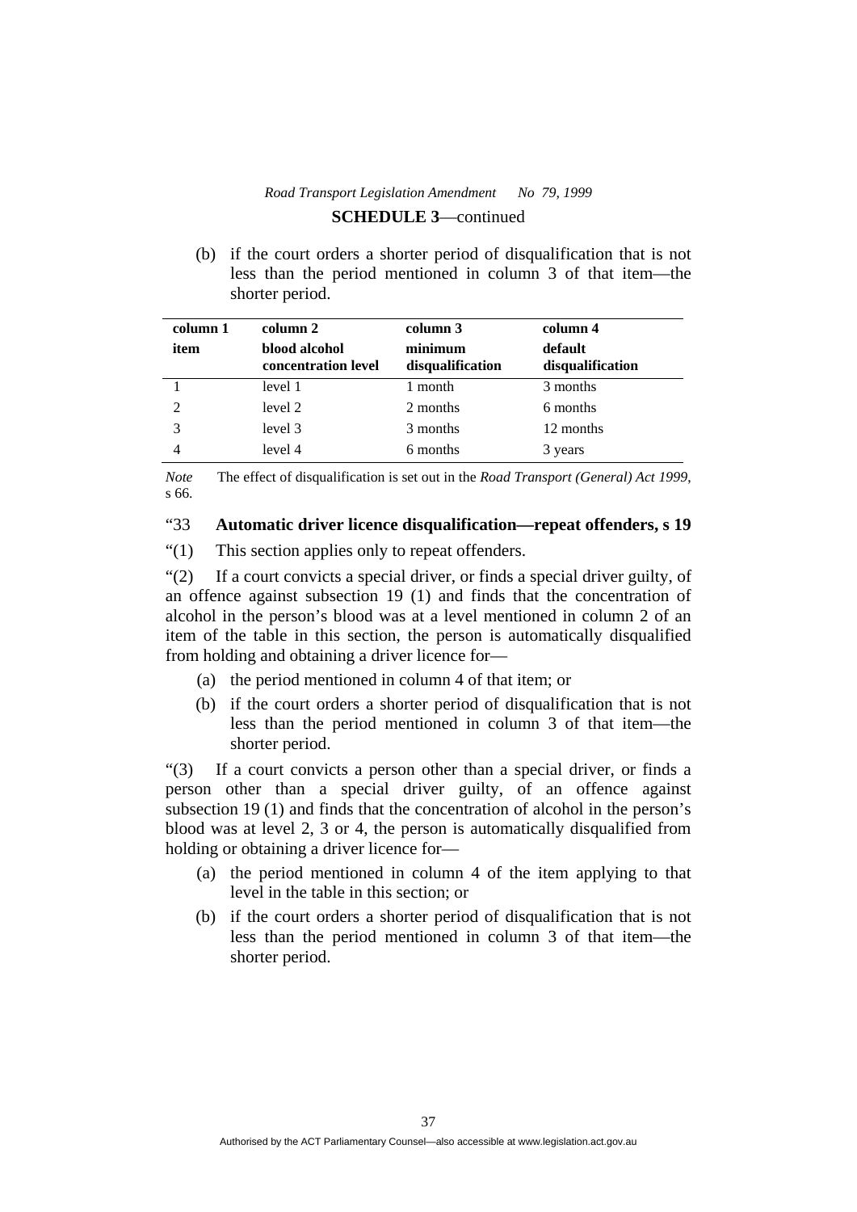(b) if the court orders a shorter period of disqualification that is not less than the period mentioned in column 3 of that item—the shorter period.

| column 1 item | column 2 blood alcohol concentration level | column 3 minimum disqualification | column 4 default disqualification |
|---|---|---|---|
| 1 | level 1 | 1 month | 3 months |
| 2 | level 2 | 2 months | 6 months |
| 3 | level 3 | 3 months | 12 months |
| 4 | level 4 | 6 months | 3 years |

*Note* The effect of disqualification is set out in the *Road Transport (General) Act 1999*, s 66.

"33 **Automatic driver licence disqualification—repeat offenders, s 19**

"(1) This section applies only to repeat offenders.

"(2) If a court convicts a special driver, or finds a special driver guilty, of an offence against subsection 19 (1) and finds that the concentration of alcohol in the person's blood was at a level mentioned in column 2 of an item of the table in this section, the person is automatically disqualified from holding and obtaining a driver licence for—

(a) the period mentioned in column 4 of that item; or

(b) if the court orders a shorter period of disqualification that is not less than the period mentioned in column 3 of that item—the shorter period.

"(3) If a court convicts a person other than a special driver, or finds a person other than a special driver guilty, of an offence against subsection 19 (1) and finds that the concentration of alcohol in the person's blood was at level 2, 3 or 4, the person is automatically disqualified from holding or obtaining a driver licence for—

(a) the period mentioned in column 4 of the item applying to that level in the table in this section; or

(b) if the court orders a shorter period of disqualification that is not less than the period mentioned in column 3 of that item—the shorter period.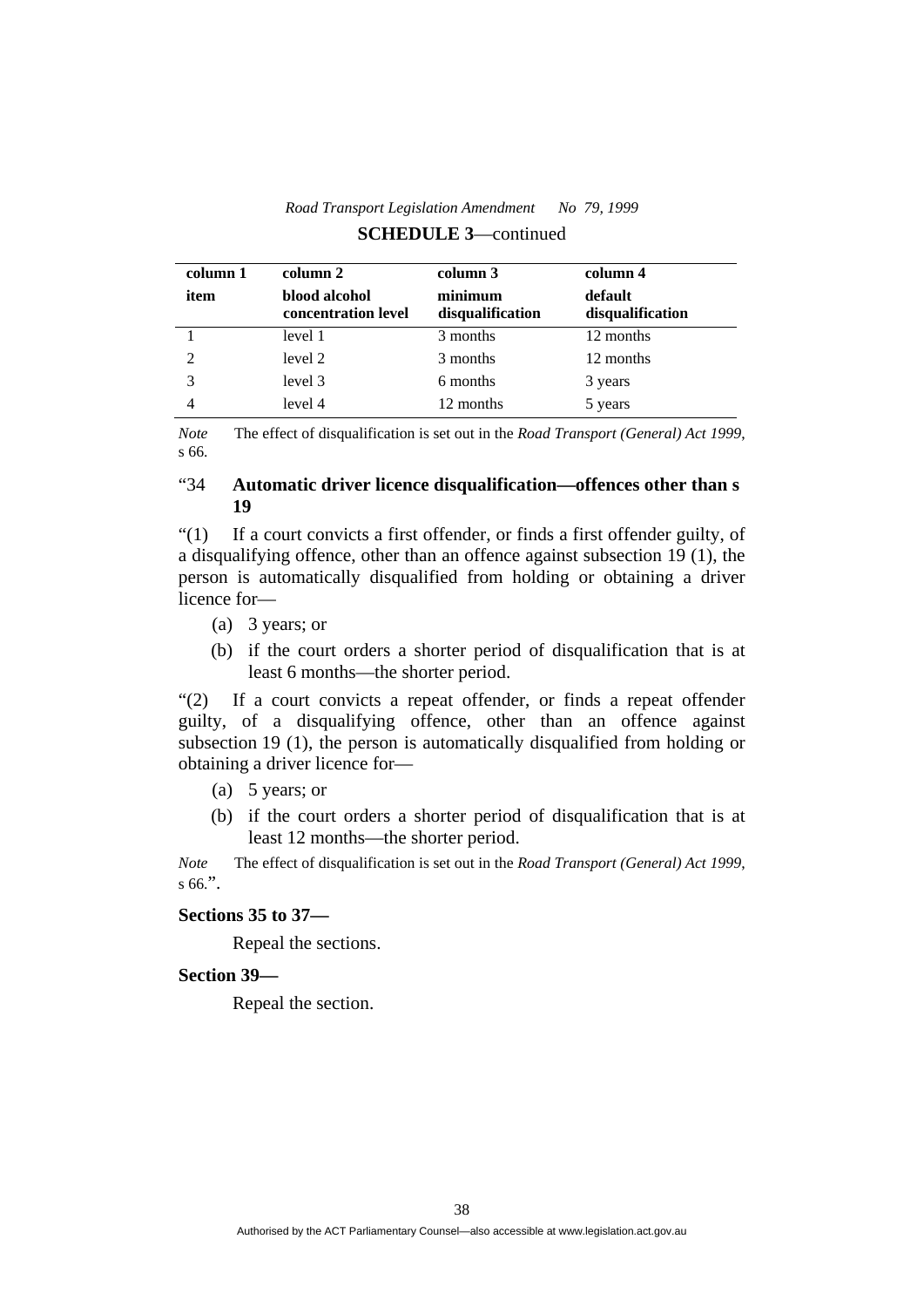| column 1 | column 2 | column 3 | column 4 |
|---|---|---|---|
| **item** | **blood alcohol concentration level** | **minimum disqualification** | **default disqualification** |
| 1 | level 1 | 3 months | 12 months |
| 2 | level 2 | 3 months | 12 months |
| 3 | level 3 | 6 months | 3 years |
| 4 | level 4 | 12 months | 5 years |

*Note* The effect of disqualification is set out in the *Road Transport (General) Act 1999*, s 66.

### "34 Automatic driver licence disqualification—offences other than s 19

"(1) If a court convicts a first offender, or finds a first offender guilty, of a disqualifying offence, other than an offence against subsection 19 (1), the person is automatically disqualified from holding or obtaining a driver licence for—

(a) 3 years; or

(b) if the court orders a shorter period of disqualification that is at least 6 months—the shorter period.

"(2) If a court convicts a repeat offender, or finds a repeat offender guilty, of a disqualifying offence, other than an offence against subsection 19 (1), the person is automatically disqualified from holding or obtaining a driver licence for—

(a) 5 years; or

(b) if the court orders a shorter period of disqualification that is at least 12 months—the shorter period.

*Note* The effect of disqualification is set out in the *Road Transport (General) Act 1999*, s 66.".

**Sections 35 to 37—**

Repeal the sections.

**Section 39—**

Repeal the section.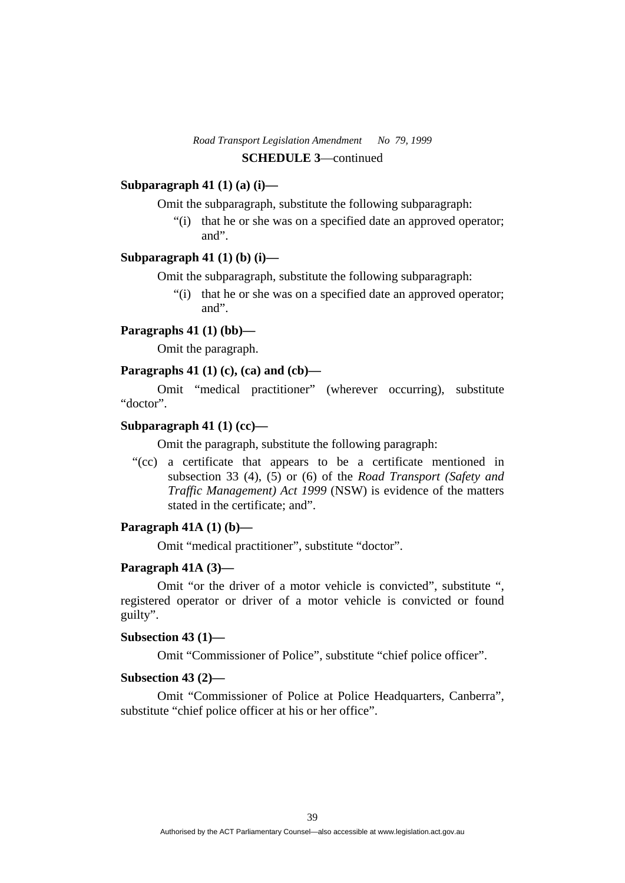**SCHEDULE 3**—continued

**Subparagraph 41 (1) (a) (i)—**

Omit the subparagraph, substitute the following subparagraph:

"(i) that he or she was on a specified date an approved operator; and".

**Subparagraph 41 (1) (b) (i)—**

Omit the subparagraph, substitute the following subparagraph:

"(i) that he or she was on a specified date an approved operator; and".

**Paragraphs 41 (1) (bb)—**

Omit the paragraph.

**Paragraphs 41 (1) (c), (ca) and (cb)—**

Omit "medical practitioner" (wherever occurring), substitute "doctor".

**Subparagraph 41 (1) (cc)—**

Omit the paragraph, substitute the following paragraph:

"(cc) a certificate that appears to be a certificate mentioned in subsection 33 (4), (5) or (6) of the *Road Transport (Safety and Traffic Management) Act 1999* (NSW) is evidence of the matters stated in the certificate; and".

**Paragraph 41A (1) (b)—**

Omit "medical practitioner", substitute "doctor".

**Paragraph 41A (3)—**

Omit "or the driver of a motor vehicle is convicted", substitute ", registered operator or driver of a motor vehicle is convicted or found guilty".

**Subsection 43 (1)—**

Omit "Commissioner of Police", substitute "chief police officer".

**Subsection 43 (2)—**

Omit "Commissioner of Police at Police Headquarters, Canberra", substitute "chief police officer at his or her office".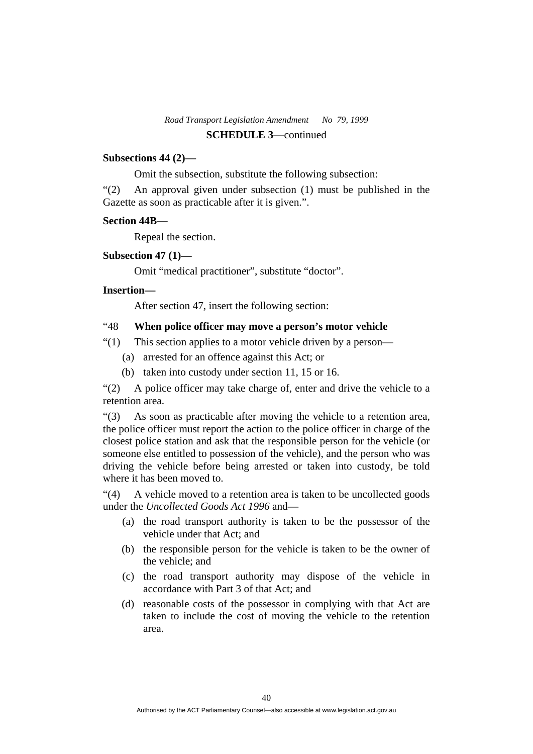**SCHEDULE 3**—continued

**Subsections 44 (2)—**

Omit the subsection, substitute the following subsection:

"(2) An approval given under subsection (1) must be published in the Gazette as soon as practicable after it is given.".

**Section 44B—**

Repeal the section.

**Subsection 47 (1)—**

Omit "medical practitioner", substitute "doctor".

**Insertion—**

After section 47, insert the following section:

"48 **When police officer may move a person's motor vehicle**

"(1) This section applies to a motor vehicle driven by a person—

(a) arrested for an offence against this Act; or

(b) taken into custody under section 11, 15 or 16.

"(2) A police officer may take charge of, enter and drive the vehicle to a retention area.

"(3) As soon as practicable after moving the vehicle to a retention area, the police officer must report the action to the police officer in charge of the closest police station and ask that the responsible person for the vehicle (or someone else entitled to possession of the vehicle), and the person who was driving the vehicle before being arrested or taken into custody, be told where it has been moved to.

"(4) A vehicle moved to a retention area is taken to be uncollected goods under the *Uncollected Goods Act 1996* and—

(a) the road transport authority is taken to be the possessor of the vehicle under that Act; and

(b) the responsible person for the vehicle is taken to be the owner of the vehicle; and

(c) the road transport authority may dispose of the vehicle in accordance with Part 3 of that Act; and

(d) reasonable costs of the possessor in complying with that Act are taken to include the cost of moving the vehicle to the retention area.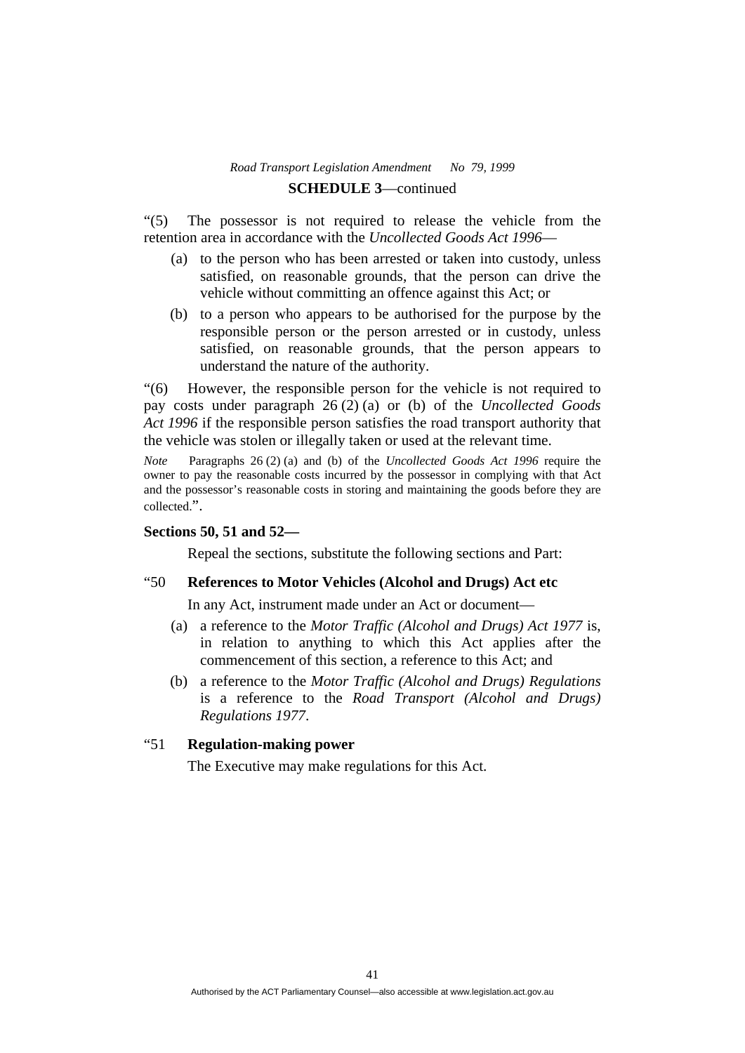"(5) The possessor is not required to release the vehicle from the retention area in accordance with the *Uncollected Goods Act 1996*—

(a) to the person who has been arrested or taken into custody, unless satisfied, on reasonable grounds, that the person can drive the vehicle without committing an offence against this Act; or

(b) to a person who appears to be authorised for the purpose by the responsible person or the person arrested or in custody, unless satisfied, on reasonable grounds, that the person appears to understand the nature of the authority.

"(6) However, the responsible person for the vehicle is not required to pay costs under paragraph 26 (2) (a) or (b) of the *Uncollected Goods Act 1996* if the responsible person satisfies the road transport authority that the vehicle was stolen or illegally taken or used at the relevant time.

*Note* Paragraphs 26 (2) (a) and (b) of the *Uncollected Goods Act 1996* require the owner to pay the reasonable costs incurred by the possessor in complying with that Act and the possessor's reasonable costs in storing and maintaining the goods before they are collected.".

**Sections 50, 51 and 52—**

Repeal the sections, substitute the following sections and Part:

"50 **References to Motor Vehicles (Alcohol and Drugs) Act etc**

In any Act, instrument made under an Act or document—

(a) a reference to the *Motor Traffic (Alcohol and Drugs) Act 1977* is, in relation to anything to which this Act applies after the commencement of this section, a reference to this Act; and

(b) a reference to the *Motor Traffic (Alcohol and Drugs) Regulations* is a reference to the *Road Transport (Alcohol and Drugs) Regulations 1977*.

"51 **Regulation-making power**

The Executive may make regulations for this Act.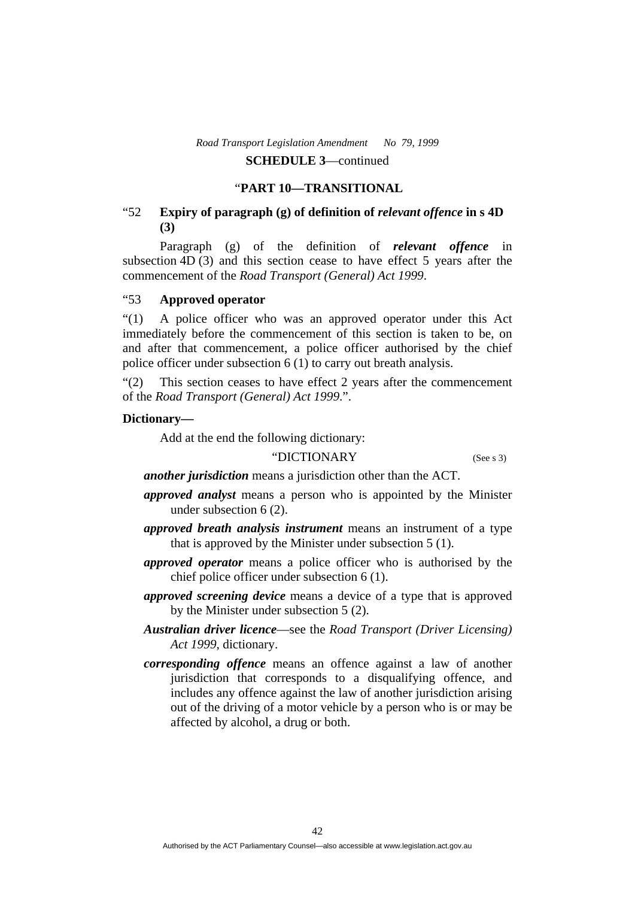**SCHEDULE 3**—continued

## “PART 10—TRANSITIONAL

### “52 Expiry of paragraph (g) of definition of *relevant offence* in s 4D (3)

Paragraph (g) of the definition of ***relevant offence*** in subsection 4D (3) and this section cease to have effect 5 years after the commencement of the *Road Transport (General) Act 1999*.

### “53 Approved operator

“(1) A police officer who was an approved operator under this Act immediately before the commencement of this section is taken to be, on and after that commencement, a police officer authorised by the chief police officer under subsection 6 (1) to carry out breath analysis.

“(2) This section ceases to have effect 2 years after the commencement of the *Road Transport (General) Act 1999*.”.

**Dictionary—**

Add at the end the following dictionary:

“DICTIONARY (See s 3)

***another jurisdiction*** means a jurisdiction other than the ACT.

***approved analyst*** means a person who is appointed by the Minister under subsection 6 (2).

***approved breath analysis instrument*** means an instrument of a type that is approved by the Minister under subsection 5 (1).

***approved operator*** means a police officer who is authorised by the chief police officer under subsection 6 (1).

***approved screening device*** means a device of a type that is approved by the Minister under subsection 5 (2).

***Australian driver licence***—see the *Road Transport (Driver Licensing) Act 1999*, dictionary.

***corresponding offence*** means an offence against a law of another jurisdiction that corresponds to a disqualifying offence, and includes any offence against the law of another jurisdiction arising out of the driving of a motor vehicle by a person who is or may be affected by alcohol, a drug or both.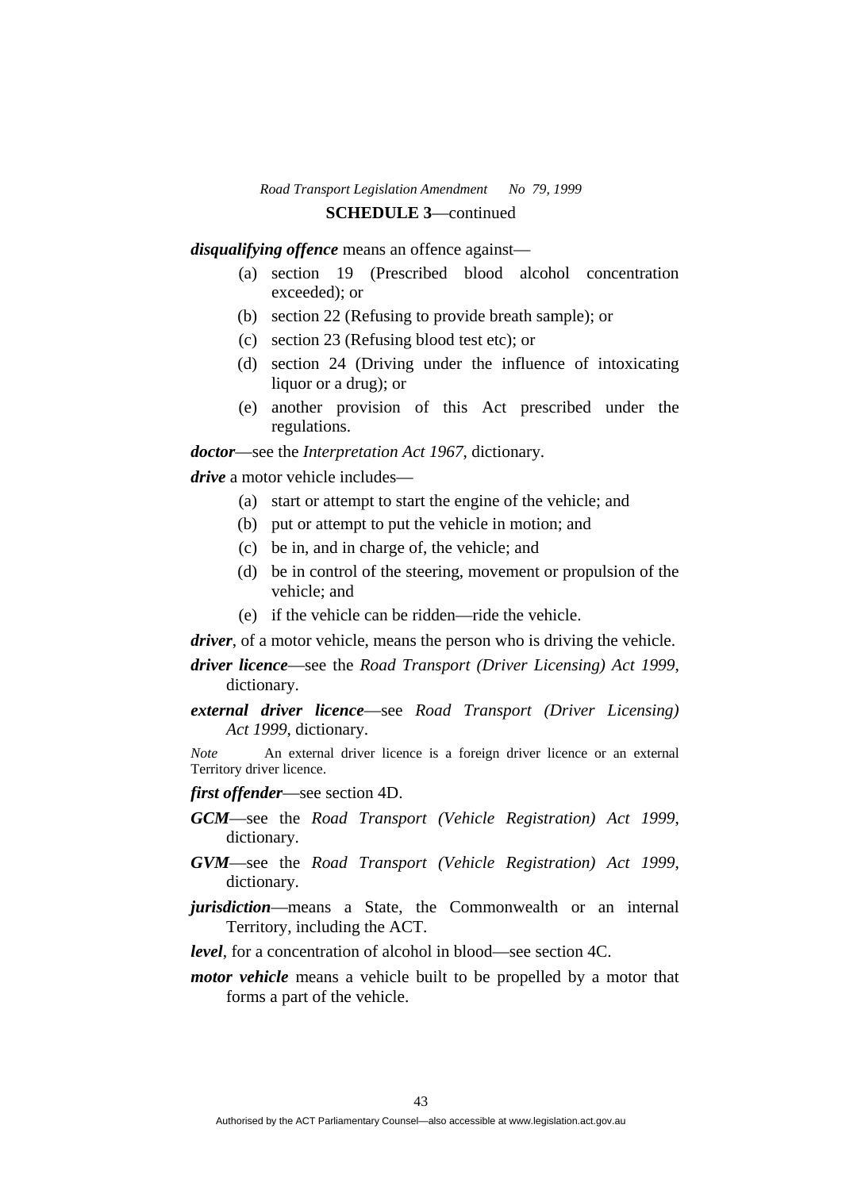**SCHEDULE 3**—continued

***disqualifying offence*** means an offence against—

- (a) section 19 (Prescribed blood alcohol concentration exceeded); or
- (b) section 22 (Refusing to provide breath sample); or
- (c) section 23 (Refusing blood test etc); or
- (d) section 24 (Driving under the influence of intoxicating liquor or a drug); or
- (e) another provision of this Act prescribed under the regulations.

***doctor***—see the *Interpretation Act 1967*, dictionary.

***drive*** a motor vehicle includes—

- (a) start or attempt to start the engine of the vehicle; and
- (b) put or attempt to put the vehicle in motion; and
- (c) be in, and in charge of, the vehicle; and
- (d) be in control of the steering, movement or propulsion of the vehicle; and
- (e) if the vehicle can be ridden—ride the vehicle.

***driver***, of a motor vehicle, means the person who is driving the vehicle.

***driver licence***—see the *Road Transport (Driver Licensing) Act 1999*, dictionary.

***external driver licence***—see *Road Transport (Driver Licensing) Act 1999*, dictionary.

*Note* An external driver licence is a foreign driver licence or an external Territory driver licence.

***first offender***—see section 4D.

***GCM***—see the *Road Transport (Vehicle Registration) Act 1999*, dictionary.

***GVM***—see the *Road Transport (Vehicle Registration) Act 1999*, dictionary.

***jurisdiction***—means a State, the Commonwealth or an internal Territory, including the ACT.

***level***, for a concentration of alcohol in blood—see section 4C.

***motor vehicle*** means a vehicle built to be propelled by a motor that forms a part of the vehicle.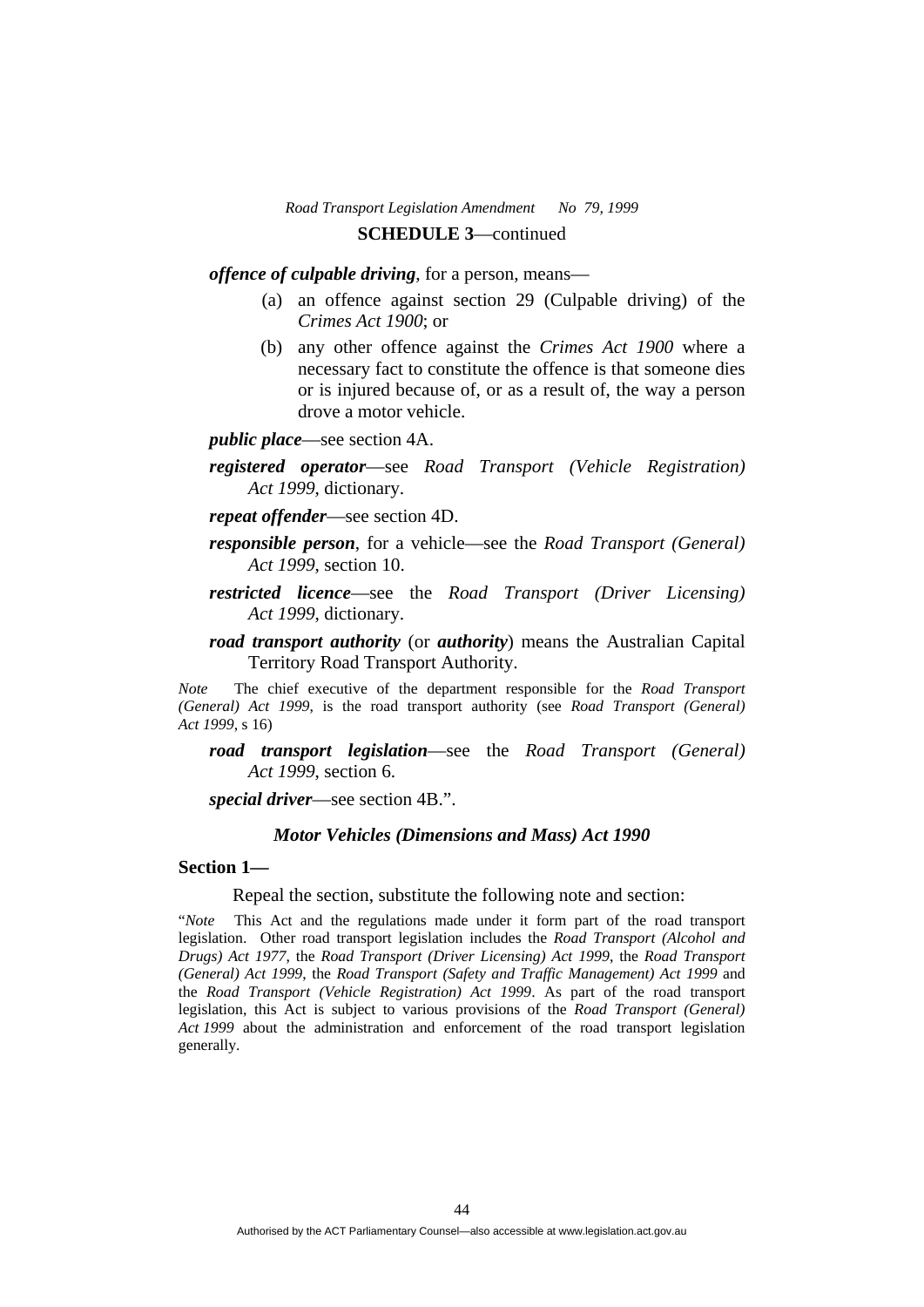**SCHEDULE 3**—continued

***offence of culpable driving***, for a person, means—

(a) an offence against section 29 (Culpable driving) of the *Crimes Act 1900*; or

(b) any other offence against the *Crimes Act 1900* where a necessary fact to constitute the offence is that someone dies or is injured because of, or as a result of, the way a person drove a motor vehicle.

***public place***—see section 4A.

***registered operator***—see *Road Transport (Vehicle Registration) Act 1999*, dictionary.

***repeat offender***—see section 4D.

***responsible person***, for a vehicle—see the *Road Transport (General) Act 1999*, section 10.

***restricted licence***—see the *Road Transport (Driver Licensing) Act 1999*, dictionary.

***road transport authority*** (or ***authority***) means the Australian Capital Territory Road Transport Authority.

*Note* The chief executive of the department responsible for the *Road Transport (General) Act 1999*, is the road transport authority (see *Road Transport (General) Act 1999*, s 16)

***road transport legislation***—see the *Road Transport (General) Act 1999*, section 6.

***special driver***—see section 4B.".

### *Motor Vehicles (Dimensions and Mass) Act 1990*

**Section 1—**

Repeal the section, substitute the following note and section:

"*Note* This Act and the regulations made under it form part of the road transport legislation. Other road transport legislation includes the *Road Transport (Alcohol and Drugs) Act 1977*, the *Road Transport (Driver Licensing) Act 1999*, the *Road Transport (General) Act 1999*, the *Road Transport (Safety and Traffic Management) Act 1999* and the *Road Transport (Vehicle Registration) Act 1999*. As part of the road transport legislation, this Act is subject to various provisions of the *Road Transport (General) Act 1999* about the administration and enforcement of the road transport legislation generally.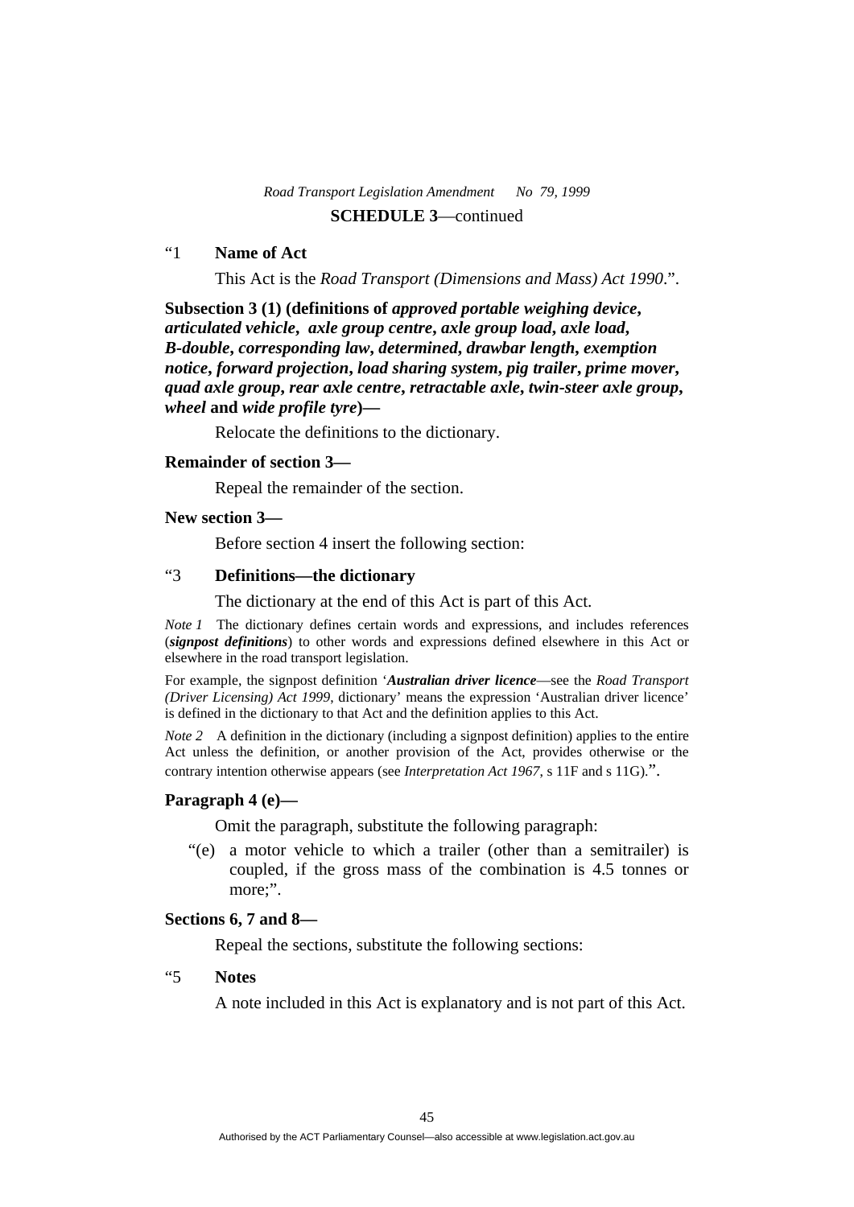"1 **Name of Act**

This Act is the *Road Transport (Dimensions and Mass) Act 1990*.".

**Subsection 3 (1) (definitions of *approved portable weighing device*, *articulated vehicle*, *axle group centre*, *axle group load*, *axle load*, *B-double*, *corresponding law*, *determined*, *drawbar length*, *exemption notice*, *forward projection*, *load sharing system*, *pig trailer*, *prime mover*, *quad axle group*, *rear axle centre*, *retractable axle*, *twin-steer axle group*, *wheel* and *wide profile tyre*)—**

Relocate the definitions to the dictionary.

**Remainder of section 3—**

Repeal the remainder of the section.

**New section 3—**

Before section 4 insert the following section:

"3 **Definitions—the dictionary**

The dictionary at the end of this Act is part of this Act.

*Note 1* The dictionary defines certain words and expressions, and includes references (***signpost definitions***) to other words and expressions defined elsewhere in this Act or elsewhere in the road transport legislation.

For example, the signpost definition '***Australian driver licence***—see the *Road Transport (Driver Licensing) Act 1999*, dictionary' means the expression 'Australian driver licence' is defined in the dictionary to that Act and the definition applies to this Act.

*Note 2* A definition in the dictionary (including a signpost definition) applies to the entire Act unless the definition, or another provision of the Act, provides otherwise or the contrary intention otherwise appears (see *Interpretation Act 1967*, s 11F and s 11G).".

**Paragraph 4 (e)—**

Omit the paragraph, substitute the following paragraph:

"(e) a motor vehicle to which a trailer (other than a semitrailer) is coupled, if the gross mass of the combination is 4.5 tonnes or more;".

**Sections 6, 7 and 8—**

Repeal the sections, substitute the following sections:

"5 **Notes**

A note included in this Act is explanatory and is not part of this Act.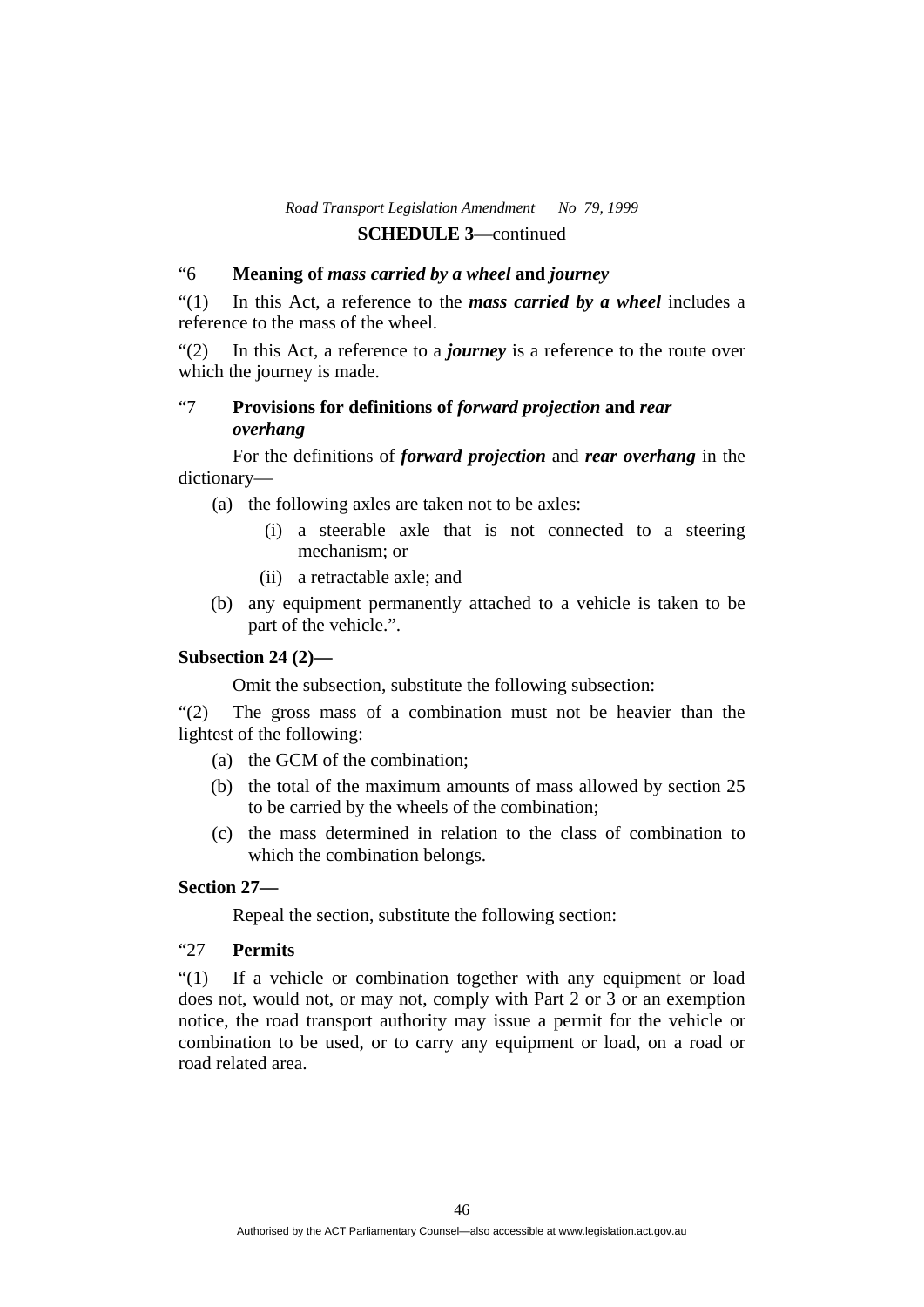**SCHEDULE 3**—continued

"6 **Meaning of *mass carried by a wheel* and *journey***

"(1) In this Act, a reference to the ***mass carried by a wheel*** includes a reference to the mass of the wheel.

"(2) In this Act, a reference to a ***journey*** is a reference to the route over which the journey is made.

"7 **Provisions for definitions of *forward projection* and *rear overhang***

For the definitions of ***forward projection*** and ***rear overhang*** in the dictionary—

(a) the following axles are taken not to be axles:

(i) a steerable axle that is not connected to a steering mechanism; or

(ii) a retractable axle; and

(b) any equipment permanently attached to a vehicle is taken to be part of the vehicle.".

**Subsection 24 (2)—**

Omit the subsection, substitute the following subsection:

"(2) The gross mass of a combination must not be heavier than the lightest of the following:

(a) the GCM of the combination;

(b) the total of the maximum amounts of mass allowed by section 25 to be carried by the wheels of the combination;

(c) the mass determined in relation to the class of combination to which the combination belongs.

**Section 27—**

Repeal the section, substitute the following section:

"27 **Permits**

"(1) If a vehicle or combination together with any equipment or load does not, would not, or may not, comply with Part 2 or 3 or an exemption notice, the road transport authority may issue a permit for the vehicle or combination to be used, or to carry any equipment or load, on a road or road related area.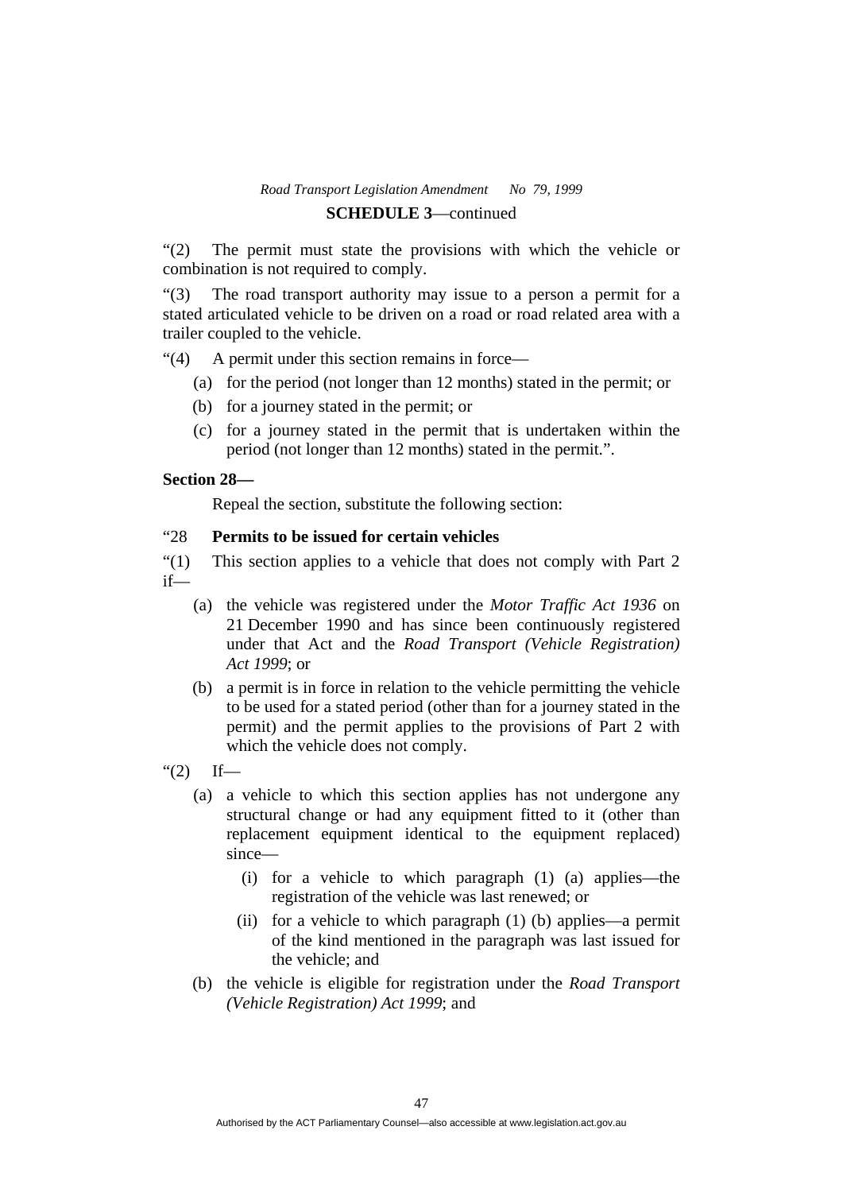**SCHEDULE 3**—continued

“(2) The permit must state the provisions with which the vehicle or combination is not required to comply.

“(3) The road transport authority may issue to a person a permit for a stated articulated vehicle to be driven on a road or road related area with a trailer coupled to the vehicle.

“(4) A permit under this section remains in force—

- (a) for the period (not longer than 12 months) stated in the permit; or
- (b) for a journey stated in the permit; or
- (c) for a journey stated in the permit that is undertaken within the period (not longer than 12 months) stated in the permit.”.

**Section 28—**

Repeal the section, substitute the following section:

“28 **Permits to be issued for certain vehicles**

“(1) This section applies to a vehicle that does not comply with Part 2 if—

- (a) the vehicle was registered under the *Motor Traffic Act 1936* on 21 December 1990 and has since been continuously registered under that Act and the *Road Transport (Vehicle Registration) Act 1999*; or
- (b) a permit is in force in relation to the vehicle permitting the vehicle to be used for a stated period (other than for a journey stated in the permit) and the permit applies to the provisions of Part 2 with which the vehicle does not comply.

“(2) If—

- (a) a vehicle to which this section applies has not undergone any structural change or had any equipment fitted to it (other than replacement equipment identical to the equipment replaced) since—
  - (i) for a vehicle to which paragraph (1) (a) applies—the registration of the vehicle was last renewed; or
  - (ii) for a vehicle to which paragraph (1) (b) applies—a permit of the kind mentioned in the paragraph was last issued for the vehicle; and
- (b) the vehicle is eligible for registration under the *Road Transport (Vehicle Registration) Act 1999*; and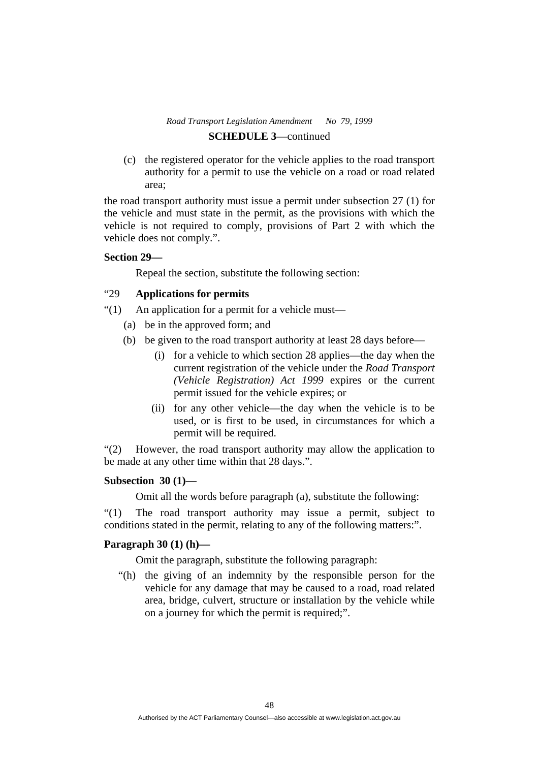(c) the registered operator for the vehicle applies to the road transport authority for a permit to use the vehicle on a road or road related area;

the road transport authority must issue a permit under subsection 27 (1) for the vehicle and must state in the permit, as the provisions with which the vehicle is not required to comply, provisions of Part 2 with which the vehicle does not comply.".

**Section 29—**

Repeal the section, substitute the following section:

"29 **Applications for permits**

"(1) An application for a permit for a vehicle must—

(a) be in the approved form; and

(b) be given to the road transport authority at least 28 days before—

(i) for a vehicle to which section 28 applies—the day when the current registration of the vehicle under the *Road Transport (Vehicle Registration) Act 1999* expires or the current permit issued for the vehicle expires; or

(ii) for any other vehicle—the day when the vehicle is to be used, or is first to be used, in circumstances for which a permit will be required.

"(2) However, the road transport authority may allow the application to be made at any other time within that 28 days.".

**Subsection 30 (1)—**

Omit all the words before paragraph (a), substitute the following:

"(1) The road transport authority may issue a permit, subject to conditions stated in the permit, relating to any of the following matters:".

**Paragraph 30 (1) (h)—**

Omit the paragraph, substitute the following paragraph:

"(h) the giving of an indemnity by the responsible person for the vehicle for any damage that may be caused to a road, road related area, bridge, culvert, structure or installation by the vehicle while on a journey for which the permit is required;".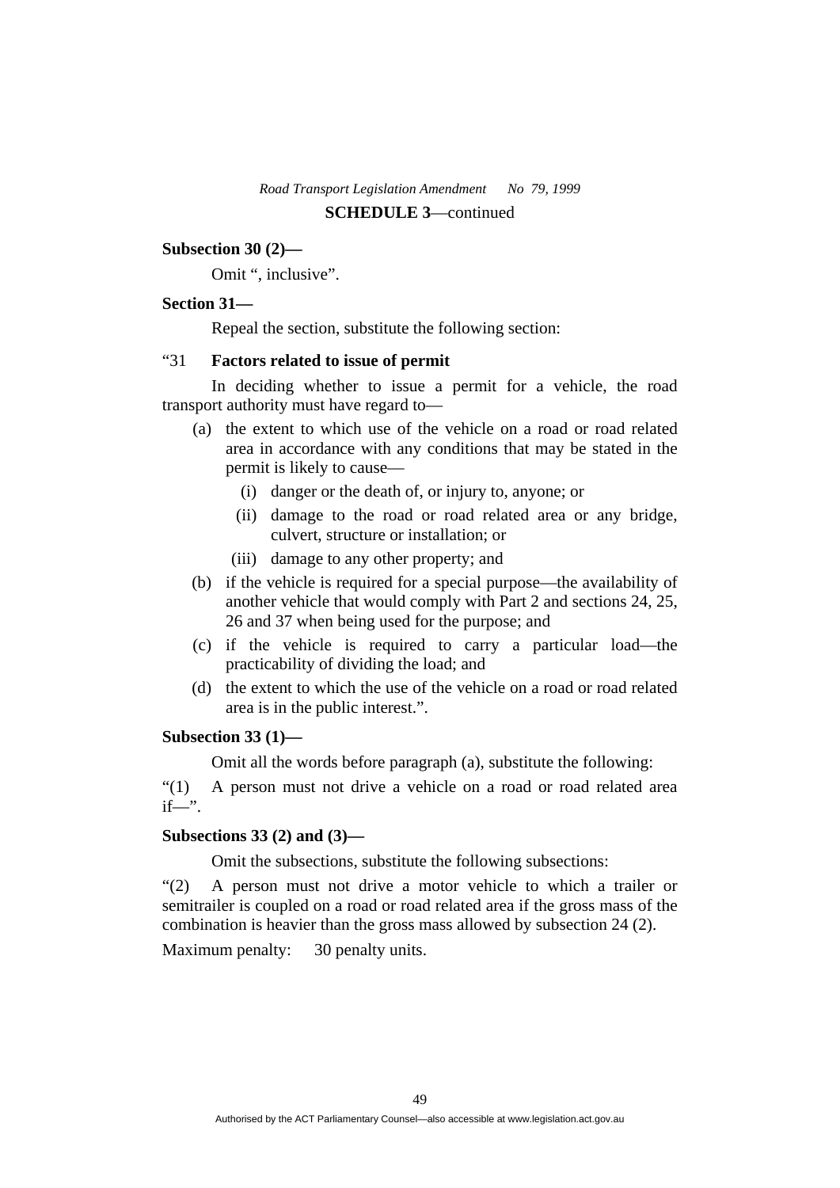**SCHEDULE 3**—continued

**Subsection 30 (2)—**

Omit ", inclusive".

**Section 31—**

Repeal the section, substitute the following section:

"31 **Factors related to issue of permit**

In deciding whether to issue a permit for a vehicle, the road transport authority must have regard to—

(a) the extent to which use of the vehicle on a road or road related area in accordance with any conditions that may be stated in the permit is likely to cause—

(i) danger or the death of, or injury to, anyone; or

(ii) damage to the road or road related area or any bridge, culvert, structure or installation; or

(iii) damage to any other property; and

(b) if the vehicle is required for a special purpose—the availability of another vehicle that would comply with Part 2 and sections 24, 25, 26 and 37 when being used for the purpose; and

(c) if the vehicle is required to carry a particular load—the practicability of dividing the load; and

(d) the extent to which the use of the vehicle on a road or road related area is in the public interest.".

**Subsection 33 (1)—**

Omit all the words before paragraph (a), substitute the following:

"(1) A person must not drive a vehicle on a road or road related area if—".

**Subsections 33 (2) and (3)—**

Omit the subsections, substitute the following subsections:

"(2) A person must not drive a motor vehicle to which a trailer or semitrailer is coupled on a road or road related area if the gross mass of the combination is heavier than the gross mass allowed by subsection 24 (2).

Maximum penalty: 30 penalty units.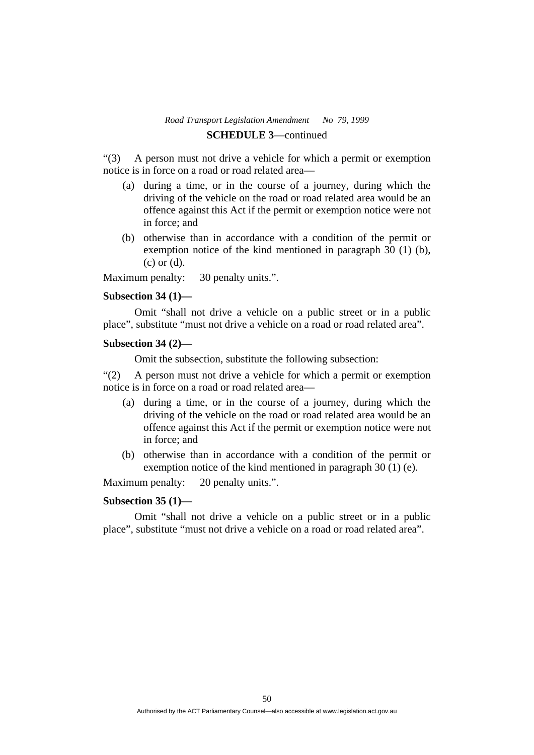"(3) A person must not drive a vehicle for which a permit or exemption notice is in force on a road or road related area—

(a) during a time, or in the course of a journey, during which the driving of the vehicle on the road or road related area would be an offence against this Act if the permit or exemption notice were not in force; and

(b) otherwise than in accordance with a condition of the permit or exemption notice of the kind mentioned in paragraph 30 (1) (b), (c) or (d).

Maximum penalty: 30 penalty units.".

**Subsection 34 (1)—**

Omit "shall not drive a vehicle on a public street or in a public place", substitute "must not drive a vehicle on a road or road related area".

**Subsection 34 (2)—**

Omit the subsection, substitute the following subsection:

"(2) A person must not drive a vehicle for which a permit or exemption notice is in force on a road or road related area—

(a) during a time, or in the course of a journey, during which the driving of the vehicle on the road or road related area would be an offence against this Act if the permit or exemption notice were not in force; and

(b) otherwise than in accordance with a condition of the permit or exemption notice of the kind mentioned in paragraph 30 (1) (e).

Maximum penalty: 20 penalty units.".

**Subsection 35 (1)—**

Omit "shall not drive a vehicle on a public street or in a public place", substitute "must not drive a vehicle on a road or road related area".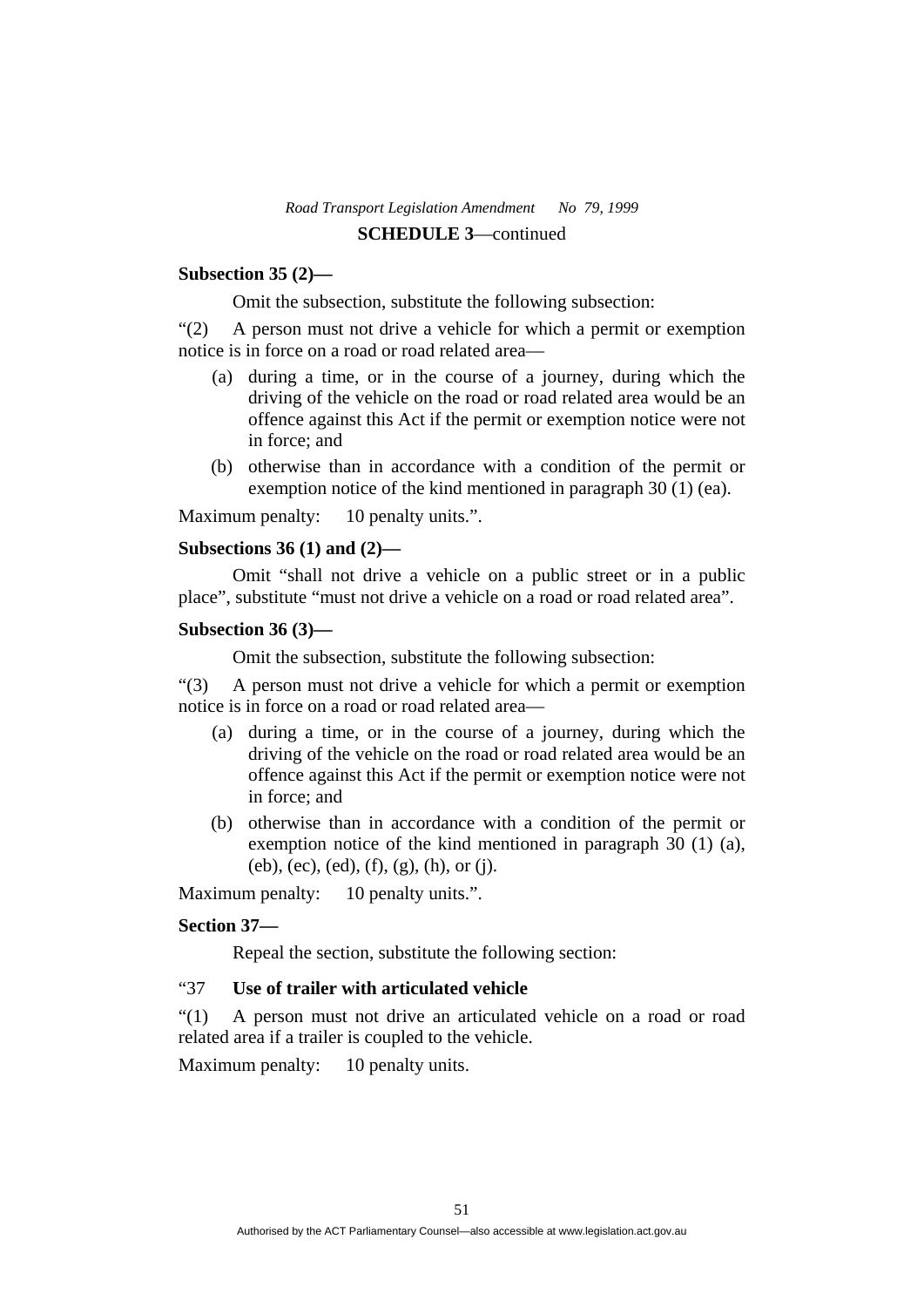**SCHEDULE 3**—continued

**Subsection 35 (2)—**

Omit the subsection, substitute the following subsection:

"(2) A person must not drive a vehicle for which a permit or exemption notice is in force on a road or road related area—

(a) during a time, or in the course of a journey, during which the driving of the vehicle on the road or road related area would be an offence against this Act if the permit or exemption notice were not in force; and

(b) otherwise than in accordance with a condition of the permit or exemption notice of the kind mentioned in paragraph 30 (1) (ea).

Maximum penalty: 10 penalty units.".

**Subsections 36 (1) and (2)—**

Omit "shall not drive a vehicle on a public street or in a public place", substitute "must not drive a vehicle on a road or road related area".

**Subsection 36 (3)—**

Omit the subsection, substitute the following subsection:

"(3) A person must not drive a vehicle for which a permit or exemption notice is in force on a road or road related area—

(a) during a time, or in the course of a journey, during which the driving of the vehicle on the road or road related area would be an offence against this Act if the permit or exemption notice were not in force; and

(b) otherwise than in accordance with a condition of the permit or exemption notice of the kind mentioned in paragraph 30 (1) (a), (eb), (ec), (ed), (f), (g), (h), or (j).

Maximum penalty: 10 penalty units.".

**Section 37—**

Repeal the section, substitute the following section:

"37 **Use of trailer with articulated vehicle**

"(1) A person must not drive an articulated vehicle on a road or road related area if a trailer is coupled to the vehicle.

Maximum penalty: 10 penalty units.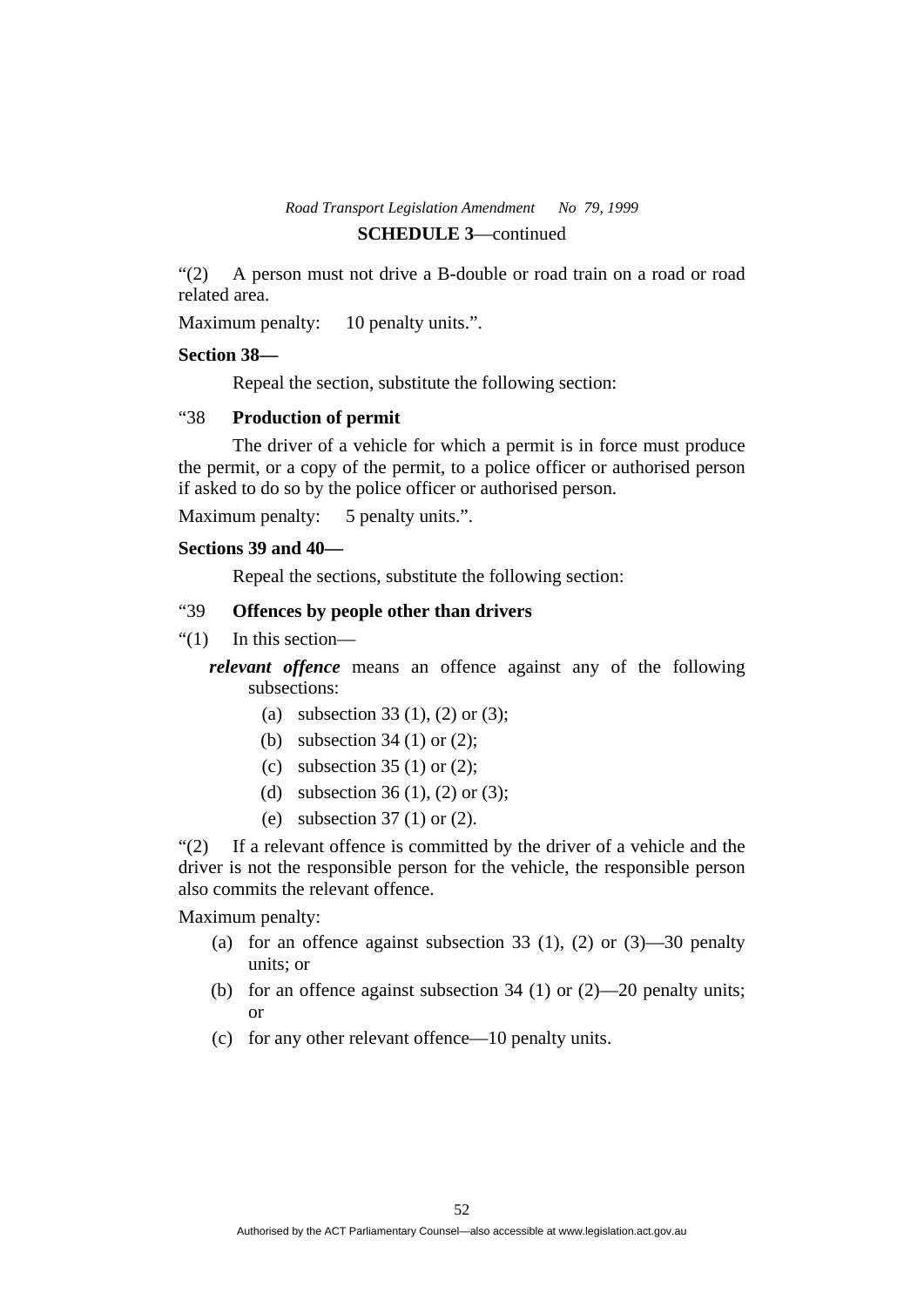"(2) A person must not drive a B-double or road train on a road or road related area.

Maximum penalty: 10 penalty units.".

**Section 38—**

Repeal the section, substitute the following section:

"38 **Production of permit**

The driver of a vehicle for which a permit is in force must produce the permit, or a copy of the permit, to a police officer or authorised person if asked to do so by the police officer or authorised person.

Maximum penalty: 5 penalty units.".

**Sections 39 and 40—**

Repeal the sections, substitute the following section:

"39 **Offences by people other than drivers**

"(1) In this section—

***relevant offence*** means an offence against any of the following subsections:

(a) subsection 33 (1), (2) or (3);

(b) subsection 34 (1) or (2);

(c) subsection 35 (1) or (2);

(d) subsection 36 (1), (2) or (3);

(e) subsection 37 (1) or (2).

"(2) If a relevant offence is committed by the driver of a vehicle and the driver is not the responsible person for the vehicle, the responsible person also commits the relevant offence.

Maximum penalty:

(a) for an offence against subsection 33 (1), (2) or (3)—30 penalty units; or

(b) for an offence against subsection 34 (1) or (2)—20 penalty units; or

(c) for any other relevant offence—10 penalty units.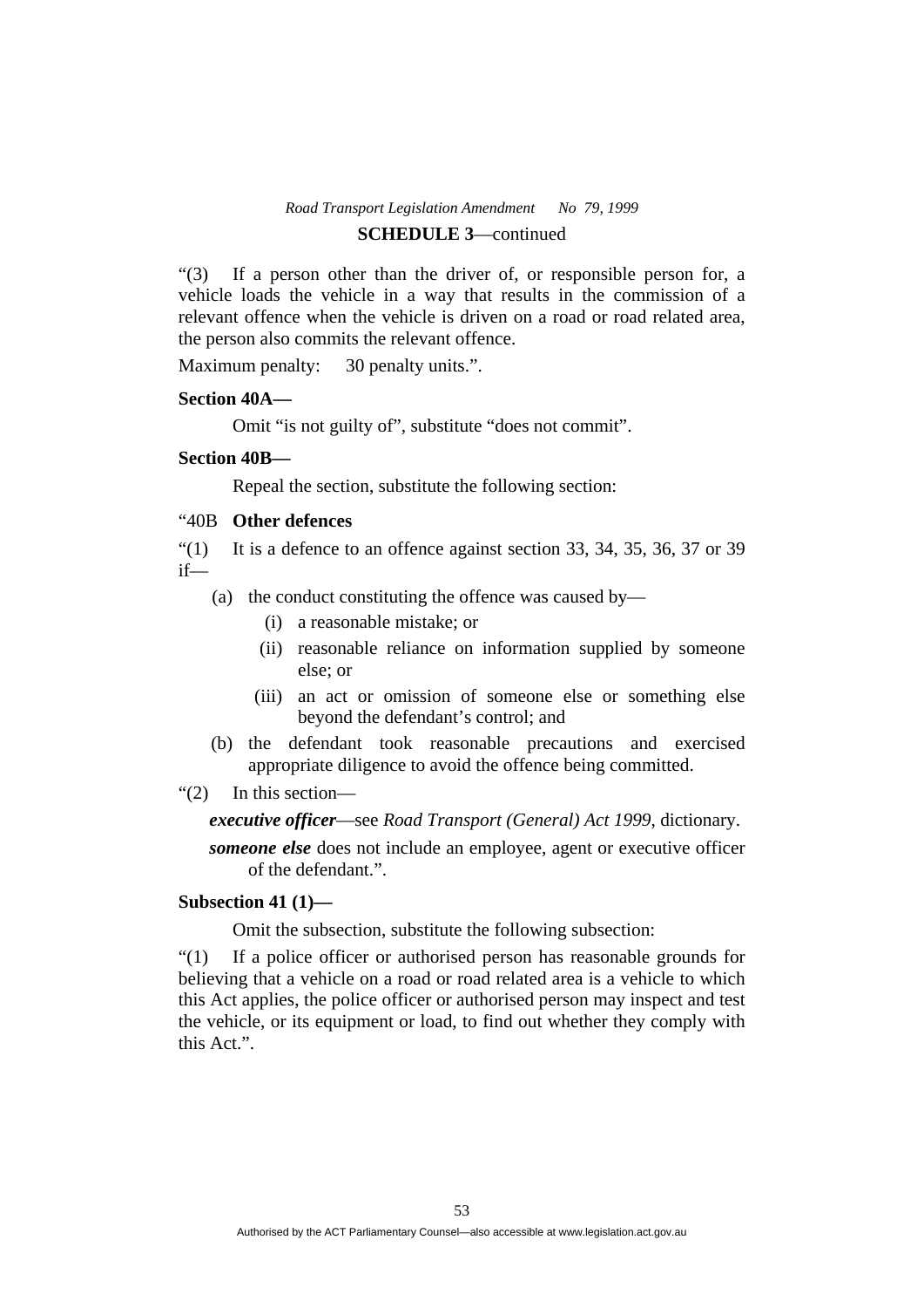**SCHEDULE 3**—continued

“(3) If a person other than the driver of, or responsible person for, a vehicle loads the vehicle in a way that results in the commission of a relevant offence when the vehicle is driven on a road or road related area, the person also commits the relevant offence.

Maximum penalty: 30 penalty units.”.

**Section 40A—**

Omit “is not guilty of”, substitute “does not commit”.

**Section 40B—**

Repeal the section, substitute the following section:

“40B **Other defences**

“(1) It is a defence to an offence against section 33, 34, 35, 36, 37 or 39 if—

(a) the conduct constituting the offence was caused by—

(i) a reasonable mistake; or

(ii) reasonable reliance on information supplied by someone else; or

(iii) an act or omission of someone else or something else beyond the defendant’s control; and

(b) the defendant took reasonable precautions and exercised appropriate diligence to avoid the offence being committed.

“(2) In this section—

***executive officer***—see *Road Transport (General) Act 1999*, dictionary.

***someone else*** does not include an employee, agent or executive officer of the defendant.”.

**Subsection 41 (1)—**

Omit the subsection, substitute the following subsection:

“(1) If a police officer or authorised person has reasonable grounds for believing that a vehicle on a road or road related area is a vehicle to which this Act applies, the police officer or authorised person may inspect and test the vehicle, or its equipment or load, to find out whether they comply with this Act.”.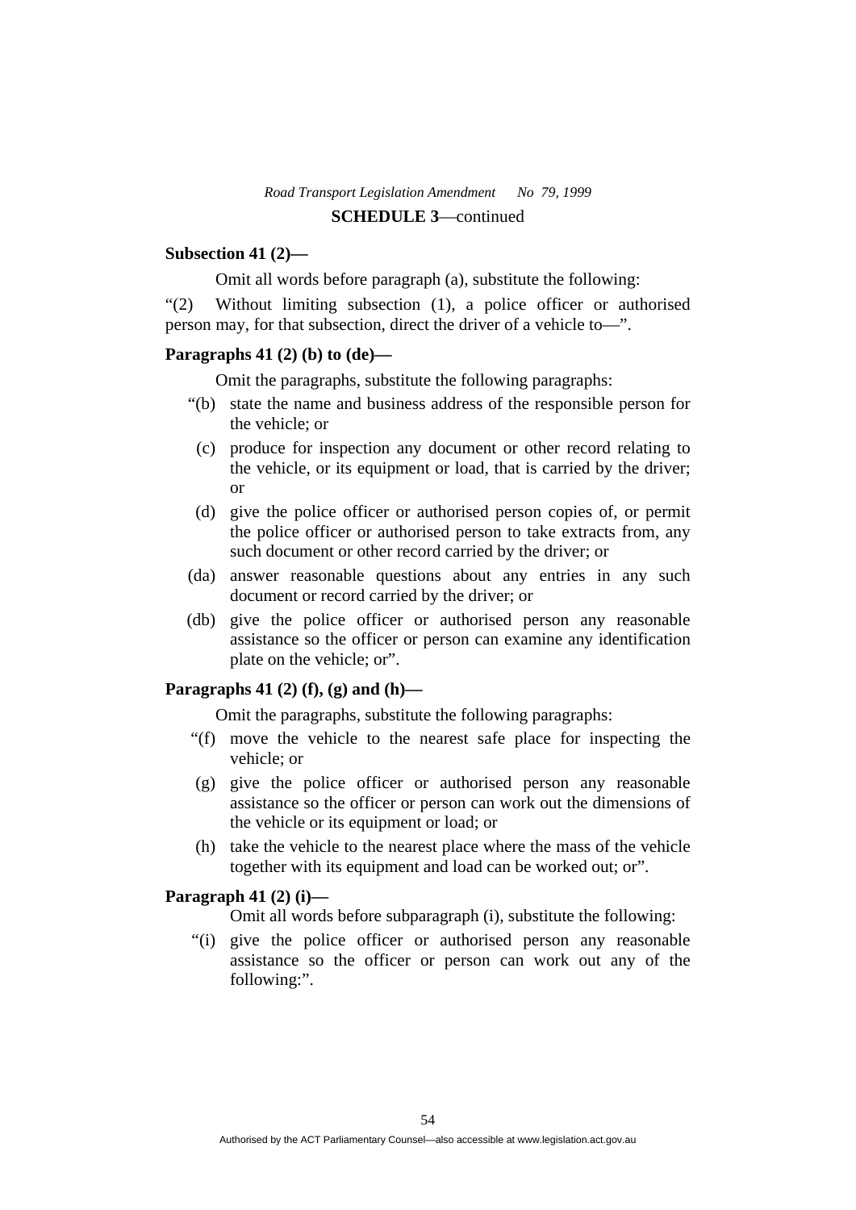**SCHEDULE 3**—continued

**Subsection 41 (2)—**

Omit all words before paragraph (a), substitute the following:

"(2) Without limiting subsection (1), a police officer or authorised person may, for that subsection, direct the driver of a vehicle to—".

**Paragraphs 41 (2) (b) to (de)—**

Omit the paragraphs, substitute the following paragraphs:

"(b) state the name and business address of the responsible person for the vehicle; or

(c) produce for inspection any document or other record relating to the vehicle, or its equipment or load, that is carried by the driver; or

(d) give the police officer or authorised person copies of, or permit the police officer or authorised person to take extracts from, any such document or other record carried by the driver; or

(da) answer reasonable questions about any entries in any such document or record carried by the driver; or

(db) give the police officer or authorised person any reasonable assistance so the officer or person can examine any identification plate on the vehicle; or".

**Paragraphs 41 (2) (f), (g) and (h)—**

Omit the paragraphs, substitute the following paragraphs:

"(f) move the vehicle to the nearest safe place for inspecting the vehicle; or

(g) give the police officer or authorised person any reasonable assistance so the officer or person can work out the dimensions of the vehicle or its equipment or load; or

(h) take the vehicle to the nearest place where the mass of the vehicle together with its equipment and load can be worked out; or".

**Paragraph 41 (2) (i)—**

Omit all words before subparagraph (i), substitute the following:

"(i) give the police officer or authorised person any reasonable assistance so the officer or person can work out any of the following:".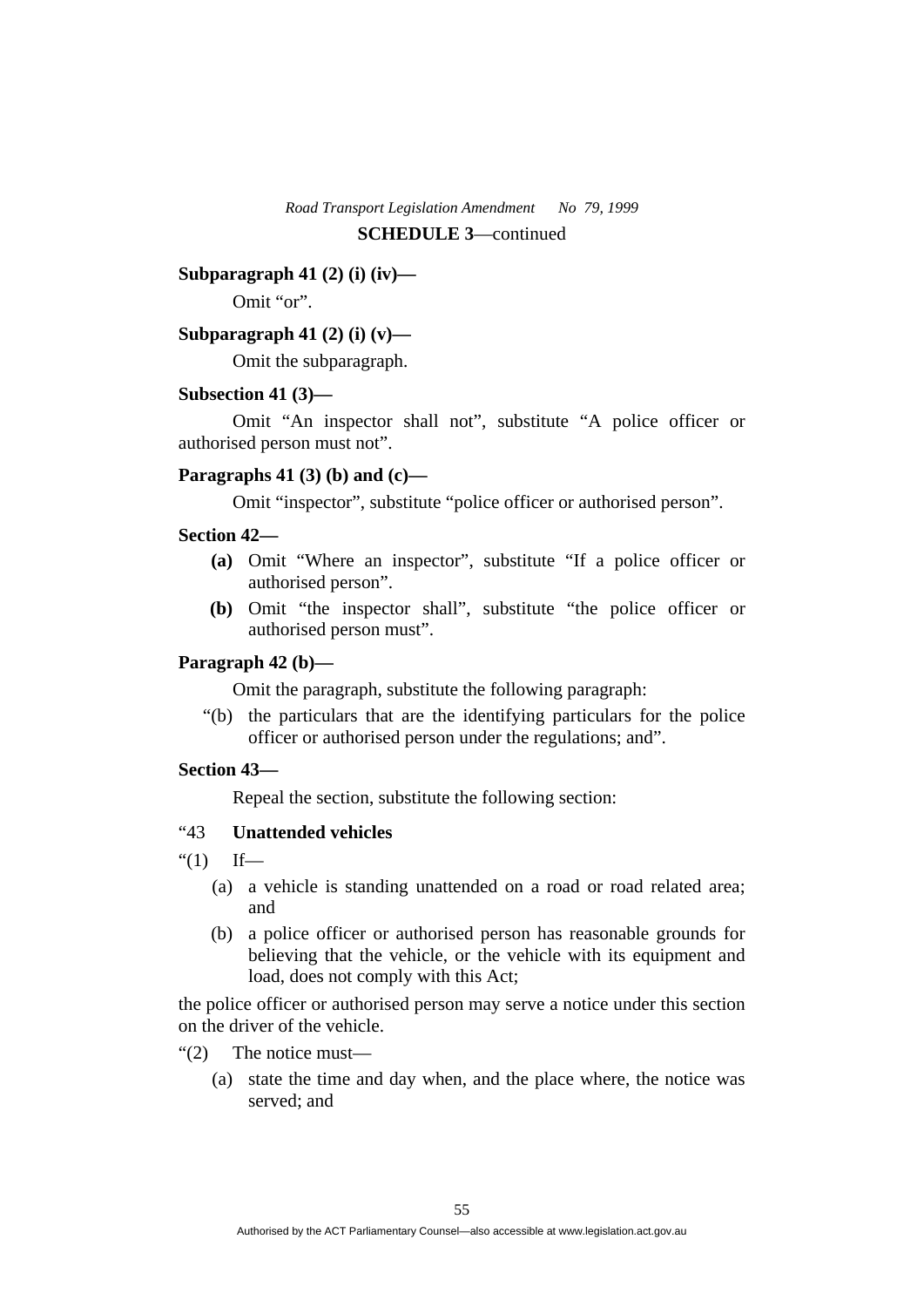**Subparagraph 41 (2) (i) (iv)—**

Omit "or".

**Subparagraph 41 (2) (i) (v)—**

Omit the subparagraph.

**Subsection 41 (3)—**

Omit "An inspector shall not", substitute "A police officer or authorised person must not".

**Paragraphs 41 (3) (b) and (c)—**

Omit "inspector", substitute "police officer or authorised person".

**Section 42—**

- **(a)** Omit "Where an inspector", substitute "If a police officer or authorised person".
- **(b)** Omit "the inspector shall", substitute "the police officer or authorised person must".

**Paragraph 42 (b)—**

Omit the paragraph, substitute the following paragraph:

"(b) the particulars that are the identifying particulars for the police officer or authorised person under the regulations; and".

**Section 43—**

Repeal the section, substitute the following section:

"43 **Unattended vehicles**

"(1) If—

- (a) a vehicle is standing unattended on a road or road related area; and
- (b) a police officer or authorised person has reasonable grounds for believing that the vehicle, or the vehicle with its equipment and load, does not comply with this Act;

the police officer or authorised person may serve a notice under this section on the driver of the vehicle.

"(2) The notice must—

- (a) state the time and day when, and the place where, the notice was served; and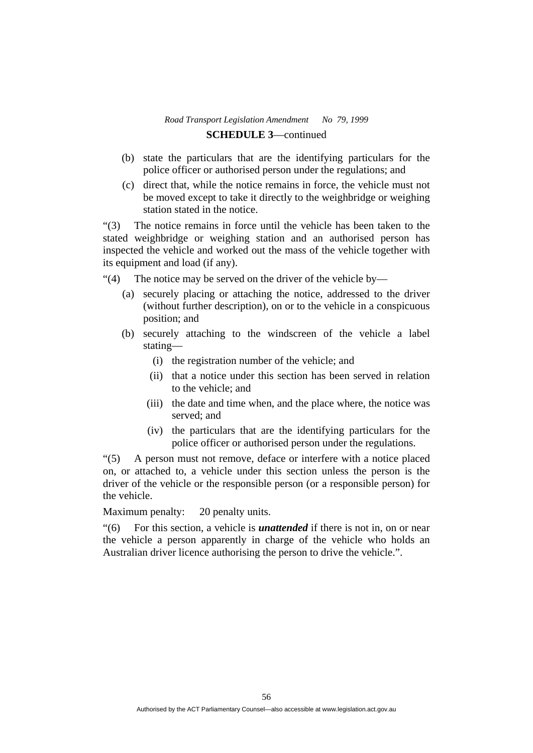**SCHEDULE 3**—continued

(b) state the particulars that are the identifying particulars for the police officer or authorised person under the regulations; and

(c) direct that, while the notice remains in force, the vehicle must not be moved except to take it directly to the weighbridge or weighing station stated in the notice.

"(3) The notice remains in force until the vehicle has been taken to the stated weighbridge or weighing station and an authorised person has inspected the vehicle and worked out the mass of the vehicle together with its equipment and load (if any).

"(4) The notice may be served on the driver of the vehicle by—

(a) securely placing or attaching the notice, addressed to the driver (without further description), on or to the vehicle in a conspicuous position; and

(b) securely attaching to the windscreen of the vehicle a label stating—

(i) the registration number of the vehicle; and

(ii) that a notice under this section has been served in relation to the vehicle; and

(iii) the date and time when, and the place where, the notice was served; and

(iv) the particulars that are the identifying particulars for the police officer or authorised person under the regulations.

"(5) A person must not remove, deface or interfere with a notice placed on, or attached to, a vehicle under this section unless the person is the driver of the vehicle or the responsible person (or a responsible person) for the vehicle.

Maximum penalty: 20 penalty units.

"(6) For this section, a vehicle is ***unattended*** if there is not in, on or near the vehicle a person apparently in charge of the vehicle who holds an Australian driver licence authorising the person to drive the vehicle.".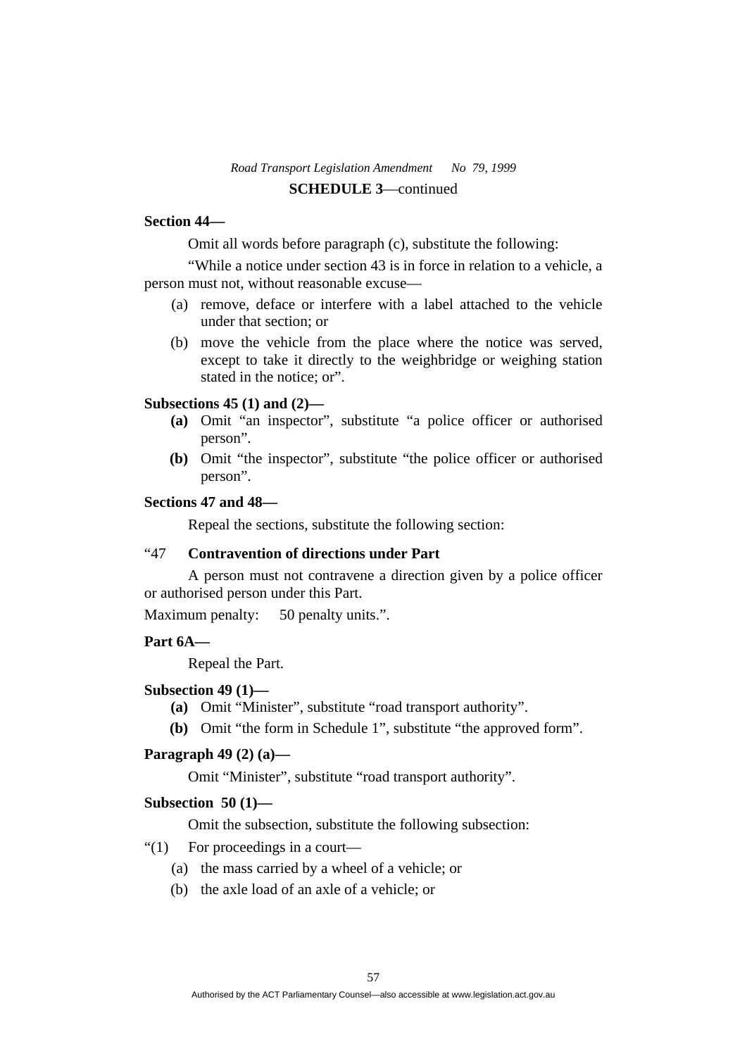**SCHEDULE 3**—continued

**Section 44—**

Omit all words before paragraph (c), substitute the following:

"While a notice under section 43 is in force in relation to a vehicle, a person must not, without reasonable excuse—

(a) remove, deface or interfere with a label attached to the vehicle under that section; or

(b) move the vehicle from the place where the notice was served, except to take it directly to the weighbridge or weighing station stated in the notice; or".

**Subsections 45 (1) and (2)—**

**(a)** Omit "an inspector", substitute "a police officer or authorised person".

**(b)** Omit "the inspector", substitute "the police officer or authorised person".

**Sections 47 and 48—**

Repeal the sections, substitute the following section:

"47 **Contravention of directions under Part**

A person must not contravene a direction given by a police officer or authorised person under this Part.

Maximum penalty: 50 penalty units.".

**Part 6A—**

Repeal the Part.

**Subsection 49 (1)—**

**(a)** Omit "Minister", substitute "road transport authority".

**(b)** Omit "the form in Schedule 1", substitute "the approved form".

**Paragraph 49 (2) (a)—**

Omit "Minister", substitute "road transport authority".

**Subsection 50 (1)—**

Omit the subsection, substitute the following subsection:

"(1) For proceedings in a court—

(a) the mass carried by a wheel of a vehicle; or

(b) the axle load of an axle of a vehicle; or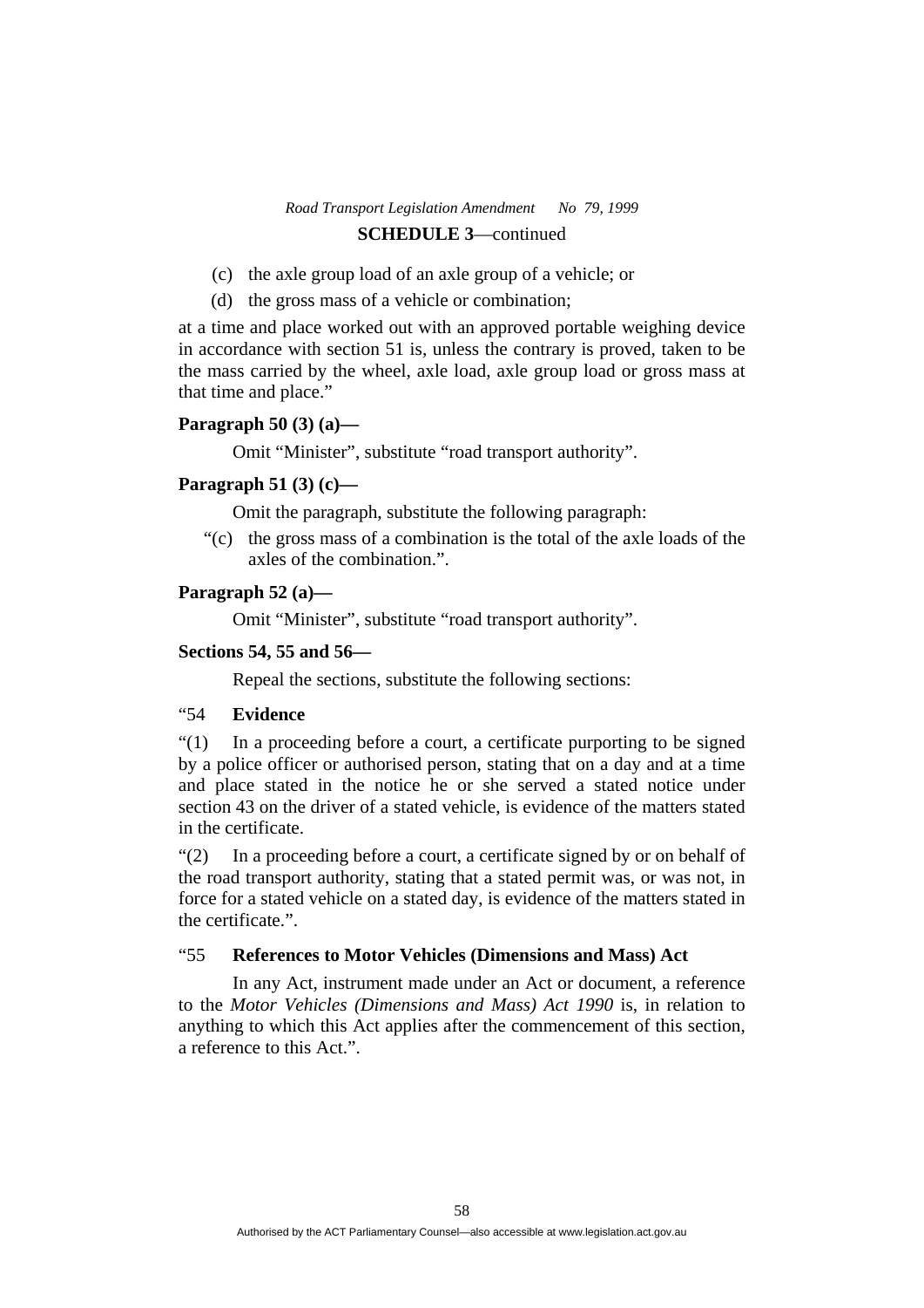**SCHEDULE 3**—continued

(c) the axle group load of an axle group of a vehicle; or

(d) the gross mass of a vehicle or combination;

at a time and place worked out with an approved portable weighing device in accordance with section 51 is, unless the contrary is proved, taken to be the mass carried by the wheel, axle load, axle group load or gross mass at that time and place."

**Paragraph 50 (3) (a)—**

Omit "Minister", substitute "road transport authority".

**Paragraph 51 (3) (c)—**

Omit the paragraph, substitute the following paragraph:

"(c) the gross mass of a combination is the total of the axle loads of the axles of the combination.".

**Paragraph 52 (a)—**

Omit "Minister", substitute "road transport authority".

**Sections 54, 55 and 56—**

Repeal the sections, substitute the following sections:

"54 **Evidence**

"(1) In a proceeding before a court, a certificate purporting to be signed by a police officer or authorised person, stating that on a day and at a time and place stated in the notice he or she served a stated notice under section 43 on the driver of a stated vehicle, is evidence of the matters stated in the certificate.

"(2) In a proceeding before a court, a certificate signed by or on behalf of the road transport authority, stating that a stated permit was, or was not, in force for a stated vehicle on a stated day, is evidence of the matters stated in the certificate.".

"55 **References to Motor Vehicles (Dimensions and Mass) Act**

In any Act, instrument made under an Act or document, a reference to the *Motor Vehicles (Dimensions and Mass) Act 1990* is, in relation to anything to which this Act applies after the commencement of this section, a reference to this Act.".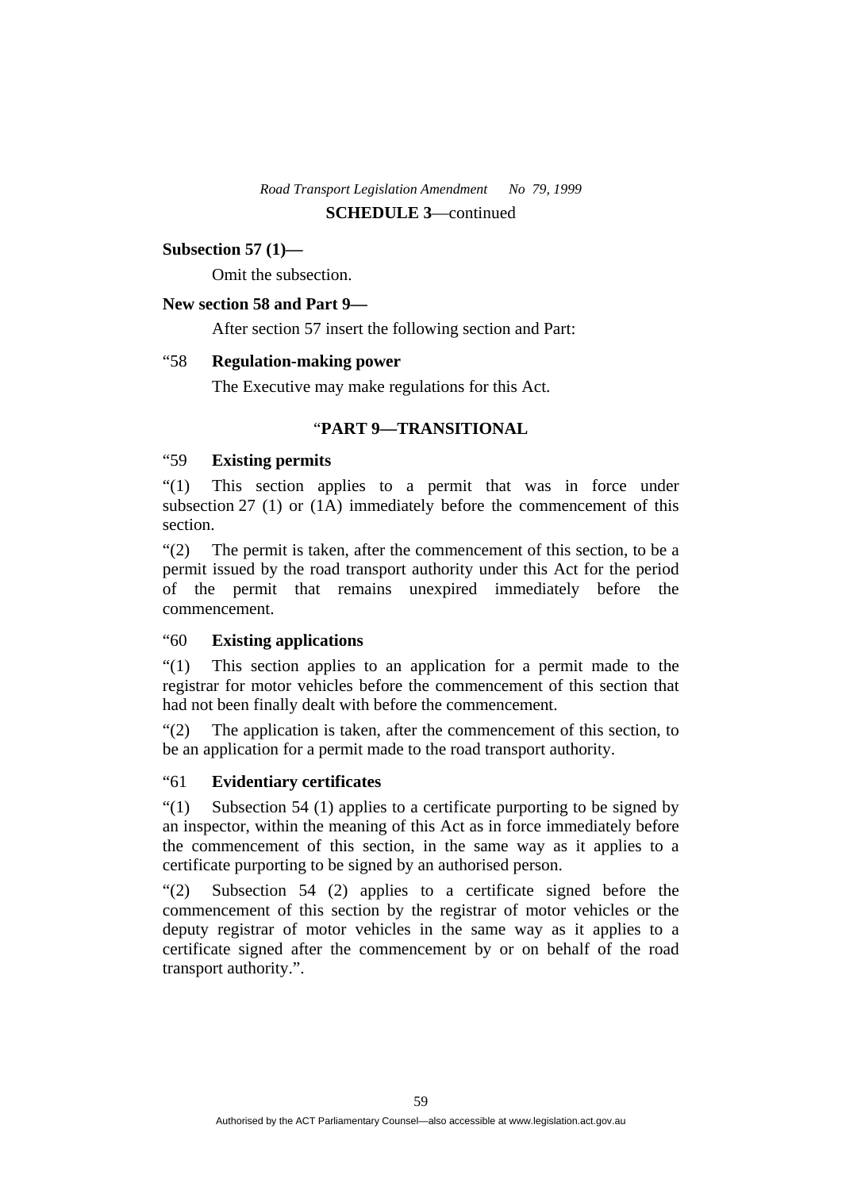**Subsection 57 (1)—**

Omit the subsection.

**New section 58 and Part 9—**

After section 57 insert the following section and Part:

"58 **Regulation-making power**

The Executive may make regulations for this Act.

"**PART 9—TRANSITIONAL**

"59 **Existing permits**

"(1) This section applies to a permit that was in force under subsection 27 (1) or (1A) immediately before the commencement of this section.

"(2) The permit is taken, after the commencement of this section, to be a permit issued by the road transport authority under this Act for the period of the permit that remains unexpired immediately before the commencement.

"60 **Existing applications**

"(1) This section applies to an application for a permit made to the registrar for motor vehicles before the commencement of this section that had not been finally dealt with before the commencement.

"(2) The application is taken, after the commencement of this section, to be an application for a permit made to the road transport authority.

"61 **Evidentiary certificates**

"(1) Subsection 54 (1) applies to a certificate purporting to be signed by an inspector, within the meaning of this Act as in force immediately before the commencement of this section, in the same way as it applies to a certificate purporting to be signed by an authorised person.

"(2) Subsection 54 (2) applies to a certificate signed before the commencement of this section by the registrar of motor vehicles or the deputy registrar of motor vehicles in the same way as it applies to a certificate signed after the commencement by or on behalf of the road transport authority.".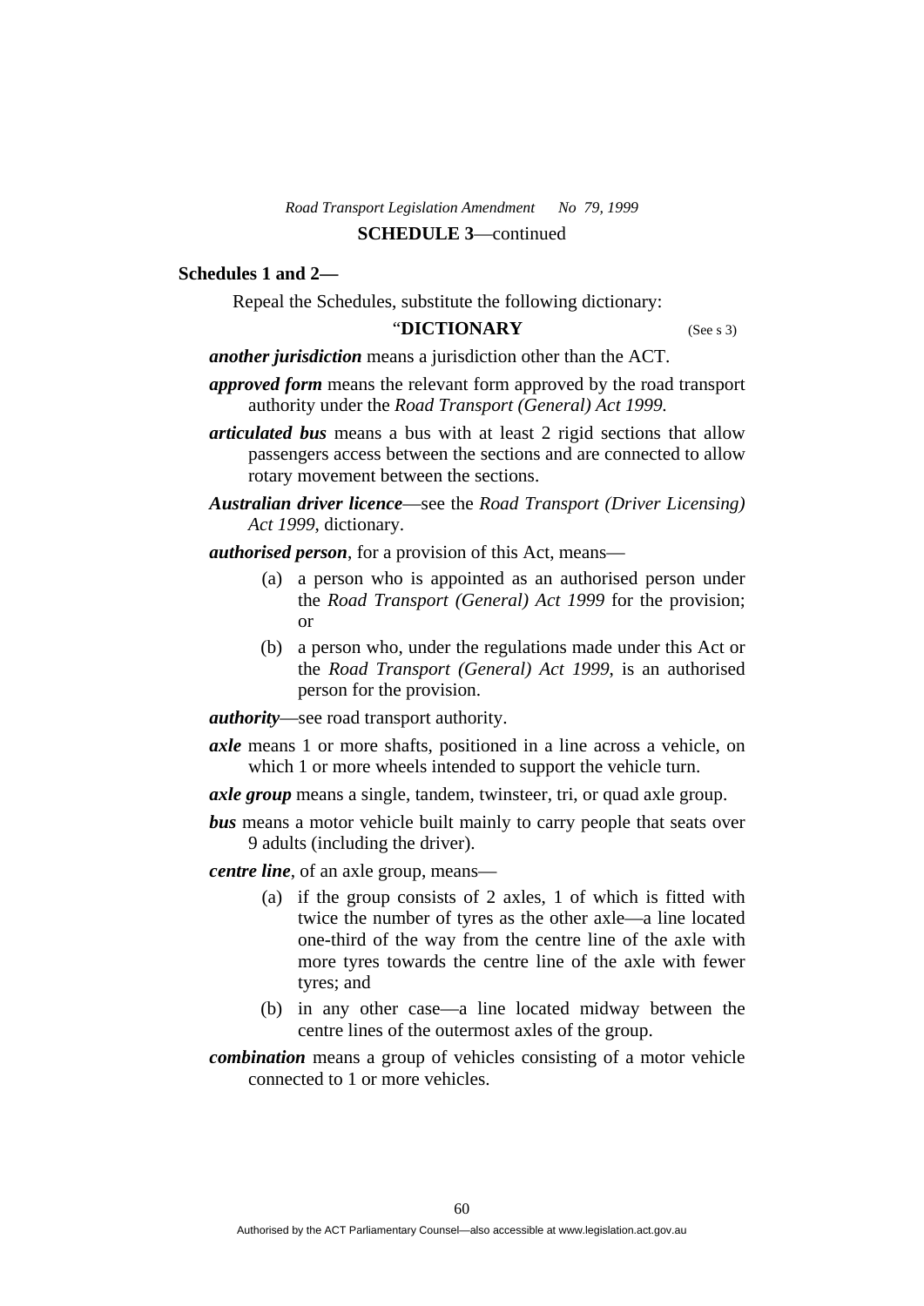**SCHEDULE 3**—continued

**Schedules 1 and 2—**

Repeal the Schedules, substitute the following dictionary:

"**DICTIONARY** (See s 3)

***another jurisdiction*** means a jurisdiction other than the ACT.

***approved form*** means the relevant form approved by the road transport authority under the *Road Transport (General) Act 1999.*

***articulated bus*** means a bus with at least 2 rigid sections that allow passengers access between the sections and are connected to allow rotary movement between the sections.

***Australian driver licence***—see the *Road Transport (Driver Licensing) Act 1999*, dictionary.

***authorised person***, for a provision of this Act, means—

(a) a person who is appointed as an authorised person under the *Road Transport (General) Act 1999* for the provision; or

(b) a person who, under the regulations made under this Act or the *Road Transport (General) Act 1999*, is an authorised person for the provision.

***authority***—see road transport authority.

***axle*** means 1 or more shafts, positioned in a line across a vehicle, on which 1 or more wheels intended to support the vehicle turn.

***axle group*** means a single, tandem, twinsteer, tri, or quad axle group.

***bus*** means a motor vehicle built mainly to carry people that seats over 9 adults (including the driver).

***centre line***, of an axle group, means—

(a) if the group consists of 2 axles, 1 of which is fitted with twice the number of tyres as the other axle—a line located one-third of the way from the centre line of the axle with more tyres towards the centre line of the axle with fewer tyres; and

(b) in any other case—a line located midway between the centre lines of the outermost axles of the group.

***combination*** means a group of vehicles consisting of a motor vehicle connected to 1 or more vehicles.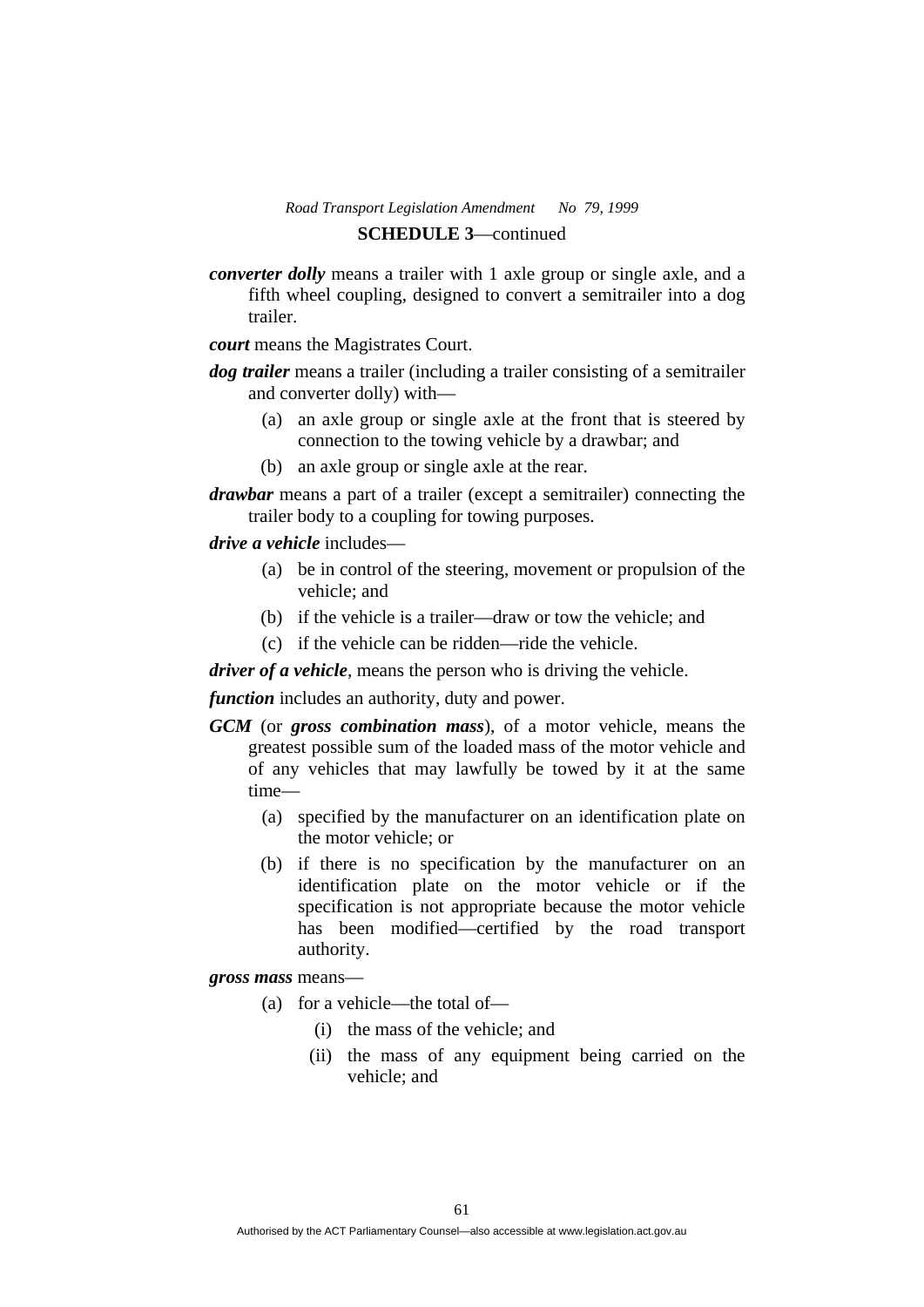**SCHEDULE 3**—continued

***converter dolly*** means a trailer with 1 axle group or single axle, and a fifth wheel coupling, designed to convert a semitrailer into a dog trailer.

***court*** means the Magistrates Court.

***dog trailer*** means a trailer (including a trailer consisting of a semitrailer and converter dolly) with—

(a) an axle group or single axle at the front that is steered by connection to the towing vehicle by a drawbar; and

(b) an axle group or single axle at the rear.

***drawbar*** means a part of a trailer (except a semitrailer) connecting the trailer body to a coupling for towing purposes.

***drive a vehicle*** includes—

(a) be in control of the steering, movement or propulsion of the vehicle; and

(b) if the vehicle is a trailer—draw or tow the vehicle; and

(c) if the vehicle can be ridden—ride the vehicle.

***driver of a vehicle***, means the person who is driving the vehicle.

***function*** includes an authority, duty and power.

***GCM*** (or ***gross combination mass***), of a motor vehicle, means the greatest possible sum of the loaded mass of the motor vehicle and of any vehicles that may lawfully be towed by it at the same time—

(a) specified by the manufacturer on an identification plate on the motor vehicle; or

(b) if there is no specification by the manufacturer on an identification plate on the motor vehicle or if the specification is not appropriate because the motor vehicle has been modified—certified by the road transport authority.

***gross mass*** means—

(a) for a vehicle—the total of—

(i) the mass of the vehicle; and

(ii) the mass of any equipment being carried on the vehicle; and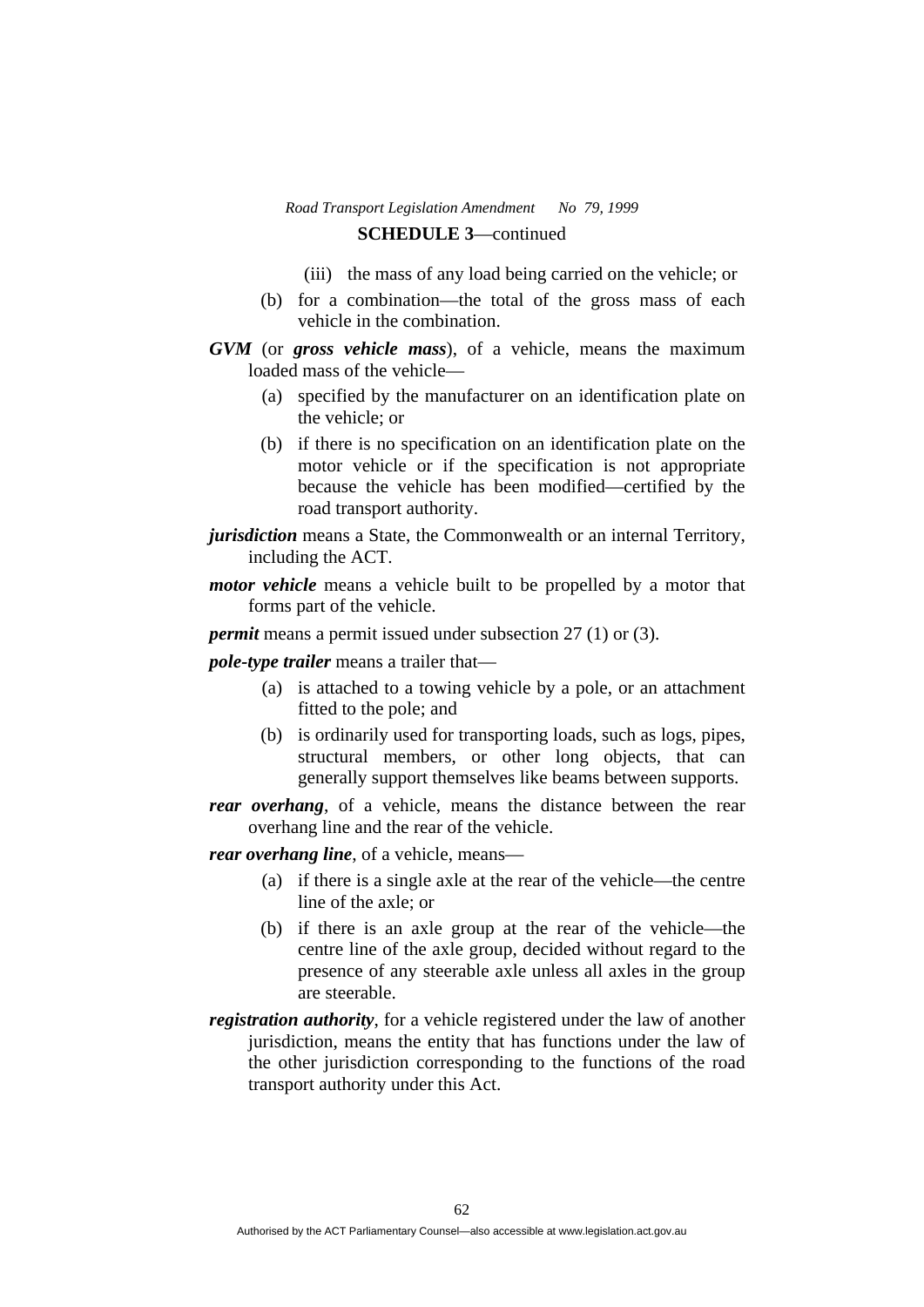**SCHEDULE 3**—continued

(iii) the mass of any load being carried on the vehicle; or

(b) for a combination—the total of the gross mass of each vehicle in the combination.

***GVM*** (or ***gross vehicle mass***), of a vehicle, means the maximum loaded mass of the vehicle—

(a) specified by the manufacturer on an identification plate on the vehicle; or

(b) if there is no specification on an identification plate on the motor vehicle or if the specification is not appropriate because the vehicle has been modified—certified by the road transport authority.

***jurisdiction*** means a State, the Commonwealth or an internal Territory, including the ACT.

***motor vehicle*** means a vehicle built to be propelled by a motor that forms part of the vehicle.

***permit*** means a permit issued under subsection 27 (1) or (3).

***pole-type trailer*** means a trailer that—

(a) is attached to a towing vehicle by a pole, or an attachment fitted to the pole; and

(b) is ordinarily used for transporting loads, such as logs, pipes, structural members, or other long objects, that can generally support themselves like beams between supports.

***rear overhang***, of a vehicle, means the distance between the rear overhang line and the rear of the vehicle.

***rear overhang line***, of a vehicle, means—

(a) if there is a single axle at the rear of the vehicle—the centre line of the axle; or

(b) if there is an axle group at the rear of the vehicle—the centre line of the axle group, decided without regard to the presence of any steerable axle unless all axles in the group are steerable.

***registration authority***, for a vehicle registered under the law of another jurisdiction, means the entity that has functions under the law of the other jurisdiction corresponding to the functions of the road transport authority under this Act.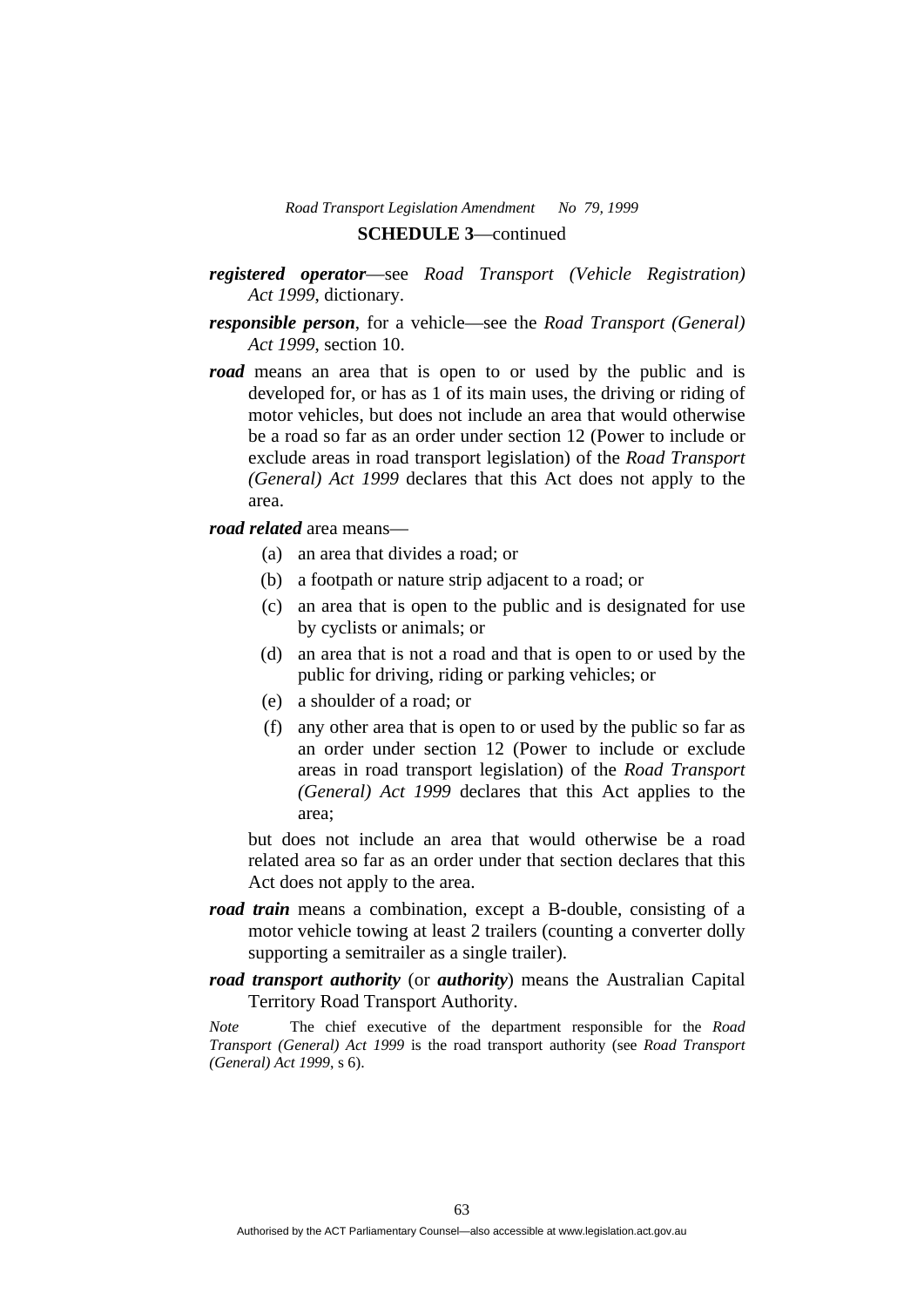**SCHEDULE 3**—continued

***registered operator***—see *Road Transport (Vehicle Registration) Act 1999*, dictionary.

***responsible person***, for a vehicle—see the *Road Transport (General) Act 1999*, section 10.

***road*** means an area that is open to or used by the public and is developed for, or has as 1 of its main uses, the driving or riding of motor vehicles, but does not include an area that would otherwise be a road so far as an order under section 12 (Power to include or exclude areas in road transport legislation) of the *Road Transport (General) Act 1999* declares that this Act does not apply to the area.

***road related*** area means—

(a) an area that divides a road; or

(b) a footpath or nature strip adjacent to a road; or

(c) an area that is open to the public and is designated for use by cyclists or animals; or

(d) an area that is not a road and that is open to or used by the public for driving, riding or parking vehicles; or

(e) a shoulder of a road; or

(f) any other area that is open to or used by the public so far as an order under section 12 (Power to include or exclude areas in road transport legislation) of the *Road Transport (General) Act 1999* declares that this Act applies to the area;

but does not include an area that would otherwise be a road related area so far as an order under that section declares that this Act does not apply to the area.

***road train*** means a combination, except a B-double, consisting of a motor vehicle towing at least 2 trailers (counting a converter dolly supporting a semitrailer as a single trailer).

***road transport authority*** (or ***authority***) means the Australian Capital Territory Road Transport Authority.

*Note* The chief executive of the department responsible for the *Road Transport (General) Act 1999* is the road transport authority (see *Road Transport (General) Act 1999*, s 6).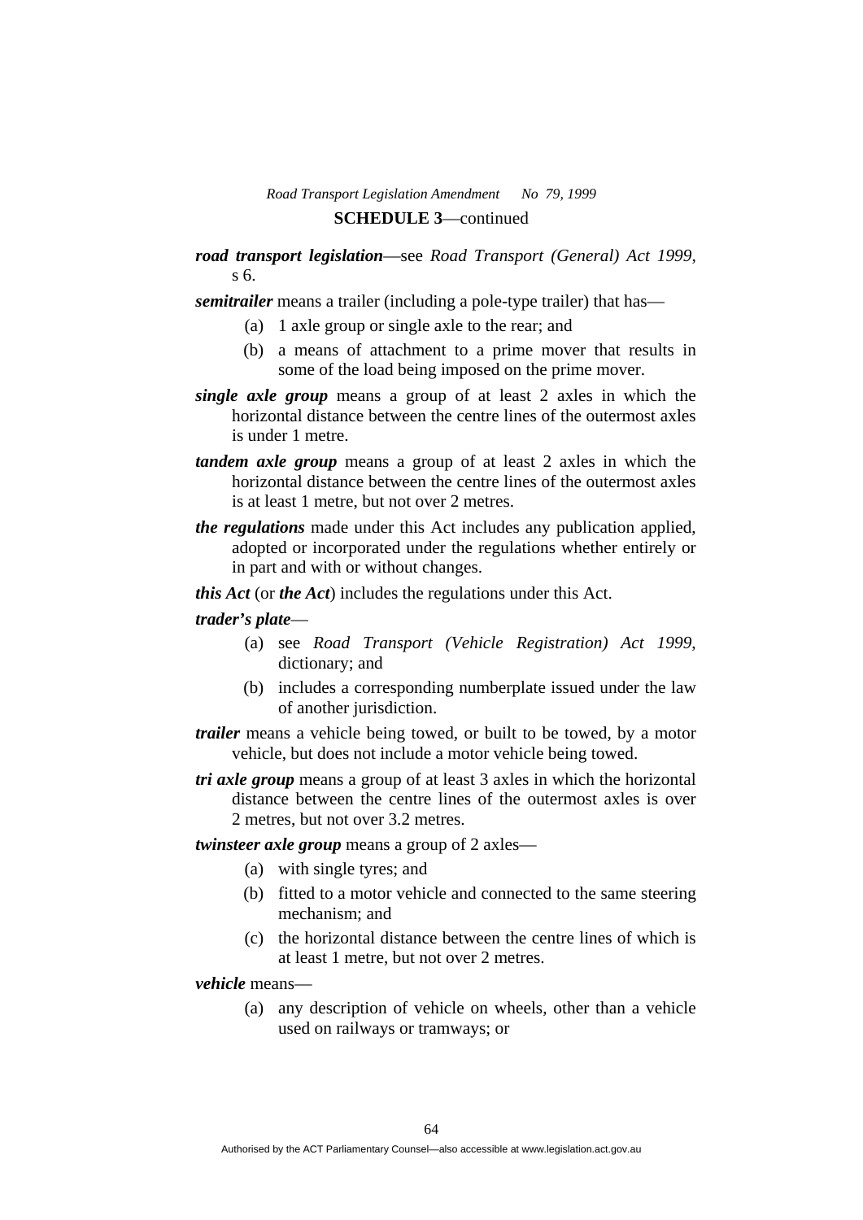**SCHEDULE 3**—continued

***road transport legislation***—see *Road Transport (General) Act 1999*, s 6.

***semitrailer*** means a trailer (including a pole-type trailer) that has—

- (a) 1 axle group or single axle to the rear; and
- (b) a means of attachment to a prime mover that results in some of the load being imposed on the prime mover.

***single axle group*** means a group of at least 2 axles in which the horizontal distance between the centre lines of the outermost axles is under 1 metre.

***tandem axle group*** means a group of at least 2 axles in which the horizontal distance between the centre lines of the outermost axles is at least 1 metre, but not over 2 metres.

***the regulations*** made under this Act includes any publication applied, adopted or incorporated under the regulations whether entirely or in part and with or without changes.

***this Act*** (or ***the Act***) includes the regulations under this Act.

***trader's plate***—

- (a) see *Road Transport (Vehicle Registration) Act 1999*, dictionary; and
- (b) includes a corresponding numberplate issued under the law of another jurisdiction.

***trailer*** means a vehicle being towed, or built to be towed, by a motor vehicle, but does not include a motor vehicle being towed.

***tri axle group*** means a group of at least 3 axles in which the horizontal distance between the centre lines of the outermost axles is over 2 metres, but not over 3.2 metres.

***twinsteer axle group*** means a group of 2 axles—

- (a) with single tyres; and
- (b) fitted to a motor vehicle and connected to the same steering mechanism; and
- (c) the horizontal distance between the centre lines of which is at least 1 metre, but not over 2 metres.

***vehicle*** means—

- (a) any description of vehicle on wheels, other than a vehicle used on railways or tramways; or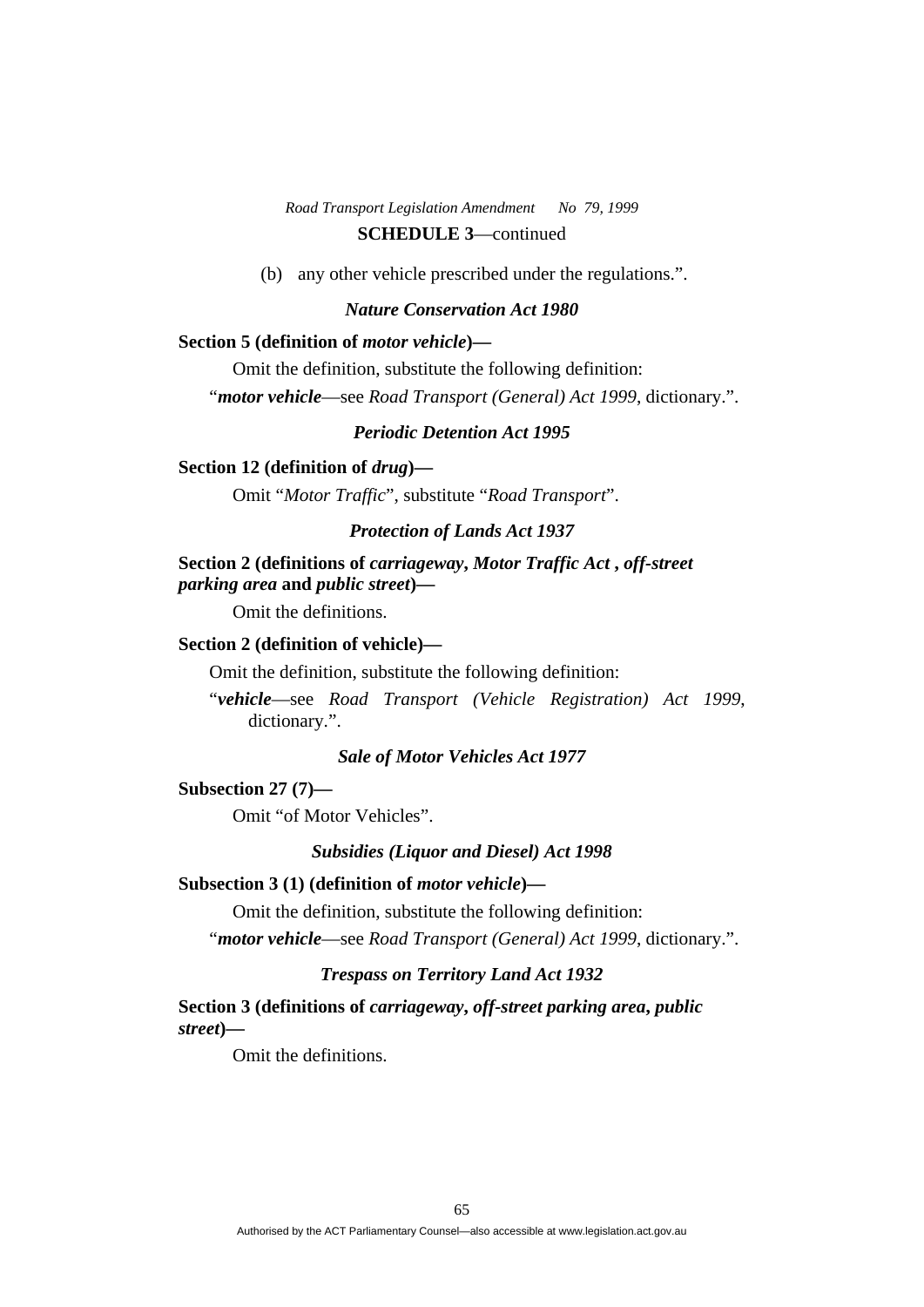**SCHEDULE 3**—continued

(b) any other vehicle prescribed under the regulations.".

### *Nature Conservation Act 1980*

**Section 5 (definition of *motor vehicle*)—**

Omit the definition, substitute the following definition:

"***motor vehicle***—see *Road Transport (General) Act 1999*, dictionary.".

### *Periodic Detention Act 1995*

**Section 12 (definition of *drug*)—**

Omit "*Motor Traffic*", substitute "*Road Transport*".

### *Protection of Lands Act 1937*

**Section 2 (definitions of *carriageway*, *Motor Traffic Act* , *off-street parking area* and *public street*)—**

Omit the definitions.

**Section 2 (definition of vehicle)—**

Omit the definition, substitute the following definition:

"***vehicle***—see *Road Transport (Vehicle Registration) Act 1999*, dictionary.".

### *Sale of Motor Vehicles Act 1977*

**Subsection 27 (7)—**

Omit "of Motor Vehicles".

### *Subsidies (Liquor and Diesel) Act 1998*

**Subsection 3 (1) (definition of *motor vehicle*)—**

Omit the definition, substitute the following definition:

"***motor vehicle***—see *Road Transport (General) Act 1999*, dictionary.".

### *Trespass on Territory Land Act 1932*

**Section 3 (definitions of *carriageway*, *off-street parking area*, *public street*)—**

Omit the definitions.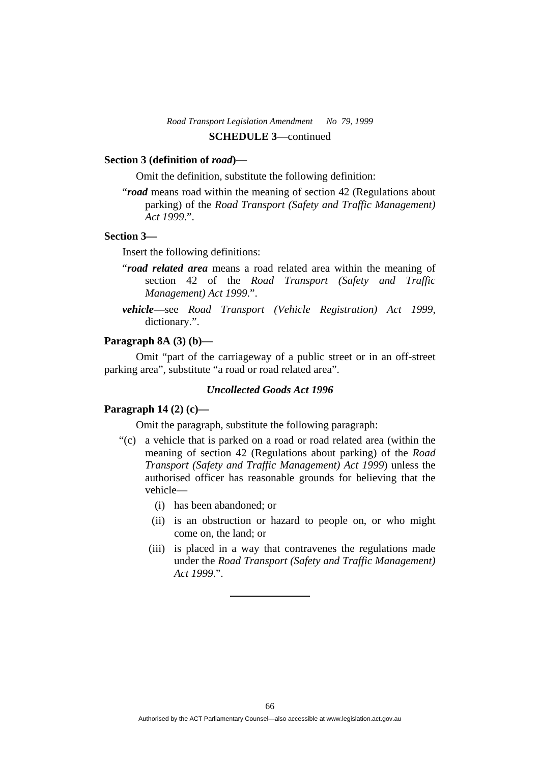**SCHEDULE 3**—continued

**Section 3 (definition of *road*)—**

Omit the definition, substitute the following definition:

"***road*** means road within the meaning of section 42 (Regulations about parking) of the *Road Transport (Safety and Traffic Management) Act 1999*.".

**Section 3—**

Insert the following definitions:

"***road related area*** means a road related area within the meaning of section 42 of the *Road Transport (Safety and Traffic Management) Act 1999*.".

***vehicle***—see *Road Transport (Vehicle Registration) Act 1999*, dictionary.".

**Paragraph 8A (3) (b)—**

Omit "part of the carriageway of a public street or in an off-street parking area", substitute "a road or road related area".

***Uncollected Goods Act 1996***

**Paragraph 14 (2) (c)—**

Omit the paragraph, substitute the following paragraph:

"(c) a vehicle that is parked on a road or road related area (within the meaning of section 42 (Regulations about parking) of the *Road Transport (Safety and Traffic Management) Act 1999*) unless the authorised officer has reasonable grounds for believing that the vehicle—

(i) has been abandoned; or

(ii) is an obstruction or hazard to people on, or who might come on, the land; or

(iii) is placed in a way that contravenes the regulations made under the *Road Transport (Safety and Traffic Management) Act 1999*.".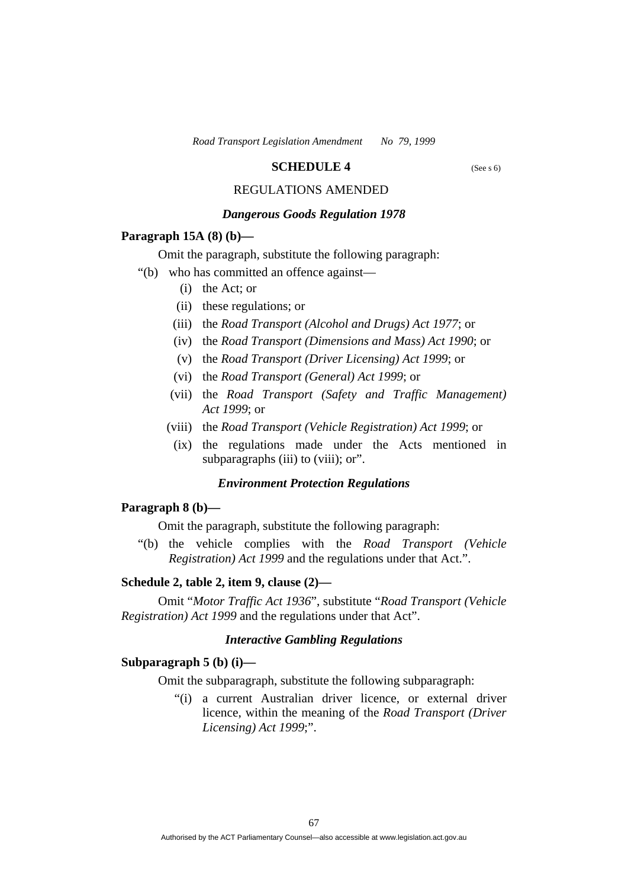## SCHEDULE 4

(See s 6)

REGULATIONS AMENDED

### *Dangerous Goods Regulation 1978*

**Paragraph 15A (8) (b)—**

Omit the paragraph, substitute the following paragraph:

"(b) who has committed an offence against—

(i) the Act; or

(ii) these regulations; or

(iii) the *Road Transport (Alcohol and Drugs) Act 1977*; or

(iv) the *Road Transport (Dimensions and Mass) Act 1990*; or

(v) the *Road Transport (Driver Licensing) Act 1999*; or

(vi) the *Road Transport (General) Act 1999*; or

(vii) the *Road Transport (Safety and Traffic Management) Act 1999*; or

(viii) the *Road Transport (Vehicle Registration) Act 1999*; or

(ix) the regulations made under the Acts mentioned in subparagraphs (iii) to (viii); or".

### *Environment Protection Regulations*

**Paragraph 8 (b)—**

Omit the paragraph, substitute the following paragraph:

"(b) the vehicle complies with the *Road Transport (Vehicle Registration) Act 1999* and the regulations under that Act.".

**Schedule 2, table 2, item 9, clause (2)—**

Omit "*Motor Traffic Act 1936*", substitute "*Road Transport (Vehicle Registration) Act 1999* and the regulations under that Act".

### *Interactive Gambling Regulations*

**Subparagraph 5 (b) (i)—**

Omit the subparagraph, substitute the following subparagraph:

"(i) a current Australian driver licence, or external driver licence, within the meaning of the *Road Transport (Driver Licensing) Act 1999*;".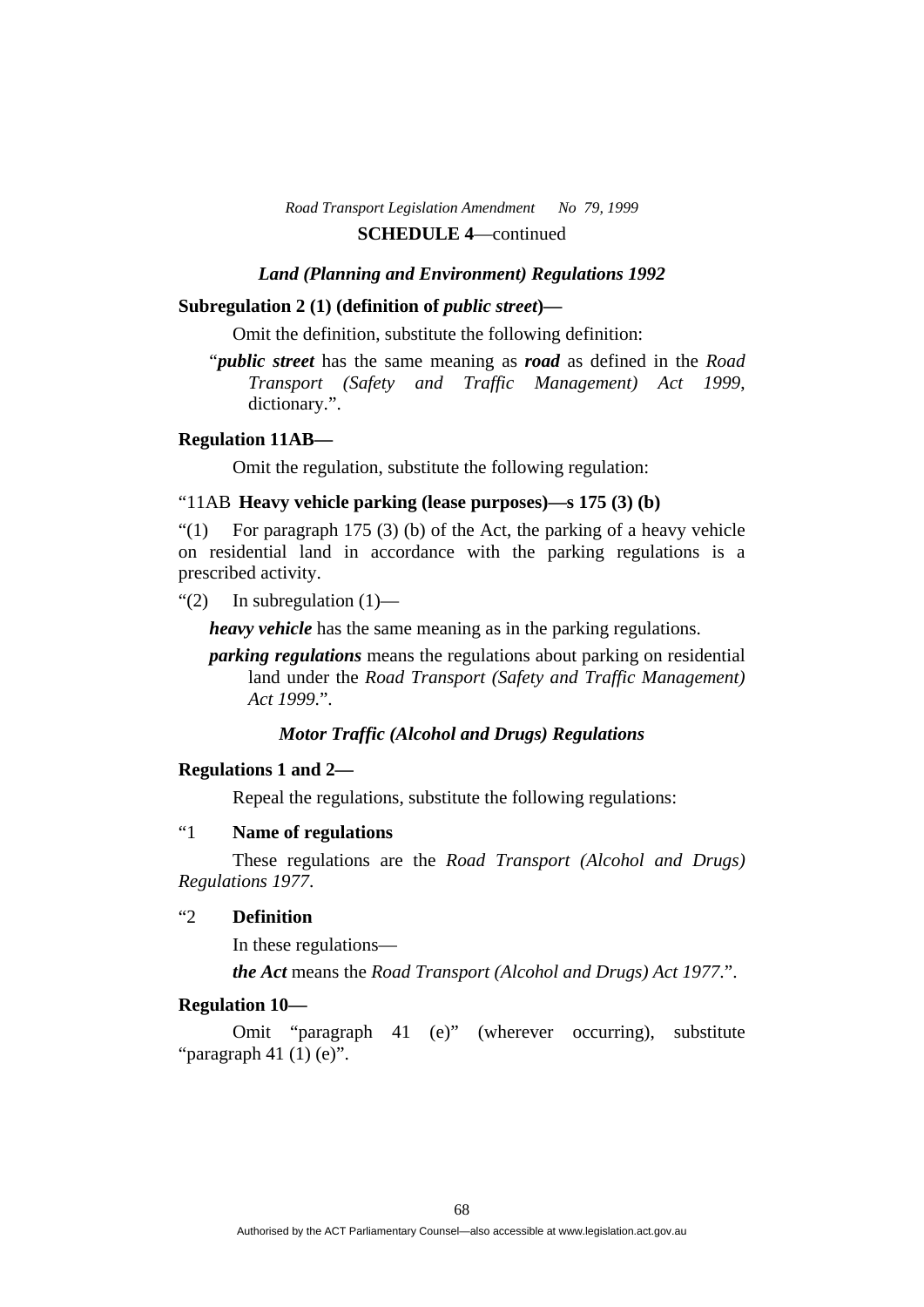**SCHEDULE 4**—continued

### *Land (Planning and Environment) Regulations 1992*

**Subregulation 2 (1) (definition of *public street*)—**

Omit the definition, substitute the following definition:

"***public street*** has the same meaning as ***road*** as defined in the *Road Transport (Safety and Traffic Management) Act 1999*, dictionary.".

**Regulation 11AB—**

Omit the regulation, substitute the following regulation:

"11AB **Heavy vehicle parking (lease purposes)—s 175 (3) (b)**

"(1) For paragraph 175 (3) (b) of the Act, the parking of a heavy vehicle on residential land in accordance with the parking regulations is a prescribed activity.

"(2) In subregulation (1)—

***heavy vehicle*** has the same meaning as in the parking regulations.

***parking regulations*** means the regulations about parking on residential land under the *Road Transport (Safety and Traffic Management) Act 1999*.".

### *Motor Traffic (Alcohol and Drugs) Regulations*

**Regulations 1 and 2—**

Repeal the regulations, substitute the following regulations:

"1 **Name of regulations**

These regulations are the *Road Transport (Alcohol and Drugs) Regulations 1977*.

"2 **Definition**

In these regulations—

***the Act*** means the *Road Transport (Alcohol and Drugs) Act 1977*.".

**Regulation 10—**

Omit "paragraph 41 (e)" (wherever occurring), substitute "paragraph 41 (1) (e)".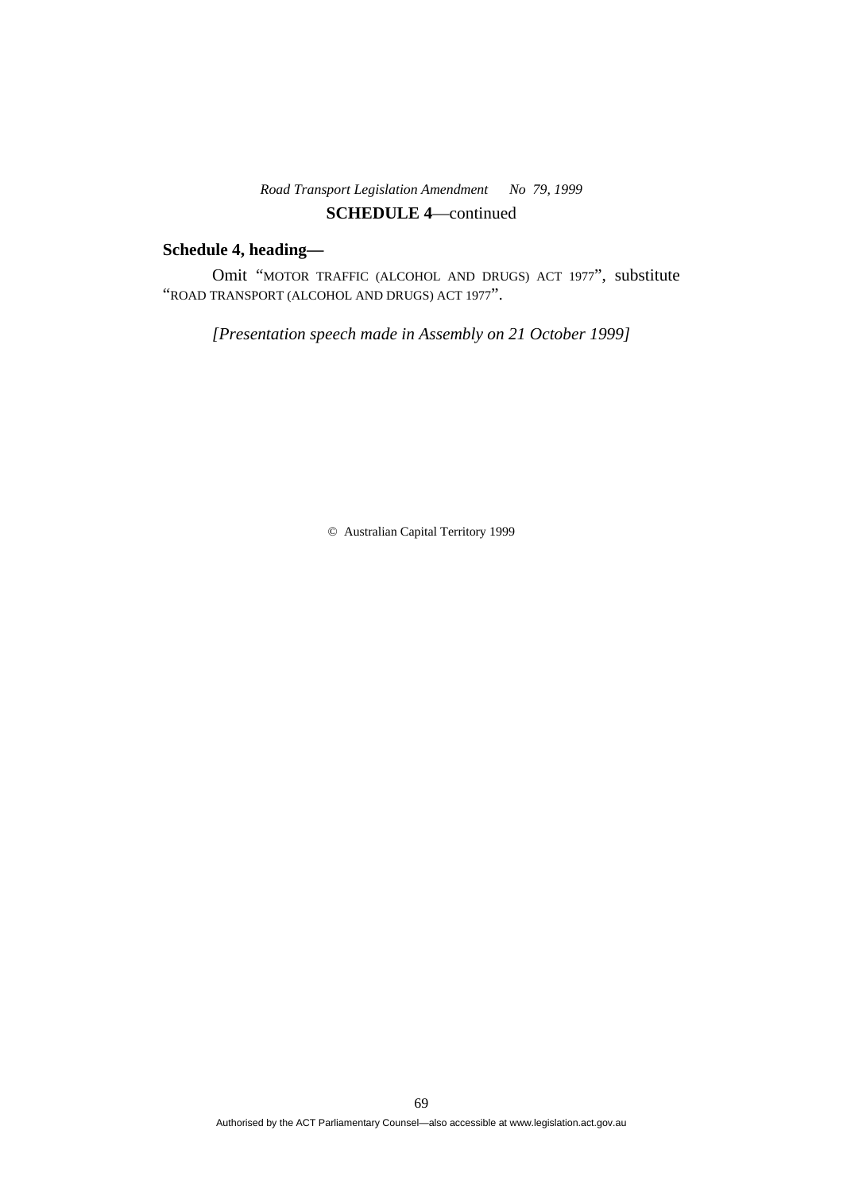**SCHEDULE 4**—continued

**Schedule 4, heading—**

Omit "MOTOR TRAFFIC (ALCOHOL AND DRUGS) ACT 1977", substitute "ROAD TRANSPORT (ALCOHOL AND DRUGS) ACT 1977".

*[Presentation speech made in Assembly on 21 October 1999]*

© Australian Capital Territory 1999